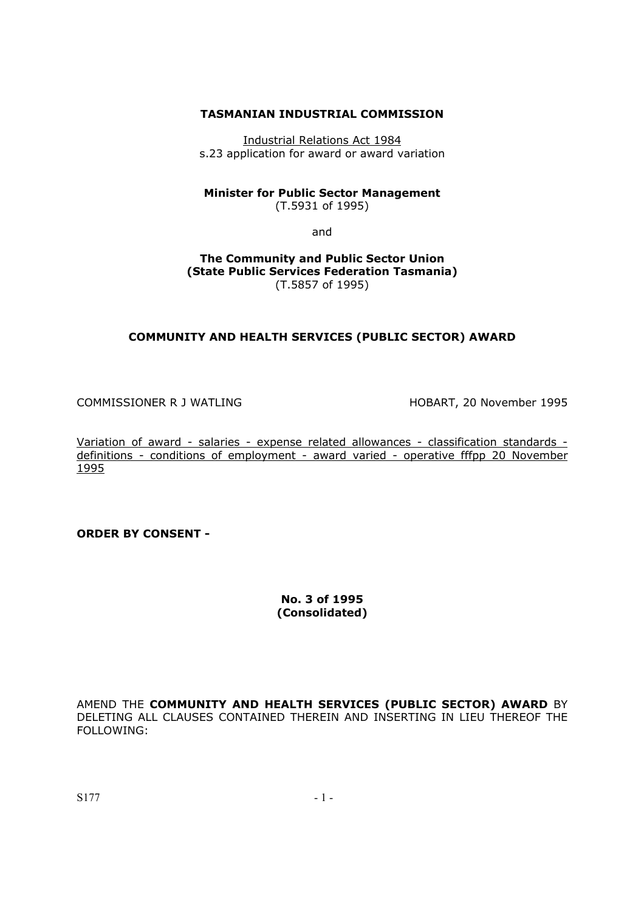**TASMANIAN INDUSTRIAL COMMISSION**

Industrial Relations Act 1984
s.23 application for award or award variation

**Minister for Public Sector Management**
(T.5931 of 1995)

and

**The Community and Public Sector Union**
**(State Public Services Federation Tasmania)**
(T.5857 of 1995)

**COMMUNITY AND HEALTH SERVICES (PUBLIC SECTOR) AWARD**

COMMISSIONER R J WATLING HOBART, 20 November 1995

Variation of award - salaries - expense related allowances - classification standards - definitions - conditions of employment - award varied - operative fffpp 20 November 1995

**ORDER BY CONSENT -**

**No. 3 of 1995**
**(Consolidated)**

AMEND THE **COMMUNITY AND HEALTH SERVICES (PUBLIC SECTOR) AWARD** BY DELETING ALL CLAUSES CONTAINED THEREIN AND INSERTING IN LIEU THEREOF THE FOLLOWING:

S177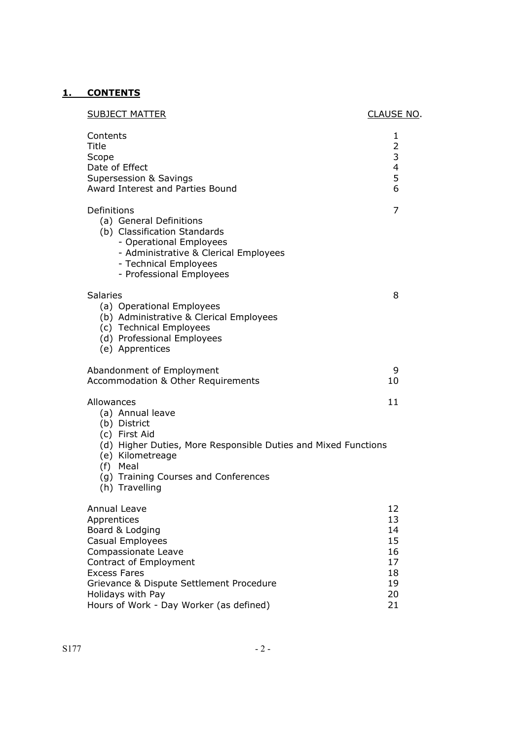## 1. CONTENTS

| SUBJECT MATTER | CLAUSE NO. |
| --- | --- |
| Contents | 1 |
| Title | 2 |
| Scope | 3 |
| Date of Effect | 4 |
| Supersession & Savings | 5 |
| Award Interest and Parties Bound | 6 |
| Definitions | 7 |
| (a) General Definitions | |
| (b) Classification Standards | |
| - Operational Employees | |
| - Administrative & Clerical Employees | |
| - Technical Employees | |
| - Professional Employees | |
| Salaries | 8 |
| (a) Operational Employees | |
| (b) Administrative & Clerical Employees | |
| (c) Technical Employees | |
| (d) Professional Employees | |
| (e) Apprentices | |
| Abandonment of Employment | 9 |
| Accommodation & Other Requirements | 10 |
| Allowances | 11 |
| (a) Annual leave | |
| (b) District | |
| (c) First Aid | |
| (d) Higher Duties, More Responsible Duties and Mixed Functions | |
| (e) Kilometreage | |
| (f) Meal | |
| (g) Training Courses and Conferences | |
| (h) Travelling | |
| Annual Leave | 12 |
| Apprentices | 13 |
| Board & Lodging | 14 |
| Casual Employees | 15 |
| Compassionate Leave | 16 |
| Contract of Employment | 17 |
| Excess Fares | 18 |
| Grievance & Dispute Settlement Procedure | 19 |
| Holidays with Pay | 20 |
| Hours of Work - Day Worker (as defined) | 21 |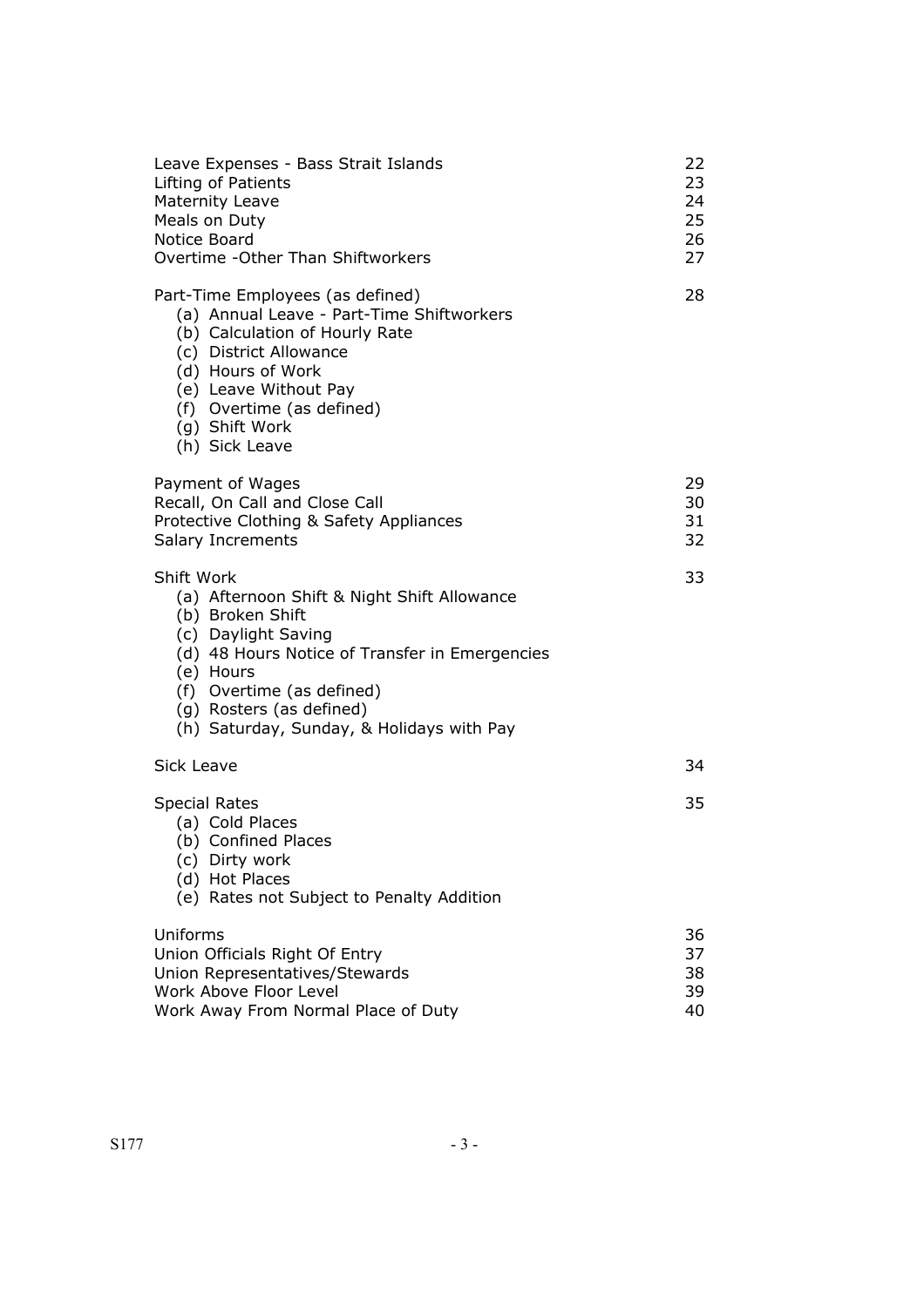| | |
|---|---|
| Leave Expenses - Bass Strait Islands | 22 |
| Lifting of Patients | 23 |
| Maternity Leave | 24 |
| Meals on Duty | 25 |
| Notice Board | 26 |
| Overtime -Other Than Shiftworkers | 27 |
| | |
| Part-Time Employees (as defined) | 28 |
| (a) Annual Leave - Part-Time Shiftworkers | |
| (b) Calculation of Hourly Rate | |
| (c) District Allowance | |
| (d) Hours of Work | |
| (e) Leave Without Pay | |
| (f) Overtime (as defined) | |
| (g) Shift Work | |
| (h) Sick Leave | |
| | |
| Payment of Wages | 29 |
| Recall, On Call and Close Call | 30 |
| Protective Clothing & Safety Appliances | 31 |
| Salary Increments | 32 |
| | |
| Shift Work | 33 |
| (a) Afternoon Shift & Night Shift Allowance | |
| (b) Broken Shift | |
| (c) Daylight Saving | |
| (d) 48 Hours Notice of Transfer in Emergencies | |
| (e) Hours | |
| (f) Overtime (as defined) | |
| (g) Rosters (as defined) | |
| (h) Saturday, Sunday, & Holidays with Pay | |
| | |
| Sick Leave | 34 |
| | |
| Special Rates | 35 |
| (a) Cold Places | |
| (b) Confined Places | |
| (c) Dirty work | |
| (d) Hot Places | |
| (e) Rates not Subject to Penalty Addition | |
| | |
| Uniforms | 36 |
| Union Officials Right Of Entry | 37 |
| Union Representatives/Stewards | 38 |
| Work Above Floor Level | 39 |
| Work Away From Normal Place of Duty | 40 |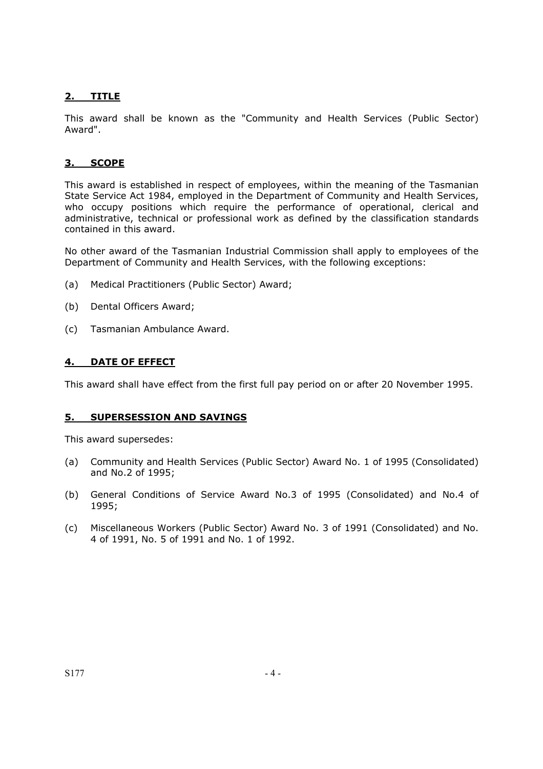## 2. TITLE

This award shall be known as the "Community and Health Services (Public Sector) Award".

## 3. SCOPE

This award is established in respect of employees, within the meaning of the Tasmanian State Service Act 1984, employed in the Department of Community and Health Services, who occupy positions which require the performance of operational, clerical and administrative, technical or professional work as defined by the classification standards contained in this award.

No other award of the Tasmanian Industrial Commission shall apply to employees of the Department of Community and Health Services, with the following exceptions:

(a) Medical Practitioners (Public Sector) Award;

(b) Dental Officers Award;

(c) Tasmanian Ambulance Award.

## 4. DATE OF EFFECT

This award shall have effect from the first full pay period on or after 20 November 1995.

## 5. SUPERSESSION AND SAVINGS

This award supersedes:

(a) Community and Health Services (Public Sector) Award No. 1 of 1995 (Consolidated) and No.2 of 1995;

(b) General Conditions of Service Award No.3 of 1995 (Consolidated) and No.4 of 1995;

(c) Miscellaneous Workers (Public Sector) Award No. 3 of 1991 (Consolidated) and No. 4 of 1991, No. 5 of 1991 and No. 1 of 1992.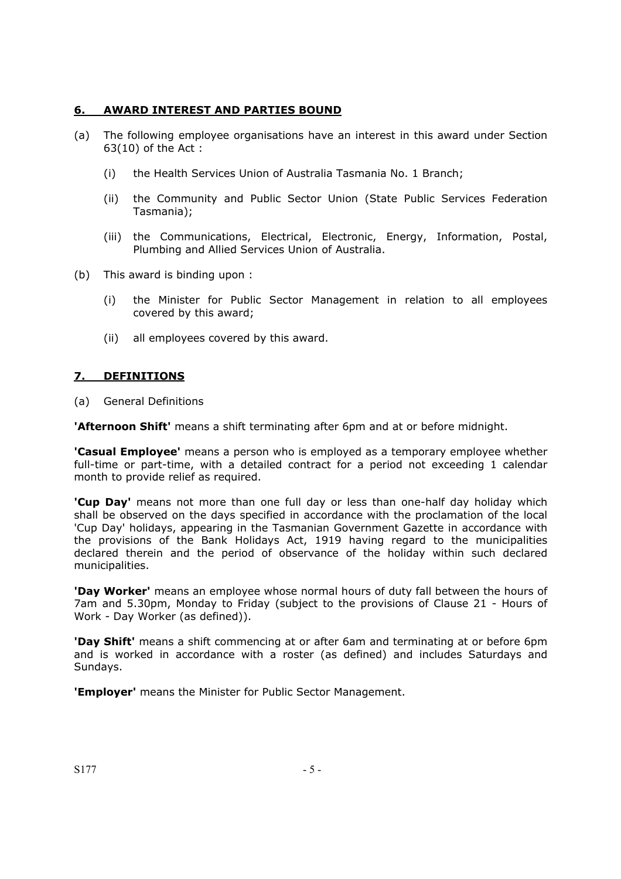## 6. AWARD INTEREST AND PARTIES BOUND

(a) The following employee organisations have an interest in this award under Section 63(10) of the Act :

  (i) the Health Services Union of Australia Tasmania No. 1 Branch;

  (ii) the Community and Public Sector Union (State Public Services Federation Tasmania);

  (iii) the Communications, Electrical, Electronic, Energy, Information, Postal, Plumbing and Allied Services Union of Australia.

(b) This award is binding upon :

  (i) the Minister for Public Sector Management in relation to all employees covered by this award;

  (ii) all employees covered by this award.

## 7. DEFINITIONS

(a) General Definitions

**'Afternoon Shift'** means a shift terminating after 6pm and at or before midnight.

**'Casual Employee'** means a person who is employed as a temporary employee whether full-time or part-time, with a detailed contract for a period not exceeding 1 calendar month to provide relief as required.

**'Cup Day'** means not more than one full day or less than one-half day holiday which shall be observed on the days specified in accordance with the proclamation of the local 'Cup Day' holidays, appearing in the Tasmanian Government Gazette in accordance with the provisions of the Bank Holidays Act, 1919 having regard to the municipalities declared therein and the period of observance of the holiday within such declared municipalities.

**'Day Worker'** means an employee whose normal hours of duty fall between the hours of 7am and 5.30pm, Monday to Friday (subject to the provisions of Clause 21 - Hours of Work - Day Worker (as defined)).

**'Day Shift'** means a shift commencing at or after 6am and terminating at or before 6pm and is worked in accordance with a roster (as defined) and includes Saturdays and Sundays.

**'Employer'** means the Minister for Public Sector Management.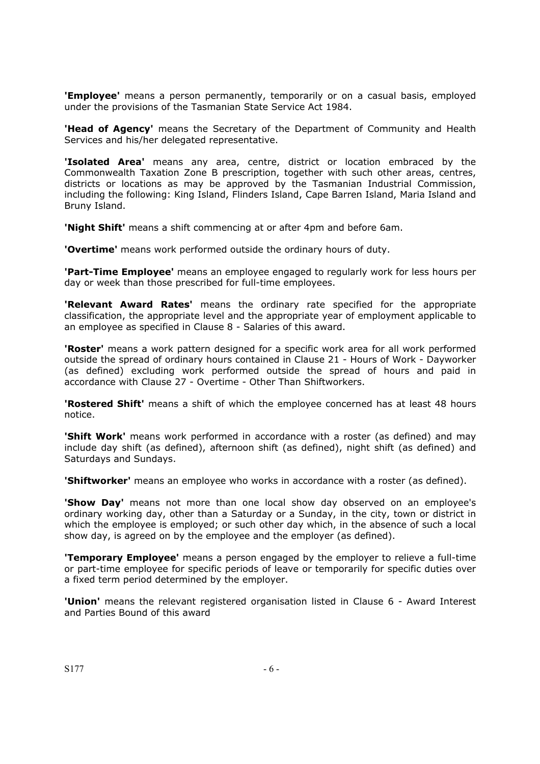**'Employee'** means a person permanently, temporarily or on a casual basis, employed under the provisions of the Tasmanian State Service Act 1984.

**'Head of Agency'** means the Secretary of the Department of Community and Health Services and his/her delegated representative.

**'Isolated Area'** means any area, centre, district or location embraced by the Commonwealth Taxation Zone B prescription, together with such other areas, centres, districts or locations as may be approved by the Tasmanian Industrial Commission, including the following: King Island, Flinders Island, Cape Barren Island, Maria Island and Bruny Island.

**'Night Shift'** means a shift commencing at or after 4pm and before 6am.

**'Overtime'** means work performed outside the ordinary hours of duty.

**'Part-Time Employee'** means an employee engaged to regularly work for less hours per day or week than those prescribed for full-time employees.

**'Relevant Award Rates'** means the ordinary rate specified for the appropriate classification, the appropriate level and the appropriate year of employment applicable to an employee as specified in Clause 8 - Salaries of this award.

**'Roster'** means a work pattern designed for a specific work area for all work performed outside the spread of ordinary hours contained in Clause 21 - Hours of Work - Dayworker (as defined) excluding work performed outside the spread of hours and paid in accordance with Clause 27 - Overtime - Other Than Shiftworkers.

**'Rostered Shift'** means a shift of which the employee concerned has at least 48 hours notice.

**'Shift Work'** means work performed in accordance with a roster (as defined) and may include day shift (as defined), afternoon shift (as defined), night shift (as defined) and Saturdays and Sundays.

**'Shiftworker'** means an employee who works in accordance with a roster (as defined).

**'Show Day'** means not more than one local show day observed on an employee's ordinary working day, other than a Saturday or a Sunday, in the city, town or district in which the employee is employed; or such other day which, in the absence of such a local show day, is agreed on by the employee and the employer (as defined).

**'Temporary Employee'** means a person engaged by the employer to relieve a full-time or part-time employee for specific periods of leave or temporarily for specific duties over a fixed term period determined by the employer.

**'Union'** means the relevant registered organisation listed in Clause 6 - Award Interest and Parties Bound of this award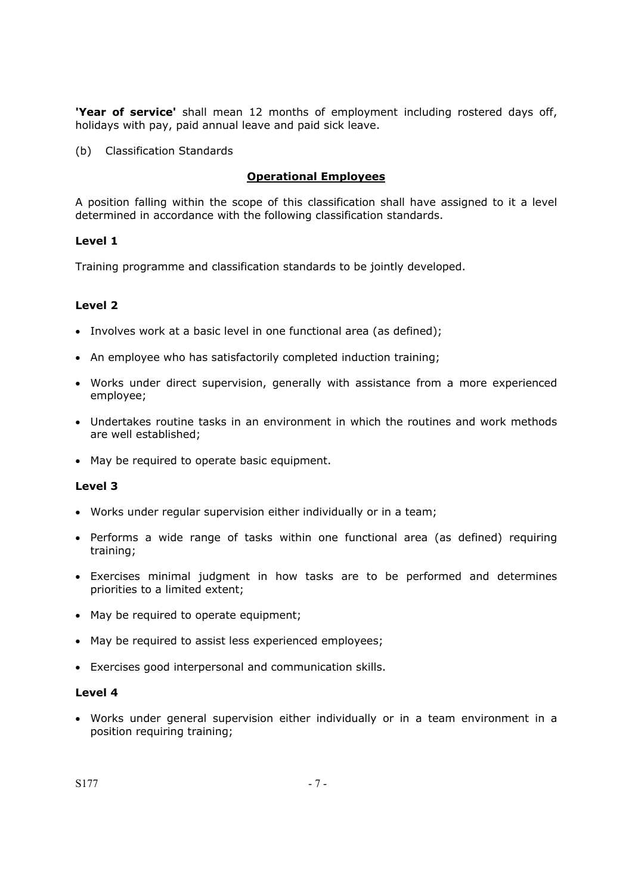**'Year of service'** shall mean 12 months of employment including rostered days off, holidays with pay, paid annual leave and paid sick leave.

(b) Classification Standards

**Operational Employees**

A position falling within the scope of this classification shall have assigned to it a level determined in accordance with the following classification standards.

**Level 1**

Training programme and classification standards to be jointly developed.

**Level 2**

- Involves work at a basic level in one functional area (as defined);
- An employee who has satisfactorily completed induction training;
- Works under direct supervision, generally with assistance from a more experienced employee;
- Undertakes routine tasks in an environment in which the routines and work methods are well established;
- May be required to operate basic equipment.

**Level 3**

- Works under regular supervision either individually or in a team;
- Performs a wide range of tasks within one functional area (as defined) requiring training;
- Exercises minimal judgment in how tasks are to be performed and determines priorities to a limited extent;
- May be required to operate equipment;
- May be required to assist less experienced employees;
- Exercises good interpersonal and communication skills.

**Level 4**

- Works under general supervision either individually or in a team environment in a position requiring training;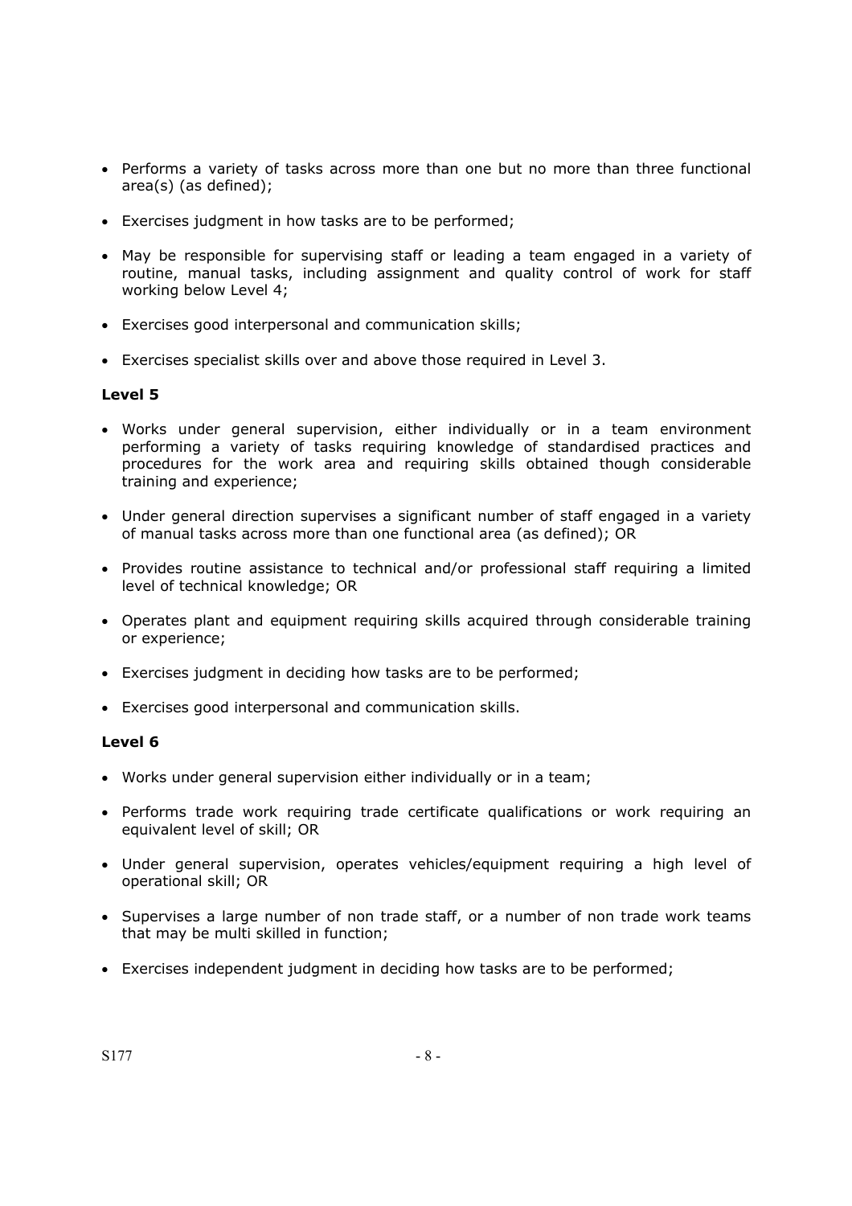- Performs a variety of tasks across more than one but no more than three functional area(s) (as defined);
- Exercises judgment in how tasks are to be performed;
- May be responsible for supervising staff or leading a team engaged in a variety of routine, manual tasks, including assignment and quality control of work for staff working below Level 4;
- Exercises good interpersonal and communication skills;
- Exercises specialist skills over and above those required in Level 3.

**Level 5**

- Works under general supervision, either individually or in a team environment performing a variety of tasks requiring knowledge of standardised practices and procedures for the work area and requiring skills obtained though considerable training and experience;
- Under general direction supervises a significant number of staff engaged in a variety of manual tasks across more than one functional area (as defined); OR
- Provides routine assistance to technical and/or professional staff requiring a limited level of technical knowledge; OR
- Operates plant and equipment requiring skills acquired through considerable training or experience;
- Exercises judgment in deciding how tasks are to be performed;
- Exercises good interpersonal and communication skills.

**Level 6**

- Works under general supervision either individually or in a team;
- Performs trade work requiring trade certificate qualifications or work requiring an equivalent level of skill; OR
- Under general supervision, operates vehicles/equipment requiring a high level of operational skill; OR
- Supervises a large number of non trade staff, or a number of non trade work teams that may be multi skilled in function;
- Exercises independent judgment in deciding how tasks are to be performed;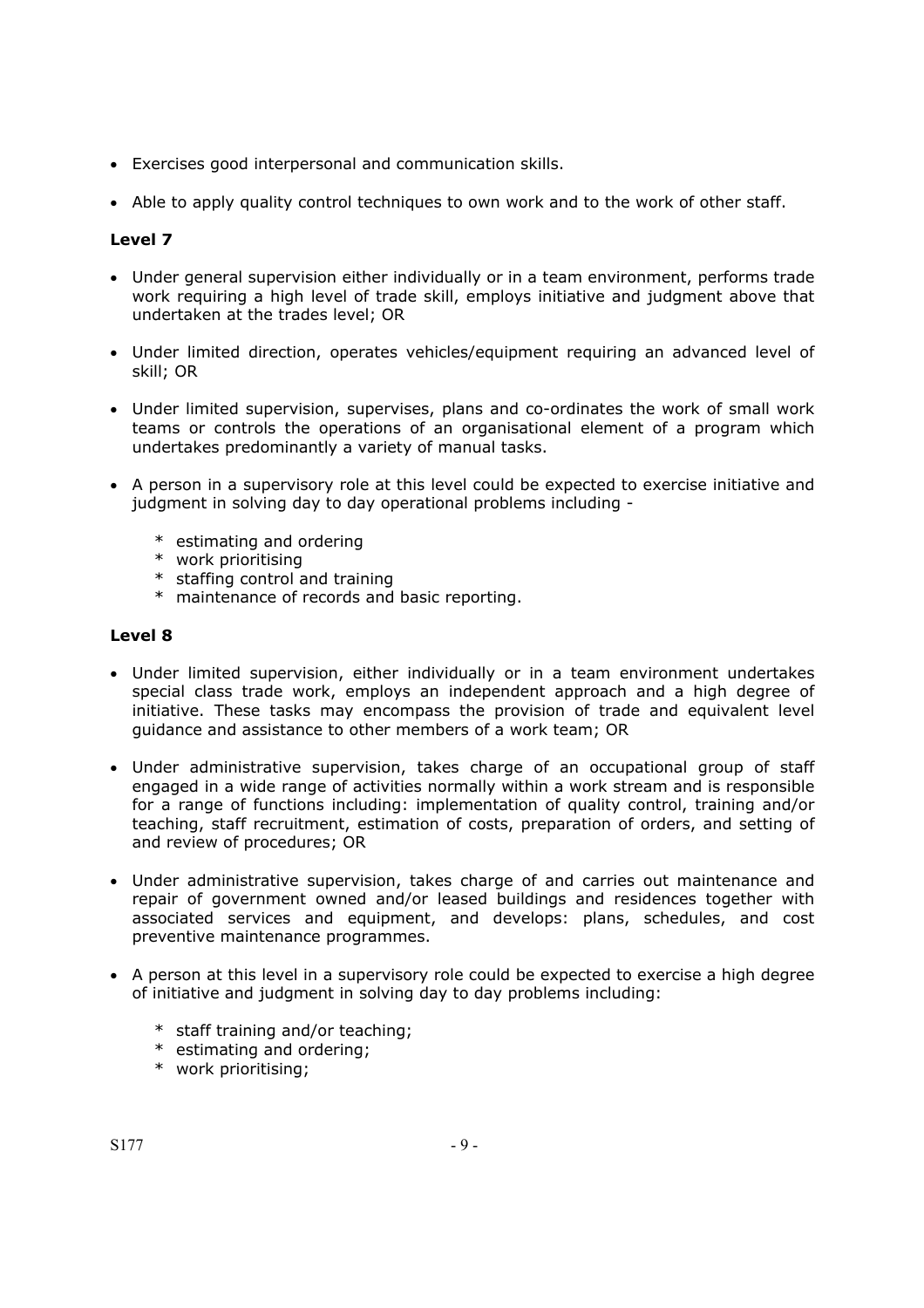- Exercises good interpersonal and communication skills.

- Able to apply quality control techniques to own work and to the work of other staff.

**Level 7**

- Under general supervision either individually or in a team environment, performs trade work requiring a high level of trade skill, employs initiative and judgment above that undertaken at the trades level; OR

- Under limited direction, operates vehicles/equipment requiring an advanced level of skill; OR

- Under limited supervision, supervises, plans and co-ordinates the work of small work teams or controls the operations of an organisational element of a program which undertakes predominantly a variety of manual tasks.

- A person in a supervisory role at this level could be expected to exercise initiative and judgment in solving day to day operational problems including -

    * estimating and ordering
    * work prioritising
    * staffing control and training
    * maintenance of records and basic reporting.

**Level 8**

- Under limited supervision, either individually or in a team environment undertakes special class trade work, employs an independent approach and a high degree of initiative. These tasks may encompass the provision of trade and equivalent level guidance and assistance to other members of a work team; OR

- Under administrative supervision, takes charge of an occupational group of staff engaged in a wide range of activities normally within a work stream and is responsible for a range of functions including: implementation of quality control, training and/or teaching, staff recruitment, estimation of costs, preparation of orders, and setting of and review of procedures; OR

- Under administrative supervision, takes charge of and carries out maintenance and repair of government owned and/or leased buildings and residences together with associated services and equipment, and develops: plans, schedules, and cost preventive maintenance programmes.

- A person at this level in a supervisory role could be expected to exercise a high degree of initiative and judgment in solving day to day problems including:

    * staff training and/or teaching;
    * estimating and ordering;
    * work prioritising;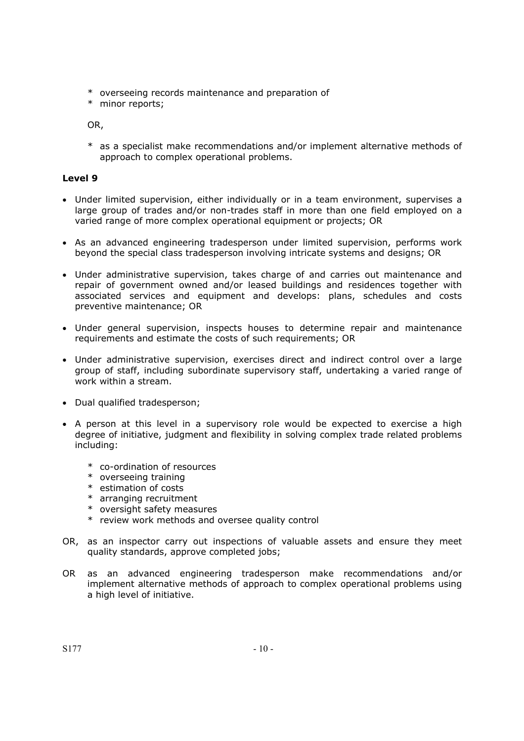* overseeing records maintenance and preparation of
* minor reports;

OR,

* as a specialist make recommendations and/or implement alternative methods of approach to complex operational problems.

**Level 9**

- Under limited supervision, either individually or in a team environment, supervises a large group of trades and/or non-trades staff in more than one field employed on a varied range of more complex operational equipment or projects; OR
- As an advanced engineering tradesperson under limited supervision, performs work beyond the special class tradesperson involving intricate systems and designs; OR
- Under administrative supervision, takes charge of and carries out maintenance and repair of government owned and/or leased buildings and residences together with associated services and equipment and develops: plans, schedules and costs preventive maintenance; OR
- Under general supervision, inspects houses to determine repair and maintenance requirements and estimate the costs of such requirements; OR
- Under administrative supervision, exercises direct and indirect control over a large group of staff, including subordinate supervisory staff, undertaking a varied range of work within a stream.
- Dual qualified tradesperson;
- A person at this level in a supervisory role would be expected to exercise a high degree of initiative, judgment and flexibility in solving complex trade related problems including:

  * co-ordination of resources
  * overseeing training
  * estimation of costs
  * arranging recruitment
  * oversight safety measures
  * review work methods and oversee quality control

OR, as an inspector carry out inspections of valuable assets and ensure they meet quality standards, approve completed jobs;

OR as an advanced engineering tradesperson make recommendations and/or implement alternative methods of approach to complex operational problems using a high level of initiative.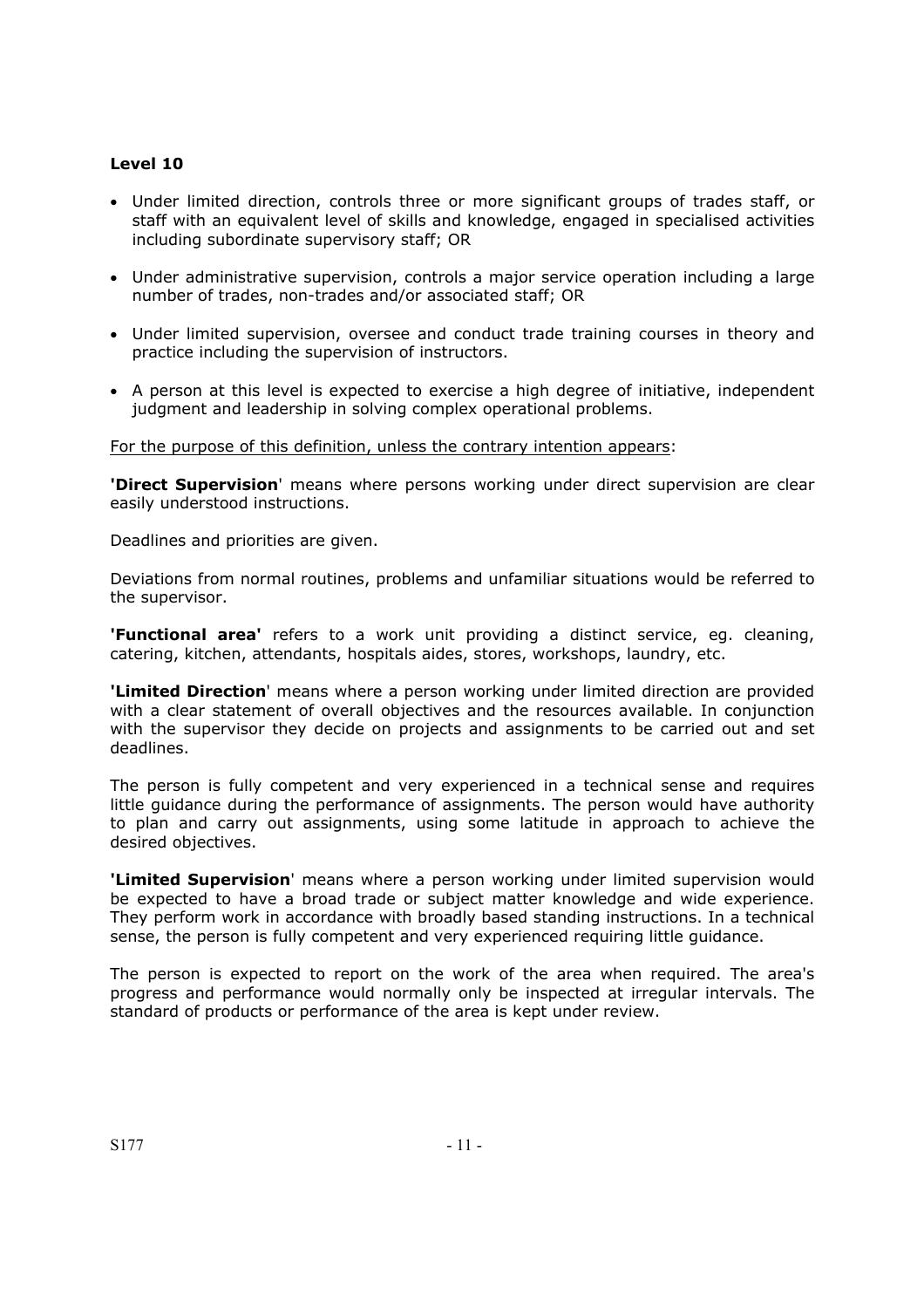**Level 10**

- Under limited direction, controls three or more significant groups of trades staff, or staff with an equivalent level of skills and knowledge, engaged in specialised activities including subordinate supervisory staff; OR
- Under administrative supervision, controls a major service operation including a large number of trades, non-trades and/or associated staff; OR
- Under limited supervision, oversee and conduct trade training courses in theory and practice including the supervision of instructors.
- A person at this level is expected to exercise a high degree of initiative, independent judgment and leadership in solving complex operational problems.

<u>For the purpose of this definition, unless the contrary intention appears</u>:

**'Direct Supervision**' means where persons working under direct supervision are clear easily understood instructions.

Deadlines and priorities are given.

Deviations from normal routines, problems and unfamiliar situations would be referred to the supervisor.

**'Functional area'** refers to a work unit providing a distinct service, eg. cleaning, catering, kitchen, attendants, hospitals aides, stores, workshops, laundry, etc.

**'Limited Direction**' means where a person working under limited direction are provided with a clear statement of overall objectives and the resources available. In conjunction with the supervisor they decide on projects and assignments to be carried out and set deadlines.

The person is fully competent and very experienced in a technical sense and requires little guidance during the performance of assignments. The person would have authority to plan and carry out assignments, using some latitude in approach to achieve the desired objectives.

**'Limited Supervision**' means where a person working under limited supervision would be expected to have a broad trade or subject matter knowledge and wide experience. They perform work in accordance with broadly based standing instructions. In a technical sense, the person is fully competent and very experienced requiring little guidance.

The person is expected to report on the work of the area when required. The area's progress and performance would normally only be inspected at irregular intervals. The standard of products or performance of the area is kept under review.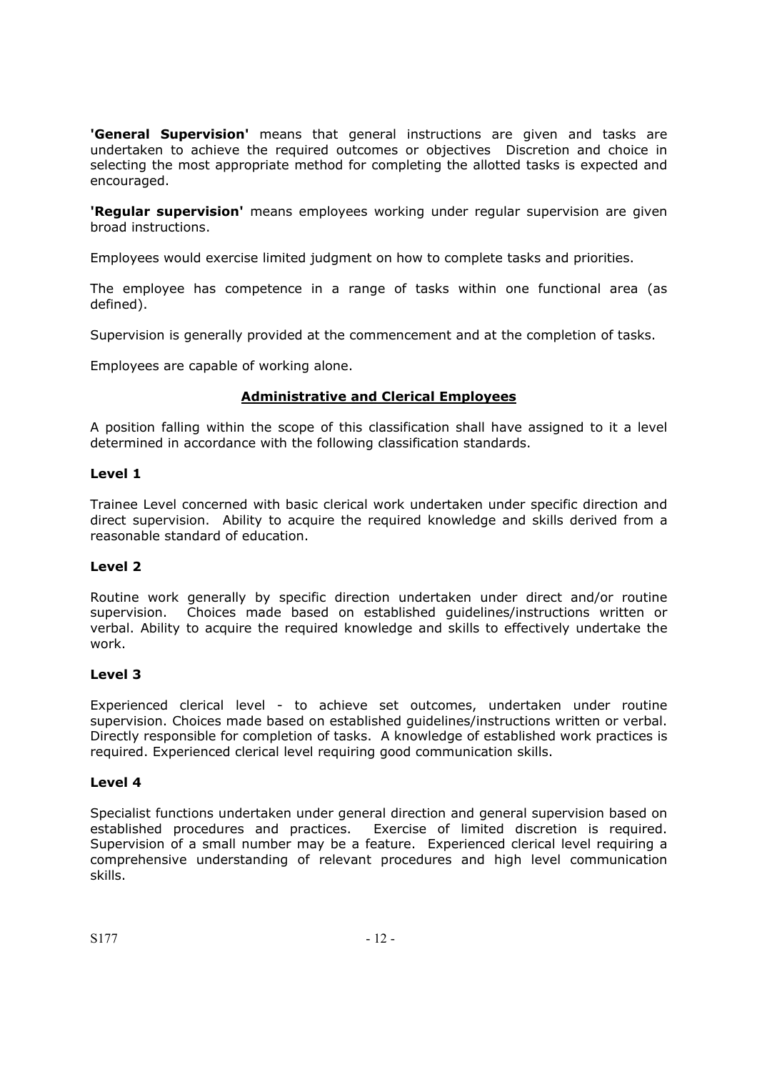**'General Supervision'** means that general instructions are given and tasks are undertaken to achieve the required outcomes or objectives Discretion and choice in selecting the most appropriate method for completing the allotted tasks is expected and encouraged.

**'Regular supervision'** means employees working under regular supervision are given broad instructions.

Employees would exercise limited judgment on how to complete tasks and priorities.

The employee has competence in a range of tasks within one functional area (as defined).

Supervision is generally provided at the commencement and at the completion of tasks.

Employees are capable of working alone.

## Administrative and Clerical Employees

A position falling within the scope of this classification shall have assigned to it a level determined in accordance with the following classification standards.

### Level 1

Trainee Level concerned with basic clerical work undertaken under specific direction and direct supervision. Ability to acquire the required knowledge and skills derived from a reasonable standard of education.

### Level 2

Routine work generally by specific direction undertaken under direct and/or routine supervision. Choices made based on established guidelines/instructions written or verbal. Ability to acquire the required knowledge and skills to effectively undertake the work.

### Level 3

Experienced clerical level - to achieve set outcomes, undertaken under routine supervision. Choices made based on established guidelines/instructions written or verbal. Directly responsible for completion of tasks. A knowledge of established work practices is required. Experienced clerical level requiring good communication skills.

### Level 4

Specialist functions undertaken under general direction and general supervision based on established procedures and practices. Exercise of limited discretion is required. Supervision of a small number may be a feature. Experienced clerical level requiring a comprehensive understanding of relevant procedures and high level communication skills.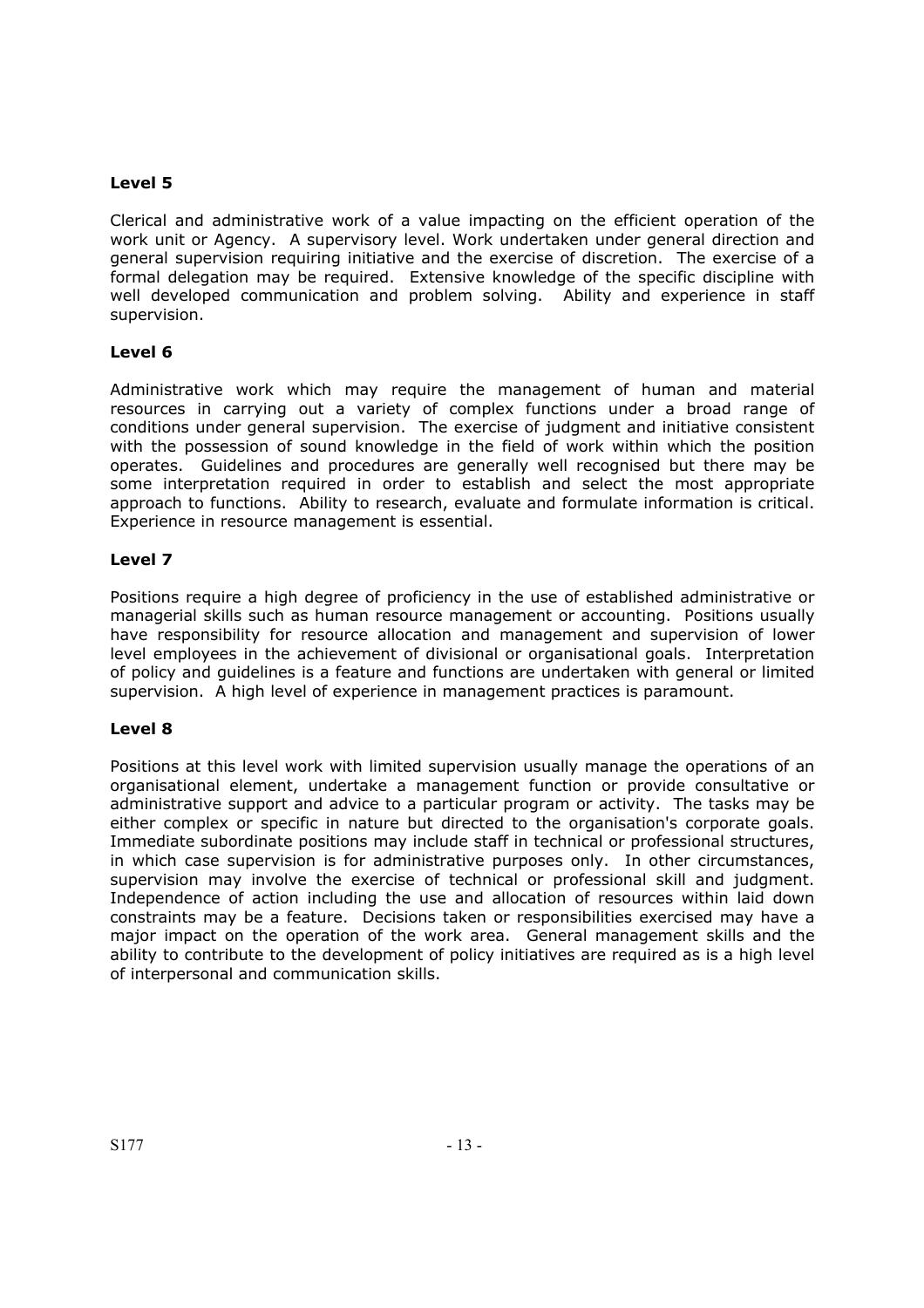**Level 5**

Clerical and administrative work of a value impacting on the efficient operation of the work unit or Agency. A supervisory level. Work undertaken under general direction and general supervision requiring initiative and the exercise of discretion. The exercise of a formal delegation may be required. Extensive knowledge of the specific discipline with well developed communication and problem solving. Ability and experience in staff supervision.

**Level 6**

Administrative work which may require the management of human and material resources in carrying out a variety of complex functions under a broad range of conditions under general supervision. The exercise of judgment and initiative consistent with the possession of sound knowledge in the field of work within which the position operates. Guidelines and procedures are generally well recognised but there may be some interpretation required in order to establish and select the most appropriate approach to functions. Ability to research, evaluate and formulate information is critical. Experience in resource management is essential.

**Level 7**

Positions require a high degree of proficiency in the use of established administrative or managerial skills such as human resource management or accounting. Positions usually have responsibility for resource allocation and management and supervision of lower level employees in the achievement of divisional or organisational goals. Interpretation of policy and guidelines is a feature and functions are undertaken with general or limited supervision. A high level of experience in management practices is paramount.

**Level 8**

Positions at this level work with limited supervision usually manage the operations of an organisational element, undertake a management function or provide consultative or administrative support and advice to a particular program or activity. The tasks may be either complex or specific in nature but directed to the organisation's corporate goals. Immediate subordinate positions may include staff in technical or professional structures, in which case supervision is for administrative purposes only. In other circumstances, supervision may involve the exercise of technical or professional skill and judgment. Independence of action including the use and allocation of resources within laid down constraints may be a feature. Decisions taken or responsibilities exercised may have a major impact on the operation of the work area. General management skills and the ability to contribute to the development of policy initiatives are required as is a high level of interpersonal and communication skills.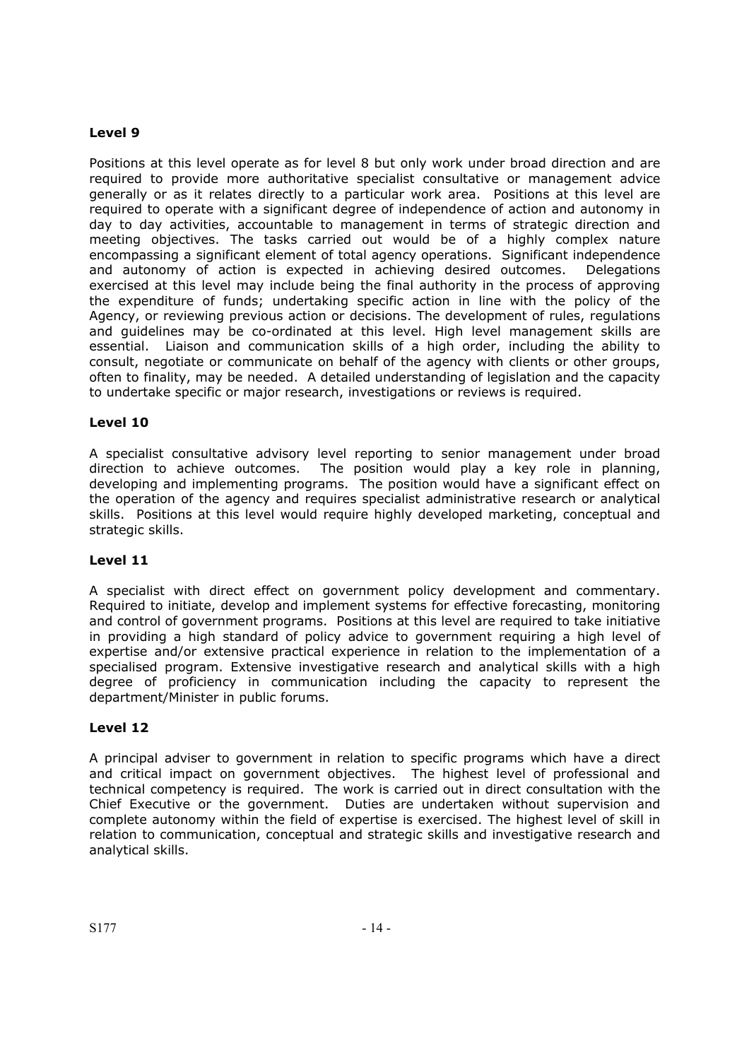**Level 9**

Positions at this level operate as for level 8 but only work under broad direction and are required to provide more authoritative specialist consultative or management advice generally or as it relates directly to a particular work area. Positions at this level are required to operate with a significant degree of independence of action and autonomy in day to day activities, accountable to management in terms of strategic direction and meeting objectives. The tasks carried out would be of a highly complex nature encompassing a significant element of total agency operations. Significant independence and autonomy of action is expected in achieving desired outcomes. Delegations exercised at this level may include being the final authority in the process of approving the expenditure of funds; undertaking specific action in line with the policy of the Agency, or reviewing previous action or decisions. The development of rules, regulations and guidelines may be co-ordinated at this level. High level management skills are essential. Liaison and communication skills of a high order, including the ability to consult, negotiate or communicate on behalf of the agency with clients or other groups, often to finality, may be needed. A detailed understanding of legislation and the capacity to undertake specific or major research, investigations or reviews is required.

**Level 10**

A specialist consultative advisory level reporting to senior management under broad direction to achieve outcomes. The position would play a key role in planning, developing and implementing programs. The position would have a significant effect on the operation of the agency and requires specialist administrative research or analytical skills. Positions at this level would require highly developed marketing, conceptual and strategic skills.

**Level 11**

A specialist with direct effect on government policy development and commentary. Required to initiate, develop and implement systems for effective forecasting, monitoring and control of government programs. Positions at this level are required to take initiative in providing a high standard of policy advice to government requiring a high level of expertise and/or extensive practical experience in relation to the implementation of a specialised program. Extensive investigative research and analytical skills with a high degree of proficiency in communication including the capacity to represent the department/Minister in public forums.

**Level 12**

A principal adviser to government in relation to specific programs which have a direct and critical impact on government objectives. The highest level of professional and technical competency is required. The work is carried out in direct consultation with the Chief Executive or the government. Duties are undertaken without supervision and complete autonomy within the field of expertise is exercised. The highest level of skill in relation to communication, conceptual and strategic skills and investigative research and analytical skills.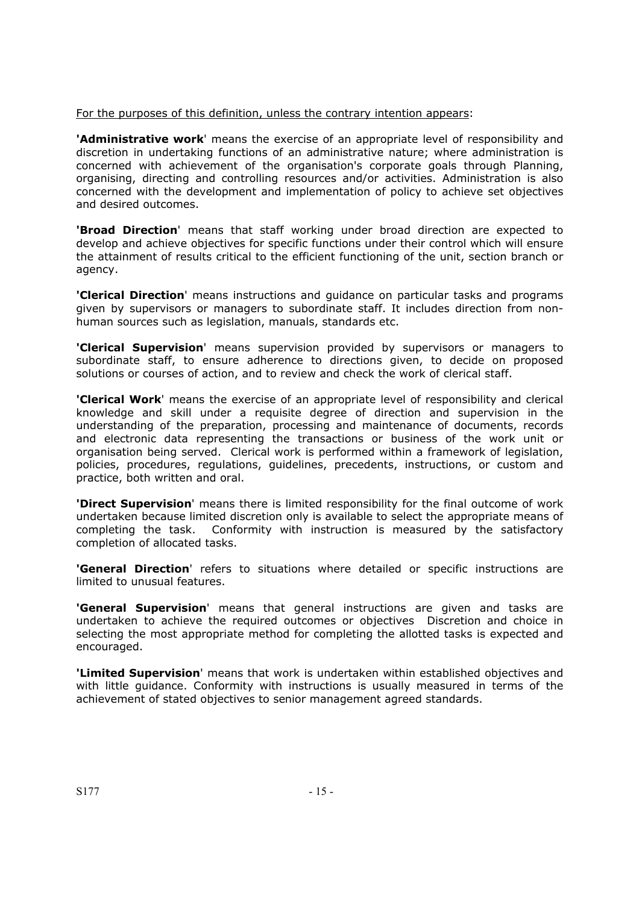For the purposes of this definition, unless the contrary intention appears:

**'Administrative work**' means the exercise of an appropriate level of responsibility and discretion in undertaking functions of an administrative nature; where administration is concerned with achievement of the organisation's corporate goals through Planning, organising, directing and controlling resources and/or activities. Administration is also concerned with the development and implementation of policy to achieve set objectives and desired outcomes.

**'Broad Direction**' means that staff working under broad direction are expected to develop and achieve objectives for specific functions under their control which will ensure the attainment of results critical to the efficient functioning of the unit, section branch or agency.

**'Clerical Direction**' means instructions and guidance on particular tasks and programs given by supervisors or managers to subordinate staff. It includes direction from non-human sources such as legislation, manuals, standards etc.

**'Clerical Supervision**' means supervision provided by supervisors or managers to subordinate staff, to ensure adherence to directions given, to decide on proposed solutions or courses of action, and to review and check the work of clerical staff.

**'Clerical Work**' means the exercise of an appropriate level of responsibility and clerical knowledge and skill under a requisite degree of direction and supervision in the understanding of the preparation, processing and maintenance of documents, records and electronic data representing the transactions or business of the work unit or organisation being served. Clerical work is performed within a framework of legislation, policies, procedures, regulations, guidelines, precedents, instructions, or custom and practice, both written and oral.

**'Direct Supervision**' means there is limited responsibility for the final outcome of work undertaken because limited discretion only is available to select the appropriate means of completing the task. Conformity with instruction is measured by the satisfactory completion of allocated tasks.

**'General Direction**' refers to situations where detailed or specific instructions are limited to unusual features.

**'General Supervision**' means that general instructions are given and tasks are undertaken to achieve the required outcomes or objectives Discretion and choice in selecting the most appropriate method for completing the allotted tasks is expected and encouraged.

**'Limited Supervision**' means that work is undertaken within established objectives and with little guidance. Conformity with instructions is usually measured in terms of the achievement of stated objectives to senior management agreed standards.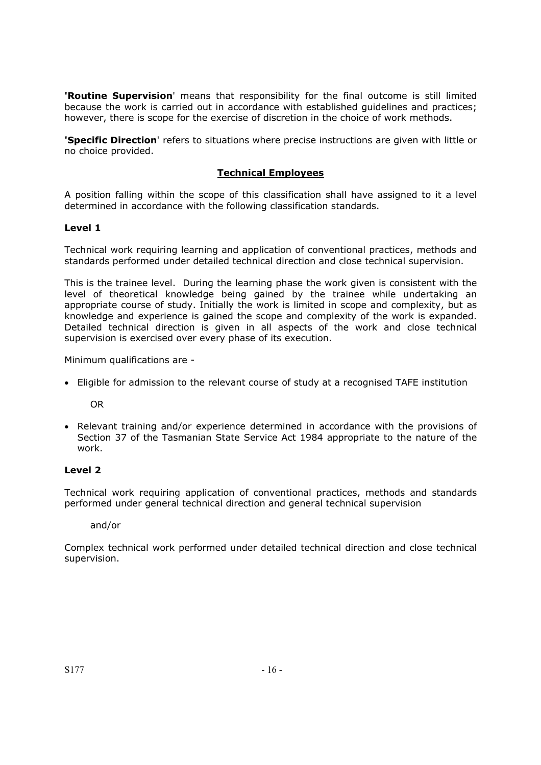**'Routine Supervision**' means that responsibility for the final outcome is still limited because the work is carried out in accordance with established guidelines and practices; however, there is scope for the exercise of discretion in the choice of work methods.

**'Specific Direction**' refers to situations where precise instructions are given with little or no choice provided.

## Technical Employees

A position falling within the scope of this classification shall have assigned to it a level determined in accordance with the following classification standards.

### Level 1

Technical work requiring learning and application of conventional practices, methods and standards performed under detailed technical direction and close technical supervision.

This is the trainee level. During the learning phase the work given is consistent with the level of theoretical knowledge being gained by the trainee while undertaking an appropriate course of study. Initially the work is limited in scope and complexity, but as knowledge and experience is gained the scope and complexity of the work is expanded. Detailed technical direction is given in all aspects of the work and close technical supervision is exercised over every phase of its execution.

Minimum qualifications are -

- Eligible for admission to the relevant course of study at a recognised TAFE institution

  OR

- Relevant training and/or experience determined in accordance with the provisions of Section 37 of the Tasmanian State Service Act 1984 appropriate to the nature of the work.

### Level 2

Technical work requiring application of conventional practices, methods and standards performed under general technical direction and general technical supervision

and/or

Complex technical work performed under detailed technical direction and close technical supervision.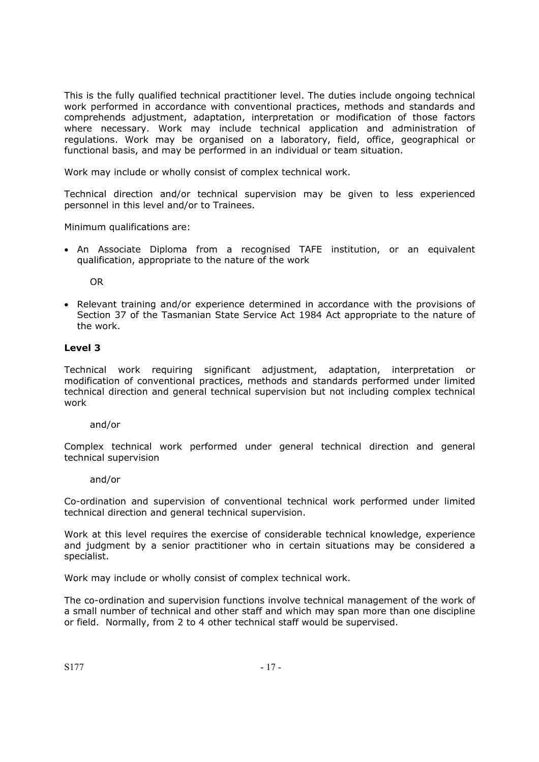This is the fully qualified technical practitioner level. The duties include ongoing technical work performed in accordance with conventional practices, methods and standards and comprehends adjustment, adaptation, interpretation or modification of those factors where necessary. Work may include technical application and administration of regulations. Work may be organised on a laboratory, field, office, geographical or functional basis, and may be performed in an individual or team situation.

Work may include or wholly consist of complex technical work.

Technical direction and/or technical supervision may be given to less experienced personnel in this level and/or to Trainees.

Minimum qualifications are:

- An Associate Diploma from a recognised TAFE institution, or an equivalent qualification, appropriate to the nature of the work

  OR

- Relevant training and/or experience determined in accordance with the provisions of Section 37 of the Tasmanian State Service Act 1984 Act appropriate to the nature of the work.

### Level 3

Technical work requiring significant adjustment, adaptation, interpretation or modification of conventional practices, methods and standards performed under limited technical direction and general technical supervision but not including complex technical work

and/or

Complex technical work performed under general technical direction and general technical supervision

and/or

Co-ordination and supervision of conventional technical work performed under limited technical direction and general technical supervision.

Work at this level requires the exercise of considerable technical knowledge, experience and judgment by a senior practitioner who in certain situations may be considered a specialist.

Work may include or wholly consist of complex technical work.

The co-ordination and supervision functions involve technical management of the work of a small number of technical and other staff and which may span more than one discipline or field. Normally, from 2 to 4 other technical staff would be supervised.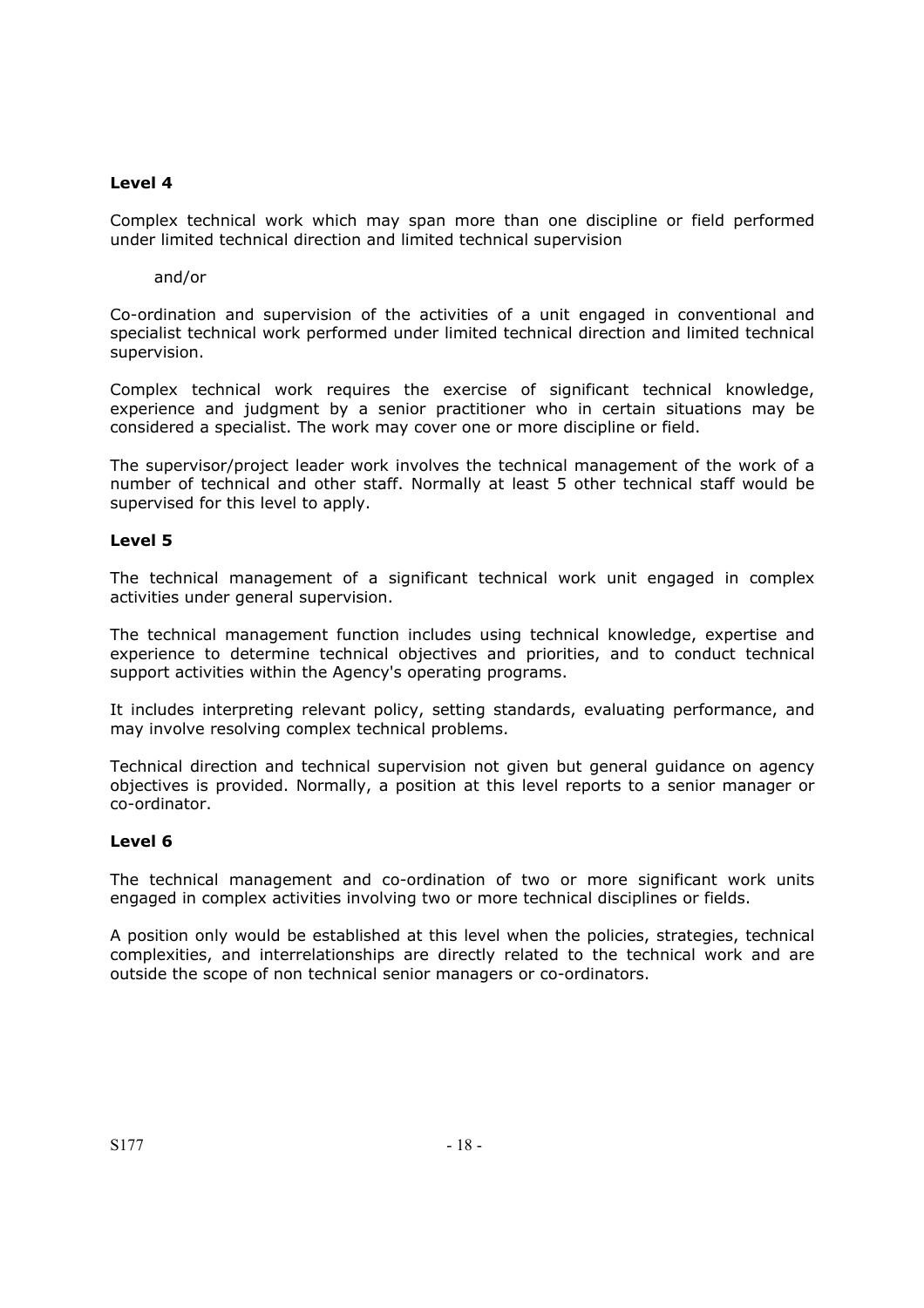**Level 4**

Complex technical work which may span more than one discipline or field performed under limited technical direction and limited technical supervision

and/or

Co-ordination and supervision of the activities of a unit engaged in conventional and specialist technical work performed under limited technical direction and limited technical supervision.

Complex technical work requires the exercise of significant technical knowledge, experience and judgment by a senior practitioner who in certain situations may be considered a specialist. The work may cover one or more discipline or field.

The supervisor/project leader work involves the technical management of the work of a number of technical and other staff. Normally at least 5 other technical staff would be supervised for this level to apply.

**Level 5**

The technical management of a significant technical work unit engaged in complex activities under general supervision.

The technical management function includes using technical knowledge, expertise and experience to determine technical objectives and priorities, and to conduct technical support activities within the Agency's operating programs.

It includes interpreting relevant policy, setting standards, evaluating performance, and may involve resolving complex technical problems.

Technical direction and technical supervision not given but general guidance on agency objectives is provided. Normally, a position at this level reports to a senior manager or co-ordinator.

**Level 6**

The technical management and co-ordination of two or more significant work units engaged in complex activities involving two or more technical disciplines or fields.

A position only would be established at this level when the policies, strategies, technical complexities, and interrelationships are directly related to the technical work and are outside the scope of non technical senior managers or co-ordinators.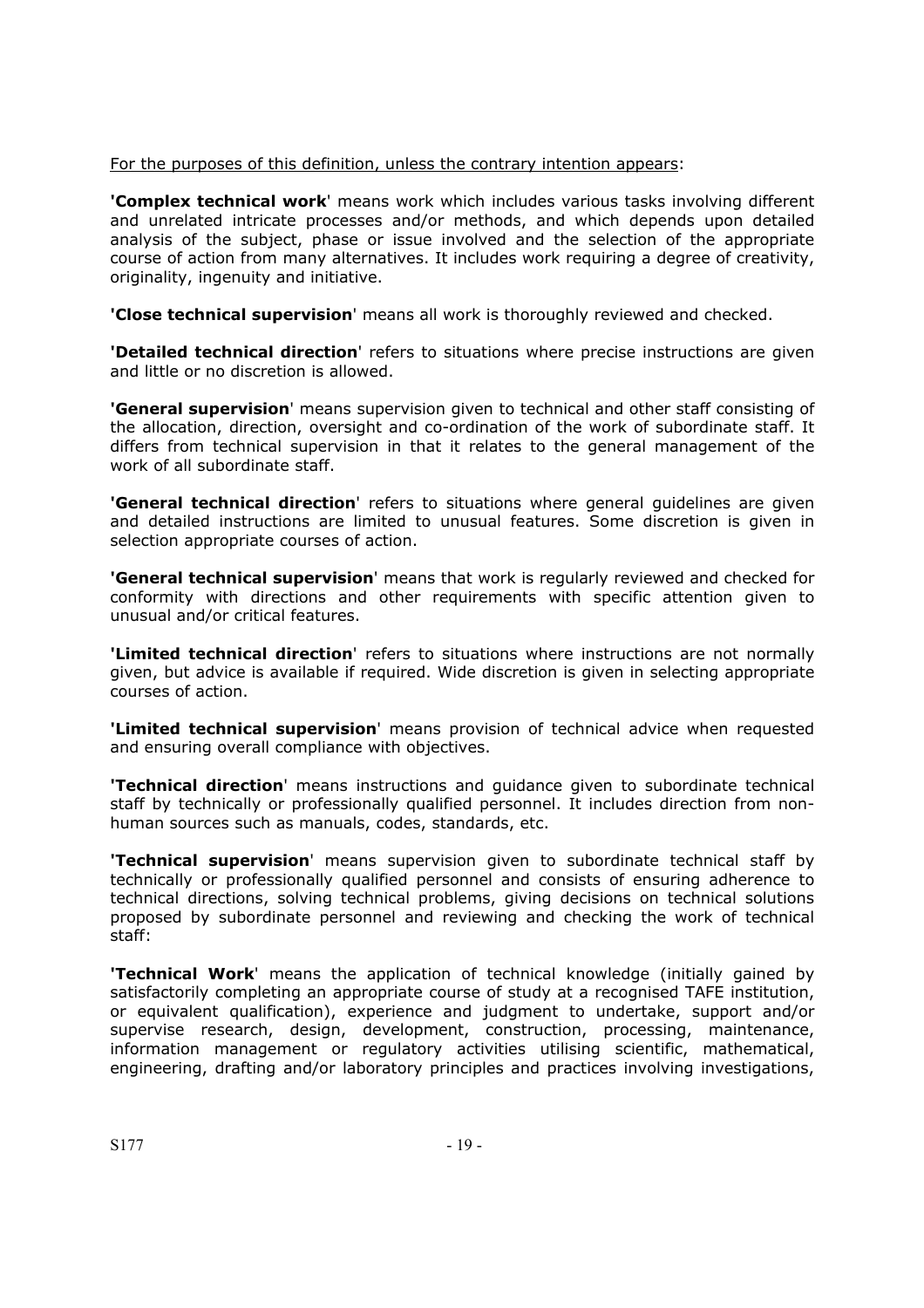For the purposes of this definition, unless the contrary intention appears:

**'Complex technical work**' means work which includes various tasks involving different and unrelated intricate processes and/or methods, and which depends upon detailed analysis of the subject, phase or issue involved and the selection of the appropriate course of action from many alternatives. It includes work requiring a degree of creativity, originality, ingenuity and initiative.

**'Close technical supervision**' means all work is thoroughly reviewed and checked.

**'Detailed technical direction**' refers to situations where precise instructions are given and little or no discretion is allowed.

**'General supervision**' means supervision given to technical and other staff consisting of the allocation, direction, oversight and co-ordination of the work of subordinate staff. It differs from technical supervision in that it relates to the general management of the work of all subordinate staff.

**'General technical direction**' refers to situations where general guidelines are given and detailed instructions are limited to unusual features. Some discretion is given in selection appropriate courses of action.

**'General technical supervision**' means that work is regularly reviewed and checked for conformity with directions and other requirements with specific attention given to unusual and/or critical features.

**'Limited technical direction**' refers to situations where instructions are not normally given, but advice is available if required. Wide discretion is given in selecting appropriate courses of action.

**'Limited technical supervision**' means provision of technical advice when requested and ensuring overall compliance with objectives.

**'Technical direction**' means instructions and guidance given to subordinate technical staff by technically or professionally qualified personnel. It includes direction from non-human sources such as manuals, codes, standards, etc.

**'Technical supervision**' means supervision given to subordinate technical staff by technically or professionally qualified personnel and consists of ensuring adherence to technical directions, solving technical problems, giving decisions on technical solutions proposed by subordinate personnel and reviewing and checking the work of technical staff:

**'Technical Work**' means the application of technical knowledge (initially gained by satisfactorily completing an appropriate course of study at a recognised TAFE institution, or equivalent qualification), experience and judgment to undertake, support and/or supervise research, design, development, construction, processing, maintenance, information management or regulatory activities utilising scientific, mathematical, engineering, drafting and/or laboratory principles and practices involving investigations,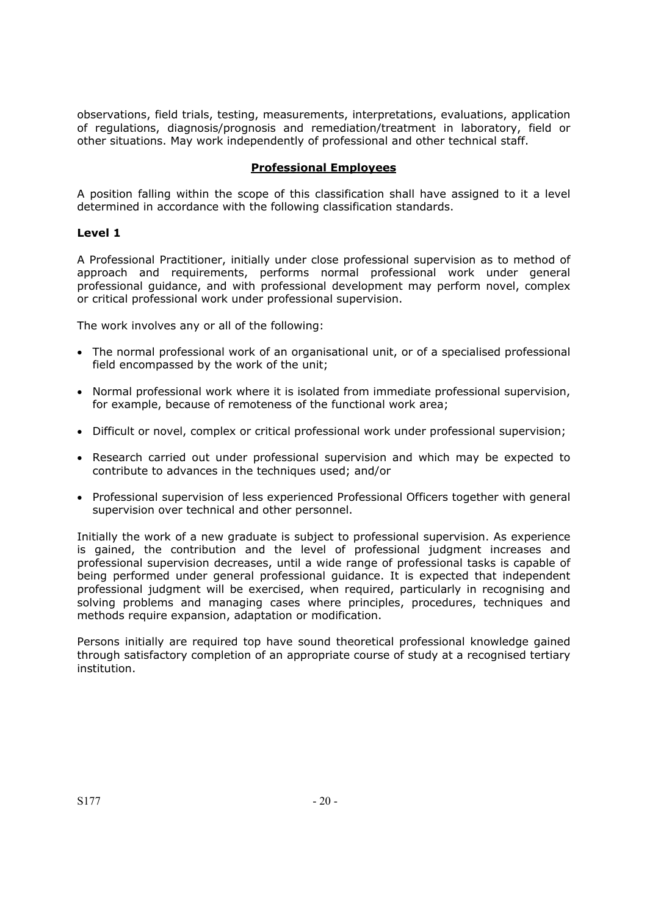observations, field trials, testing, measurements, interpretations, evaluations, application of regulations, diagnosis/prognosis and remediation/treatment in laboratory, field or other situations. May work independently of professional and other technical staff.

## Professional Employees

A position falling within the scope of this classification shall have assigned to it a level determined in accordance with the following classification standards.

### Level 1

A Professional Practitioner, initially under close professional supervision as to method of approach and requirements, performs normal professional work under general professional guidance, and with professional development may perform novel, complex or critical professional work under professional supervision.

The work involves any or all of the following:

- The normal professional work of an organisational unit, or of a specialised professional field encompassed by the work of the unit;
- Normal professional work where it is isolated from immediate professional supervision, for example, because of remoteness of the functional work area;
- Difficult or novel, complex or critical professional work under professional supervision;
- Research carried out under professional supervision and which may be expected to contribute to advances in the techniques used; and/or
- Professional supervision of less experienced Professional Officers together with general supervision over technical and other personnel.

Initially the work of a new graduate is subject to professional supervision. As experience is gained, the contribution and the level of professional judgment increases and professional supervision decreases, until a wide range of professional tasks is capable of being performed under general professional guidance. It is expected that independent professional judgment will be exercised, when required, particularly in recognising and solving problems and managing cases where principles, procedures, techniques and methods require expansion, adaptation or modification.

Persons initially are required top have sound theoretical professional knowledge gained through satisfactory completion of an appropriate course of study at a recognised tertiary institution.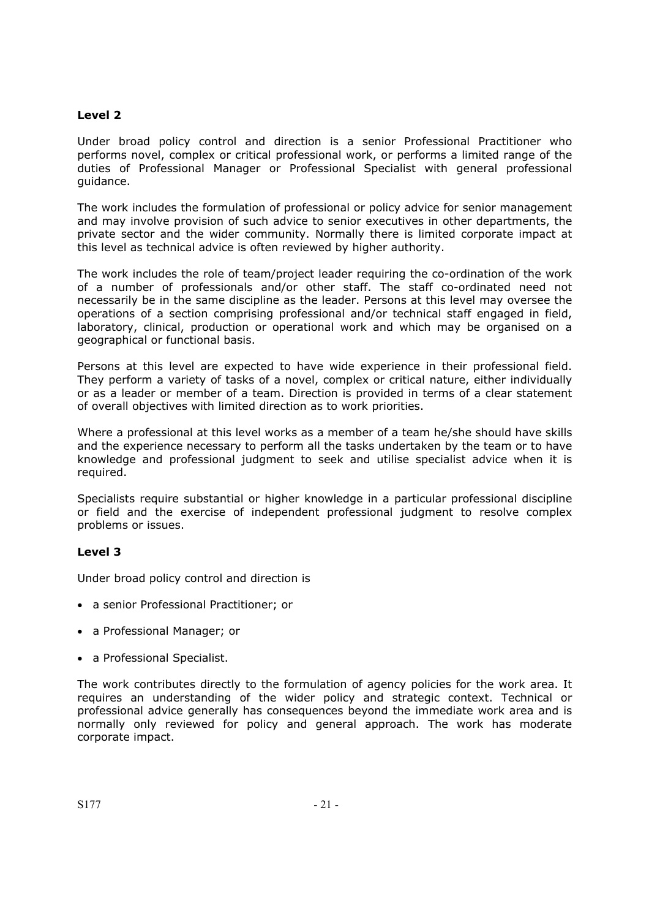**Level 2**

Under broad policy control and direction is a senior Professional Practitioner who performs novel, complex or critical professional work, or performs a limited range of the duties of Professional Manager or Professional Specialist with general professional guidance.

The work includes the formulation of professional or policy advice for senior management and may involve provision of such advice to senior executives in other departments, the private sector and the wider community. Normally there is limited corporate impact at this level as technical advice is often reviewed by higher authority.

The work includes the role of team/project leader requiring the co-ordination of the work of a number of professionals and/or other staff. The staff co-ordinated need not necessarily be in the same discipline as the leader. Persons at this level may oversee the operations of a section comprising professional and/or technical staff engaged in field, laboratory, clinical, production or operational work and which may be organised on a geographical or functional basis.

Persons at this level are expected to have wide experience in their professional field. They perform a variety of tasks of a novel, complex or critical nature, either individually or as a leader or member of a team. Direction is provided in terms of a clear statement of overall objectives with limited direction as to work priorities.

Where a professional at this level works as a member of a team he/she should have skills and the experience necessary to perform all the tasks undertaken by the team or to have knowledge and professional judgment to seek and utilise specialist advice when it is required.

Specialists require substantial or higher knowledge in a particular professional discipline or field and the exercise of independent professional judgment to resolve complex problems or issues.

**Level 3**

Under broad policy control and direction is

- a senior Professional Practitioner; or
- a Professional Manager; or
- a Professional Specialist.

The work contributes directly to the formulation of agency policies for the work area. It requires an understanding of the wider policy and strategic context. Technical or professional advice generally has consequences beyond the immediate work area and is normally only reviewed for policy and general approach. The work has moderate corporate impact.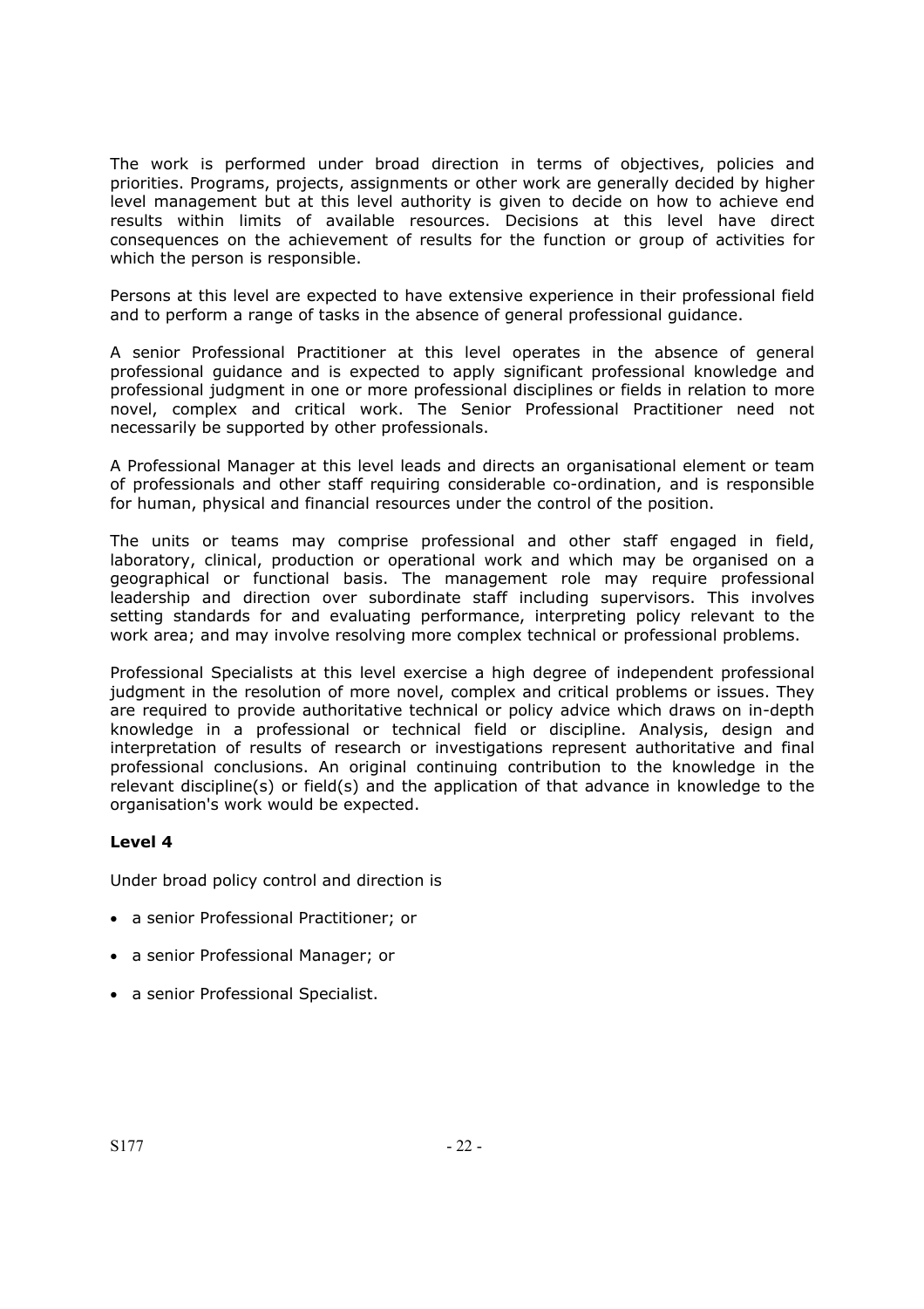The work is performed under broad direction in terms of objectives, policies and priorities. Programs, projects, assignments or other work are generally decided by higher level management but at this level authority is given to decide on how to achieve end results within limits of available resources. Decisions at this level have direct consequences on the achievement of results for the function or group of activities for which the person is responsible.

Persons at this level are expected to have extensive experience in their professional field and to perform a range of tasks in the absence of general professional guidance.

A senior Professional Practitioner at this level operates in the absence of general professional guidance and is expected to apply significant professional knowledge and professional judgment in one or more professional disciplines or fields in relation to more novel, complex and critical work. The Senior Professional Practitioner need not necessarily be supported by other professionals.

A Professional Manager at this level leads and directs an organisational element or team of professionals and other staff requiring considerable co-ordination, and is responsible for human, physical and financial resources under the control of the position.

The units or teams may comprise professional and other staff engaged in field, laboratory, clinical, production or operational work and which may be organised on a geographical or functional basis. The management role may require professional leadership and direction over subordinate staff including supervisors. This involves setting standards for and evaluating performance, interpreting policy relevant to the work area; and may involve resolving more complex technical or professional problems.

Professional Specialists at this level exercise a high degree of independent professional judgment in the resolution of more novel, complex and critical problems or issues. They are required to provide authoritative technical or policy advice which draws on in-depth knowledge in a professional or technical field or discipline. Analysis, design and interpretation of results of research or investigations represent authoritative and final professional conclusions. An original continuing contribution to the knowledge in the relevant discipline(s) or field(s) and the application of that advance in knowledge to the organisation's work would be expected.

#### Level 4

Under broad policy control and direction is

- a senior Professional Practitioner; or
- a senior Professional Manager; or
- a senior Professional Specialist.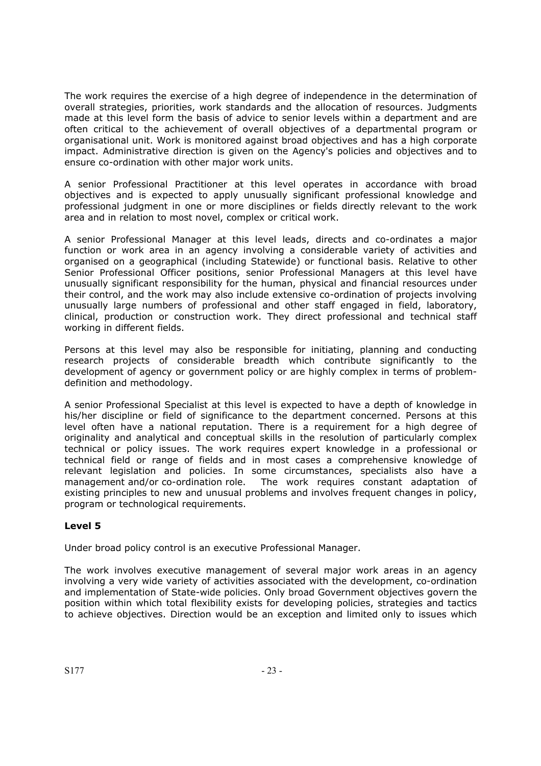The work requires the exercise of a high degree of independence in the determination of overall strategies, priorities, work standards and the allocation of resources. Judgments made at this level form the basis of advice to senior levels within a department and are often critical to the achievement of overall objectives of a departmental program or organisational unit. Work is monitored against broad objectives and has a high corporate impact. Administrative direction is given on the Agency's policies and objectives and to ensure co-ordination with other major work units.

A senior Professional Practitioner at this level operates in accordance with broad objectives and is expected to apply unusually significant professional knowledge and professional judgment in one or more disciplines or fields directly relevant to the work area and in relation to most novel, complex or critical work.

A senior Professional Manager at this level leads, directs and co-ordinates a major function or work area in an agency involving a considerable variety of activities and organised on a geographical (including Statewide) or functional basis. Relative to other Senior Professional Officer positions, senior Professional Managers at this level have unusually significant responsibility for the human, physical and financial resources under their control, and the work may also include extensive co-ordination of projects involving unusually large numbers of professional and other staff engaged in field, laboratory, clinical, production or construction work. They direct professional and technical staff working in different fields.

Persons at this level may also be responsible for initiating, planning and conducting research projects of considerable breadth which contribute significantly to the development of agency or government policy or are highly complex in terms of problem-definition and methodology.

A senior Professional Specialist at this level is expected to have a depth of knowledge in his/her discipline or field of significance to the department concerned. Persons at this level often have a national reputation. There is a requirement for a high degree of originality and analytical and conceptual skills in the resolution of particularly complex technical or policy issues. The work requires expert knowledge in a professional or technical field or range of fields and in most cases a comprehensive knowledge of relevant legislation and policies. In some circumstances, specialists also have a management and/or co-ordination role. The work requires constant adaptation of existing principles to new and unusual problems and involves frequent changes in policy, program or technological requirements.

**Level 5**

Under broad policy control is an executive Professional Manager.

The work involves executive management of several major work areas in an agency involving a very wide variety of activities associated with the development, co-ordination and implementation of State-wide policies. Only broad Government objectives govern the position within which total flexibility exists for developing policies, strategies and tactics to achieve objectives. Direction would be an exception and limited only to issues which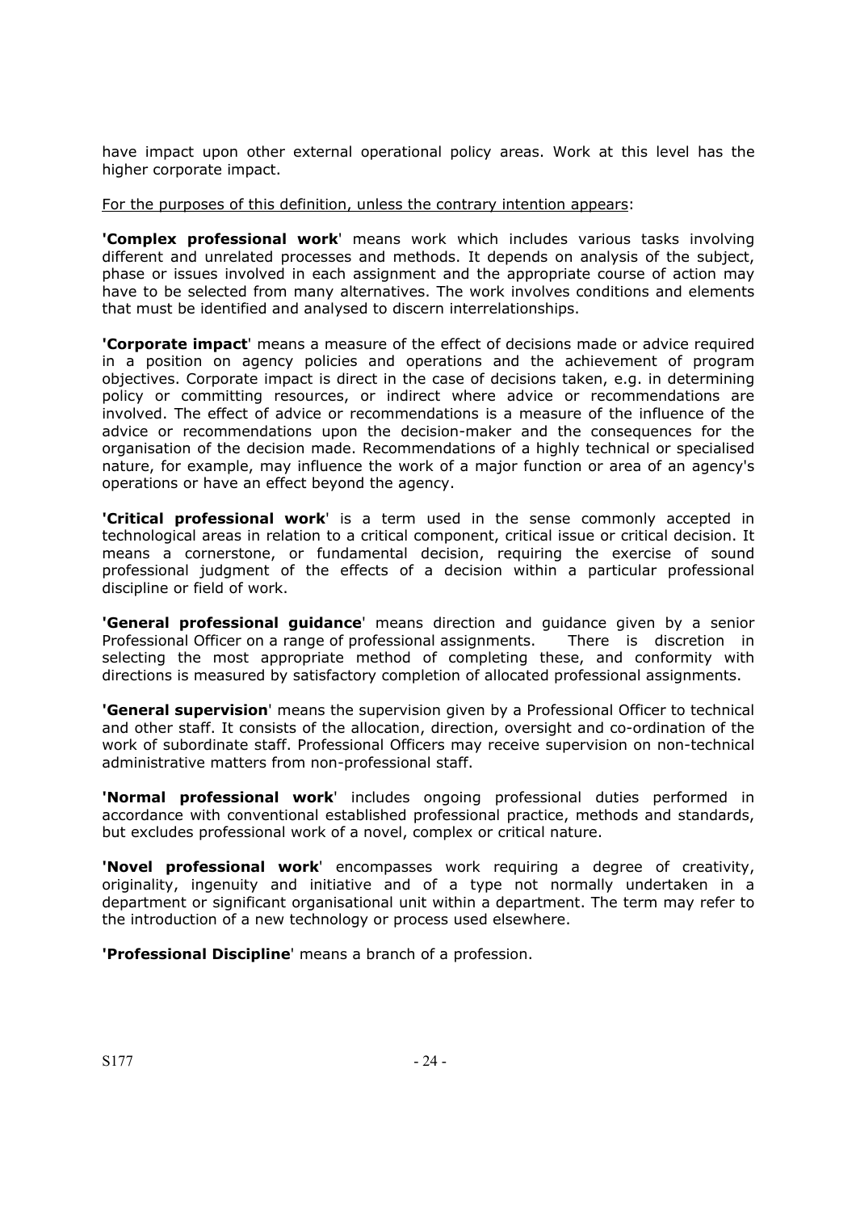have impact upon other external operational policy areas. Work at this level has the higher corporate impact.

<u>For the purposes of this definition, unless the contrary intention appears</u>:

**'Complex professional work'** means work which includes various tasks involving different and unrelated processes and methods. It depends on analysis of the subject, phase or issues involved in each assignment and the appropriate course of action may have to be selected from many alternatives. The work involves conditions and elements that must be identified and analysed to discern interrelationships.

**'Corporate impact'** means a measure of the effect of decisions made or advice required in a position on agency policies and operations and the achievement of program objectives. Corporate impact is direct in the case of decisions taken, e.g. in determining policy or committing resources, or indirect where advice or recommendations are involved. The effect of advice or recommendations is a measure of the influence of the advice or recommendations upon the decision-maker and the consequences for the organisation of the decision made. Recommendations of a highly technical or specialised nature, for example, may influence the work of a major function or area of an agency's operations or have an effect beyond the agency.

**'Critical professional work'** is a term used in the sense commonly accepted in technological areas in relation to a critical component, critical issue or critical decision. It means a cornerstone, or fundamental decision, requiring the exercise of sound professional judgment of the effects of a decision within a particular professional discipline or field of work.

**'General professional guidance'** means direction and guidance given by a senior Professional Officer on a range of professional assignments. There is discretion in selecting the most appropriate method of completing these, and conformity with directions is measured by satisfactory completion of allocated professional assignments.

**'General supervision'** means the supervision given by a Professional Officer to technical and other staff. It consists of the allocation, direction, oversight and co-ordination of the work of subordinate staff. Professional Officers may receive supervision on non-technical administrative matters from non-professional staff.

**'Normal professional work'** includes ongoing professional duties performed in accordance with conventional established professional practice, methods and standards, but excludes professional work of a novel, complex or critical nature.

**'Novel professional work'** encompasses work requiring a degree of creativity, originality, ingenuity and initiative and of a type not normally undertaken in a department or significant organisational unit within a department. The term may refer to the introduction of a new technology or process used elsewhere.

**'Professional Discipline'** means a branch of a profession.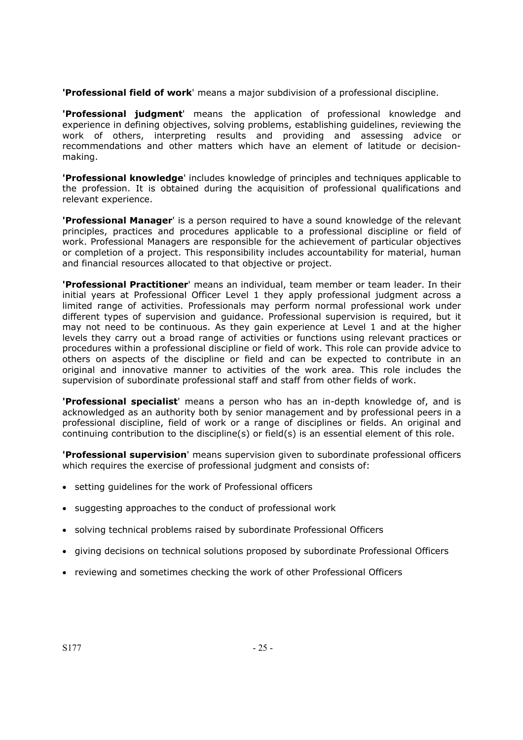**'Professional field of work**' means a major subdivision of a professional discipline.

**'Professional judgment**' means the application of professional knowledge and experience in defining objectives, solving problems, establishing guidelines, reviewing the work of others, interpreting results and providing and assessing advice or recommendations and other matters which have an element of latitude or decision-making.

**'Professional knowledge**' includes knowledge of principles and techniques applicable to the profession. It is obtained during the acquisition of professional qualifications and relevant experience.

**'Professional Manager**' is a person required to have a sound knowledge of the relevant principles, practices and procedures applicable to a professional discipline or field of work. Professional Managers are responsible for the achievement of particular objectives or completion of a project. This responsibility includes accountability for material, human and financial resources allocated to that objective or project.

**'Professional Practitioner**' means an individual, team member or team leader. In their initial years at Professional Officer Level 1 they apply professional judgment across a limited range of activities. Professionals may perform normal professional work under different types of supervision and guidance. Professional supervision is required, but it may not need to be continuous. As they gain experience at Level 1 and at the higher levels they carry out a broad range of activities or functions using relevant practices or procedures within a professional discipline or field of work. This role can provide advice to others on aspects of the discipline or field and can be expected to contribute in an original and innovative manner to activities of the work area. This role includes the supervision of subordinate professional staff and staff from other fields of work.

**'Professional specialist**' means a person who has an in-depth knowledge of, and is acknowledged as an authority both by senior management and by professional peers in a professional discipline, field of work or a range of disciplines or fields. An original and continuing contribution to the discipline(s) or field(s) is an essential element of this role.

**'Professional supervision**' means supervision given to subordinate professional officers which requires the exercise of professional judgment and consists of:

- setting guidelines for the work of Professional officers
- suggesting approaches to the conduct of professional work
- solving technical problems raised by subordinate Professional Officers
- giving decisions on technical solutions proposed by subordinate Professional Officers
- reviewing and sometimes checking the work of other Professional Officers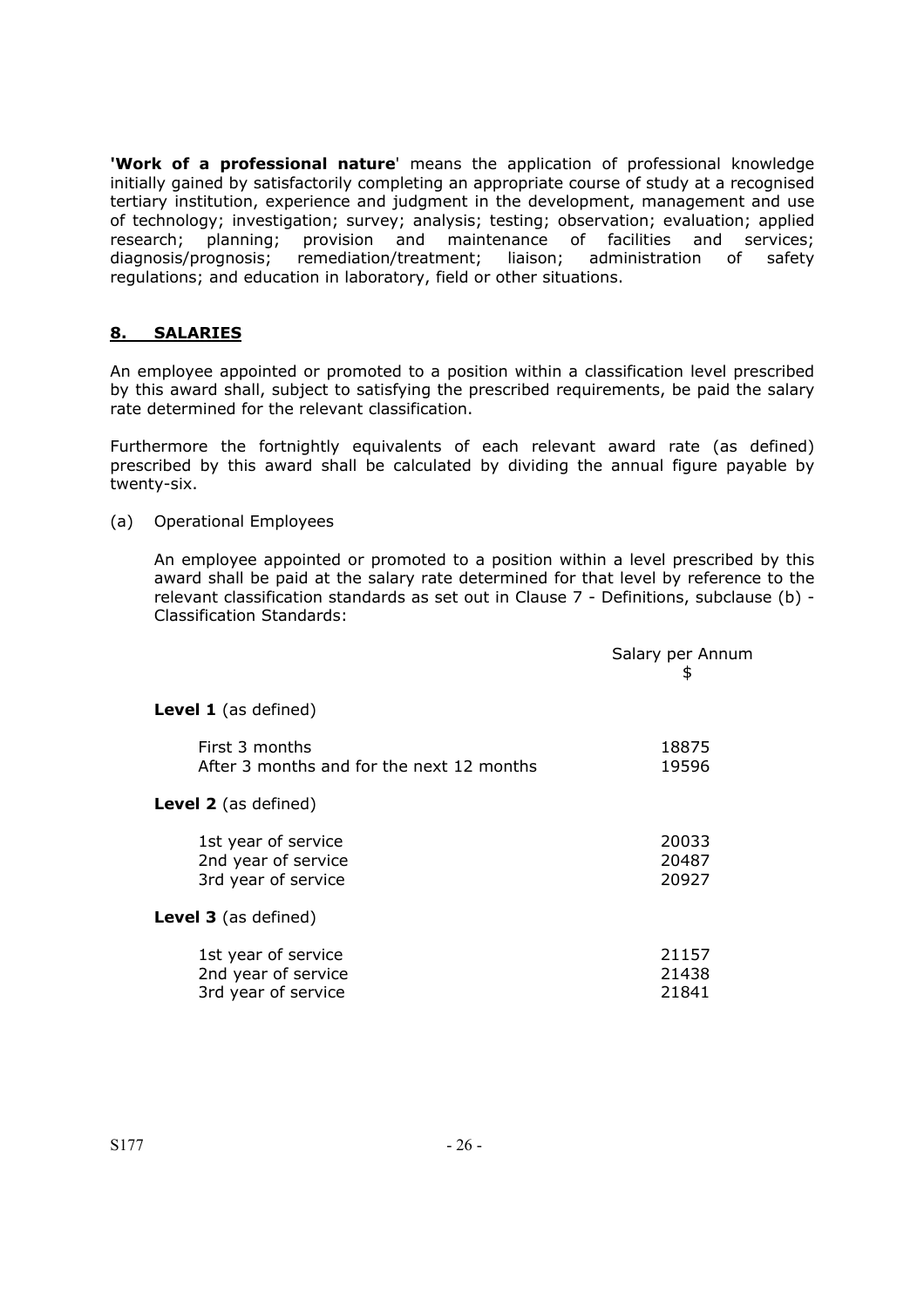**'Work of a professional nature**' means the application of professional knowledge initially gained by satisfactorily completing an appropriate course of study at a recognised tertiary institution, experience and judgment in the development, management and use of technology; investigation; survey; analysis; testing; observation; evaluation; applied research; planning; provision and maintenance of facilities and services; diagnosis/prognosis; remediation/treatment; liaison; administration of safety regulations; and education in laboratory, field or other situations.

## 8. SALARIES

An employee appointed or promoted to a position within a classification level prescribed by this award shall, subject to satisfying the prescribed requirements, be paid the salary rate determined for the relevant classification.

Furthermore the fortnightly equivalents of each relevant award rate (as defined) prescribed by this award shall be calculated by dividing the annual figure payable by twenty-six.

(a) Operational Employees

An employee appointed or promoted to a position within a level prescribed by this award shall be paid at the salary rate determined for that level by reference to the relevant classification standards as set out in Clause 7 - Definitions, subclause (b) - Classification Standards:

| | Salary per Annum $ |
|---|---|
| **Level 1** (as defined) | |
| First 3 months | 18875 |
| After 3 months and for the next 12 months | 19596 |
| **Level 2** (as defined) | |
| 1st year of service | 20033 |
| 2nd year of service | 20487 |
| 3rd year of service | 20927 |
| **Level 3** (as defined) | |
| 1st year of service | 21157 |
| 2nd year of service | 21438 |
| 3rd year of service | 21841 |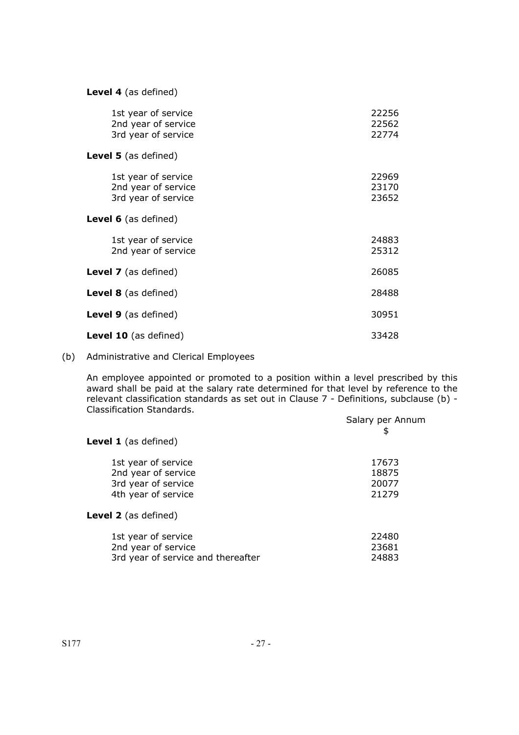**Level 4** (as defined)

| | |
|---|---|
| 1st year of service | 22256 |
| 2nd year of service | 22562 |
| 3rd year of service | 22774 |

**Level 5** (as defined)

| | |
|---|---|
| 1st year of service | 22969 |
| 2nd year of service | 23170 |
| 3rd year of service | 23652 |

**Level 6** (as defined)

| | |
|---|---|
| 1st year of service | 24883 |
| 2nd year of service | 25312 |

| | |
|---|---|
| **Level 7** (as defined) | 26085 |
| **Level 8** (as defined) | 28488 |
| **Level 9** (as defined) | 30951 |
| **Level 10** (as defined) | 33428 |

(b) Administrative and Clerical Employees

An employee appointed or promoted to a position within a level prescribed by this award shall be paid at the salary rate determined for that level by reference to the relevant classification standards as set out in Clause 7 - Definitions, subclause (b) - Classification Standards.

| | Salary per Annum $ |
|---|---|
| **Level 1** (as defined) | |
| 1st year of service | 17673 |
| 2nd year of service | 18875 |
| 3rd year of service | 20077 |
| 4th year of service | 21279 |
| **Level 2** (as defined) | |
| 1st year of service | 22480 |
| 2nd year of service | 23681 |
| 3rd year of service and thereafter | 24883 |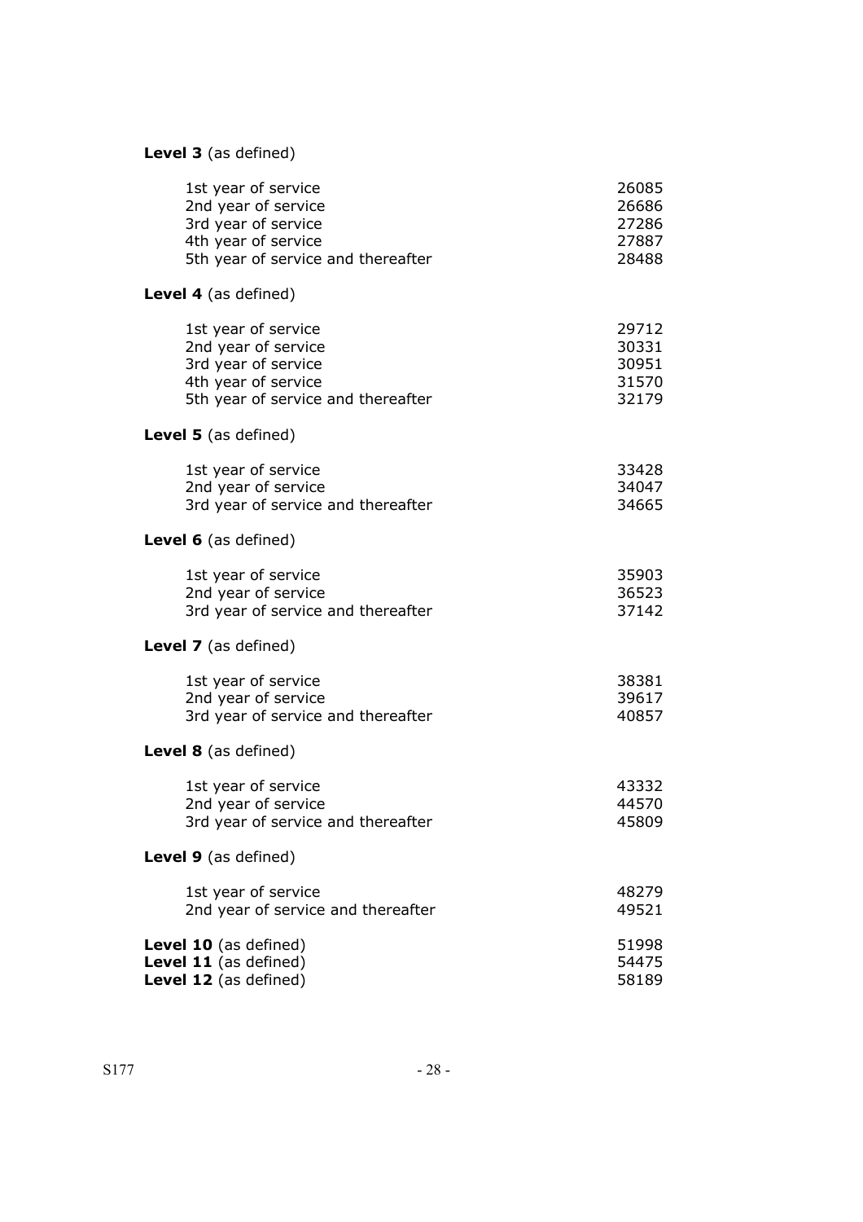**Level 3** (as defined)

| | |
|---|---|
| 1st year of service | 26085 |
| 2nd year of service | 26686 |
| 3rd year of service | 27286 |
| 4th year of service | 27887 |
| 5th year of service and thereafter | 28488 |

**Level 4** (as defined)

| | |
|---|---|
| 1st year of service | 29712 |
| 2nd year of service | 30331 |
| 3rd year of service | 30951 |
| 4th year of service | 31570 |
| 5th year of service and thereafter | 32179 |

**Level 5** (as defined)

| | |
|---|---|
| 1st year of service | 33428 |
| 2nd year of service | 34047 |
| 3rd year of service and thereafter | 34665 |

**Level 6** (as defined)

| | |
|---|---|
| 1st year of service | 35903 |
| 2nd year of service | 36523 |
| 3rd year of service and thereafter | 37142 |

**Level 7** (as defined)

| | |
|---|---|
| 1st year of service | 38381 |
| 2nd year of service | 39617 |
| 3rd year of service and thereafter | 40857 |

**Level 8** (as defined)

| | |
|---|---|
| 1st year of service | 43332 |
| 2nd year of service | 44570 |
| 3rd year of service and thereafter | 45809 |

**Level 9** (as defined)

| | |
|---|---|
| 1st year of service | 48279 |
| 2nd year of service and thereafter | 49521 |

| | |
|---|---|
| **Level 10** (as defined) | 51998 |
| **Level 11** (as defined) | 54475 |
| **Level 12** (as defined) | 58189 |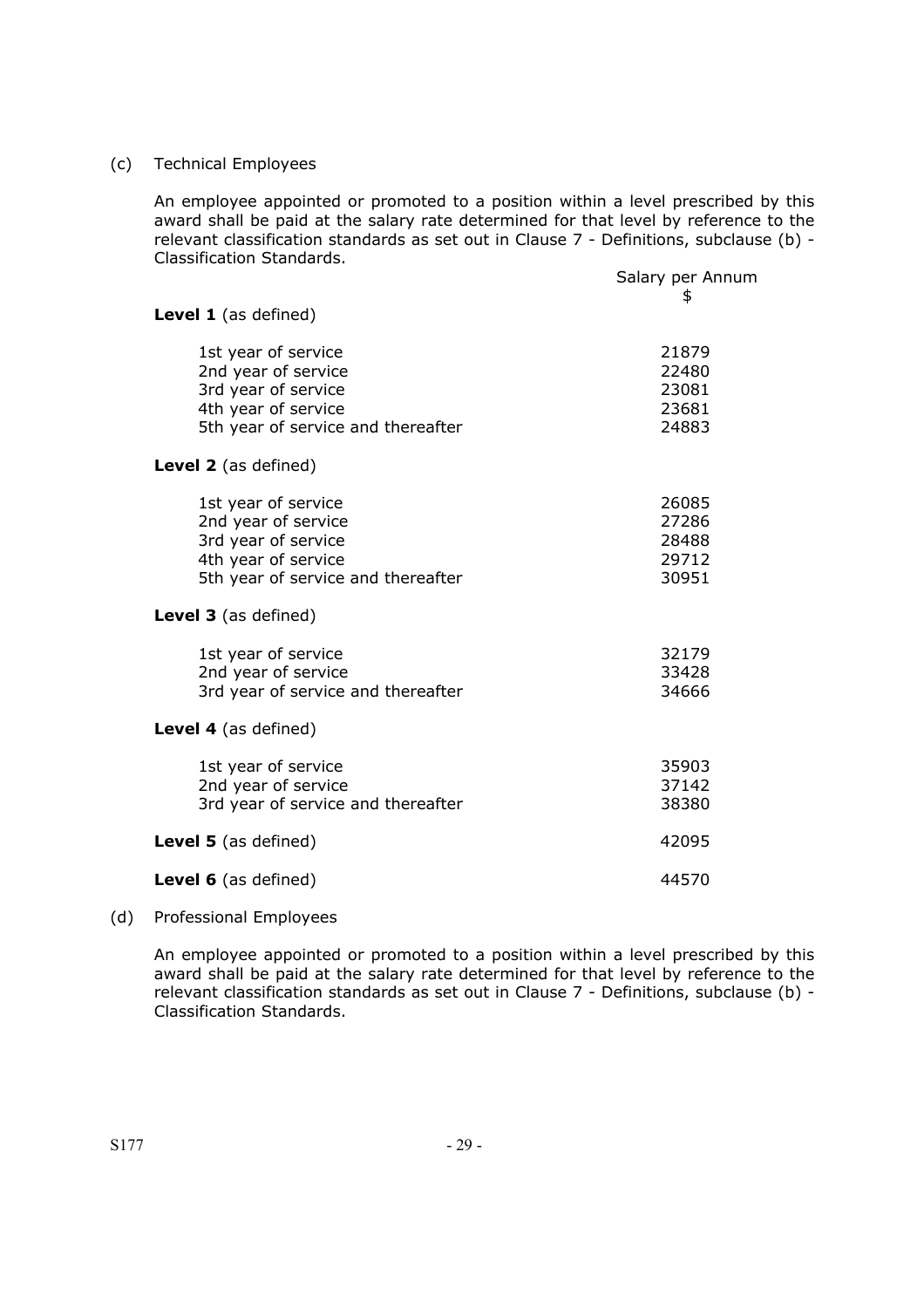(c) Technical Employees

An employee appointed or promoted to a position within a level prescribed by this award shall be paid at the salary rate determined for that level by reference to the relevant classification standards as set out in Clause 7 - Definitions, subclause (b) - Classification Standards.

| | Salary per Annum $ |
|---|---|
| **Level 1** (as defined) | |
| 1st year of service | 21879 |
| 2nd year of service | 22480 |
| 3rd year of service | 23081 |
| 4th year of service | 23681 |
| 5th year of service and thereafter | 24883 |
| **Level 2** (as defined) | |
| 1st year of service | 26085 |
| 2nd year of service | 27286 |
| 3rd year of service | 28488 |
| 4th year of service | 29712 |
| 5th year of service and thereafter | 30951 |
| **Level 3** (as defined) | |
| 1st year of service | 32179 |
| 2nd year of service | 33428 |
| 3rd year of service and thereafter | 34666 |
| **Level 4** (as defined) | |
| 1st year of service | 35903 |
| 2nd year of service | 37142 |
| 3rd year of service and thereafter | 38380 |
| **Level 5** (as defined) | 42095 |
| **Level 6** (as defined) | 44570 |

(d) Professional Employees

An employee appointed or promoted to a position within a level prescribed by this award shall be paid at the salary rate determined for that level by reference to the relevant classification standards as set out in Clause 7 - Definitions, subclause (b) - Classification Standards.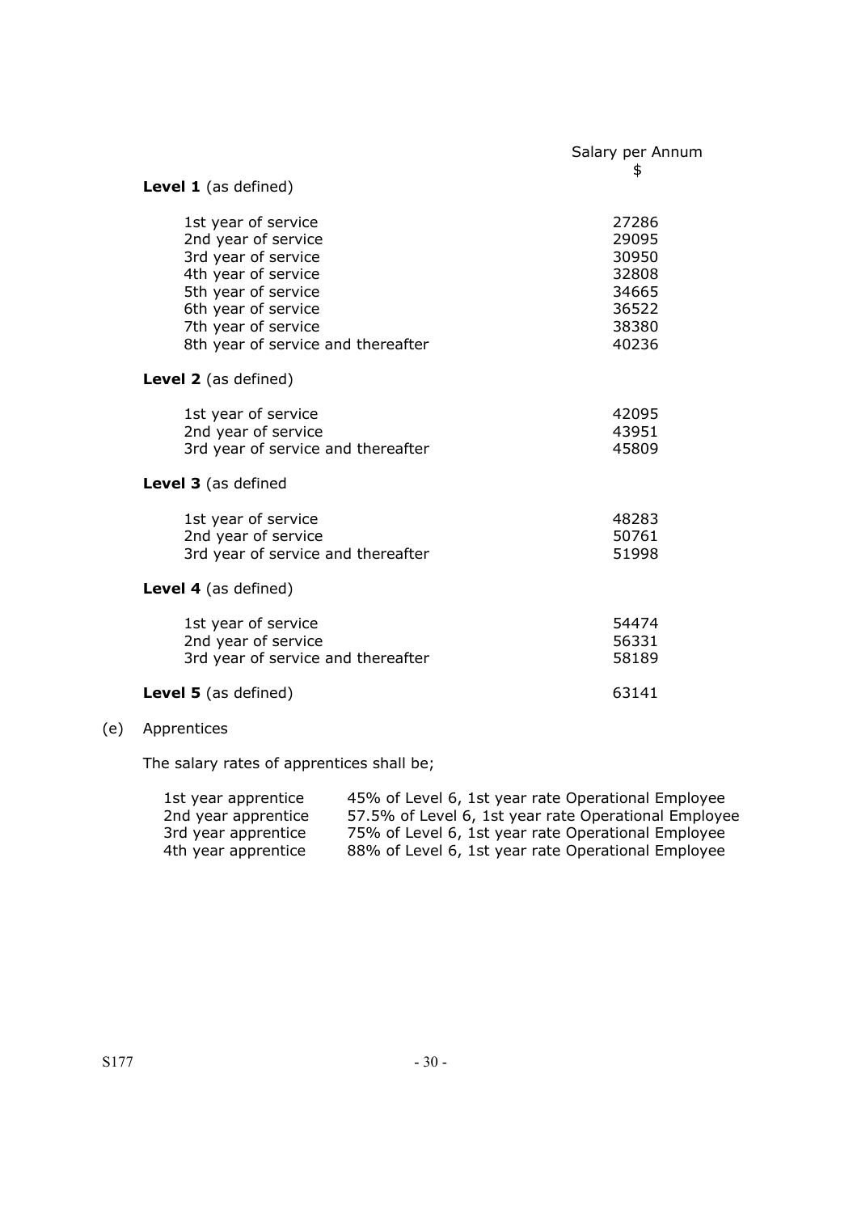| | Salary per Annum $ |
|---|---|
| **Level 1** (as defined) | |
| 1st year of service | 27286 |
| 2nd year of service | 29095 |
| 3rd year of service | 30950 |
| 4th year of service | 32808 |
| 5th year of service | 34665 |
| 6th year of service | 36522 |
| 7th year of service | 38380 |
| 8th year of service and thereafter | 40236 |
| **Level 2** (as defined) | |
| 1st year of service | 42095 |
| 2nd year of service | 43951 |
| 3rd year of service and thereafter | 45809 |
| **Level 3** (as defined | |
| 1st year of service | 48283 |
| 2nd year of service | 50761 |
| 3rd year of service and thereafter | 51998 |
| **Level 4** (as defined) | |
| 1st year of service | 54474 |
| 2nd year of service | 56331 |
| 3rd year of service and thereafter | 58189 |
| **Level 5** (as defined) | 63141 |

(e) Apprentices

The salary rates of apprentices shall be;

| | |
|---|---|
| 1st year apprentice | 45% of Level 6, 1st year rate Operational Employee |
| 2nd year apprentice | 57.5% of Level 6, 1st year rate Operational Employee |
| 3rd year apprentice | 75% of Level 6, 1st year rate Operational Employee |
| 4th year apprentice | 88% of Level 6, 1st year rate Operational Employee |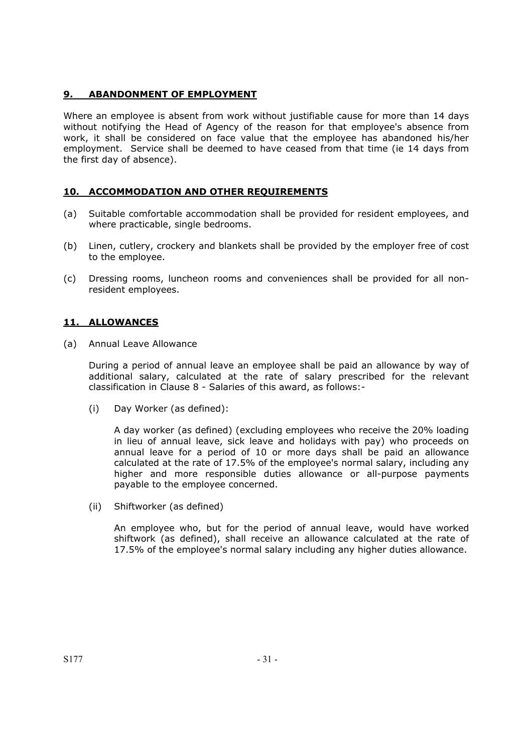## 9. ABANDONMENT OF EMPLOYMENT

Where an employee is absent from work without justifiable cause for more than 14 days without notifying the Head of Agency of the reason for that employee's absence from work, it shall be considered on face value that the employee has abandoned his/her employment. Service shall be deemed to have ceased from that time (ie 14 days from the first day of absence).

## 10. ACCOMMODATION AND OTHER REQUIREMENTS

(a) Suitable comfortable accommodation shall be provided for resident employees, and where practicable, single bedrooms.

(b) Linen, cutlery, crockery and blankets shall be provided by the employer free of cost to the employee.

(c) Dressing rooms, luncheon rooms and conveniences shall be provided for all non-resident employees.

## 11. ALLOWANCES

(a) Annual Leave Allowance

During a period of annual leave an employee shall be paid an allowance by way of additional salary, calculated at the rate of salary prescribed for the relevant classification in Clause 8 - Salaries of this award, as follows:-

(i) Day Worker (as defined):

A day worker (as defined) (excluding employees who receive the 20% loading in lieu of annual leave, sick leave and holidays with pay) who proceeds on annual leave for a period of 10 or more days shall be paid an allowance calculated at the rate of 17.5% of the employee's normal salary, including any higher and more responsible duties allowance or all-purpose payments payable to the employee concerned.

(ii) Shiftworker (as defined)

An employee who, but for the period of annual leave, would have worked shiftwork (as defined), shall receive an allowance calculated at the rate of 17.5% of the employee's normal salary including any higher duties allowance.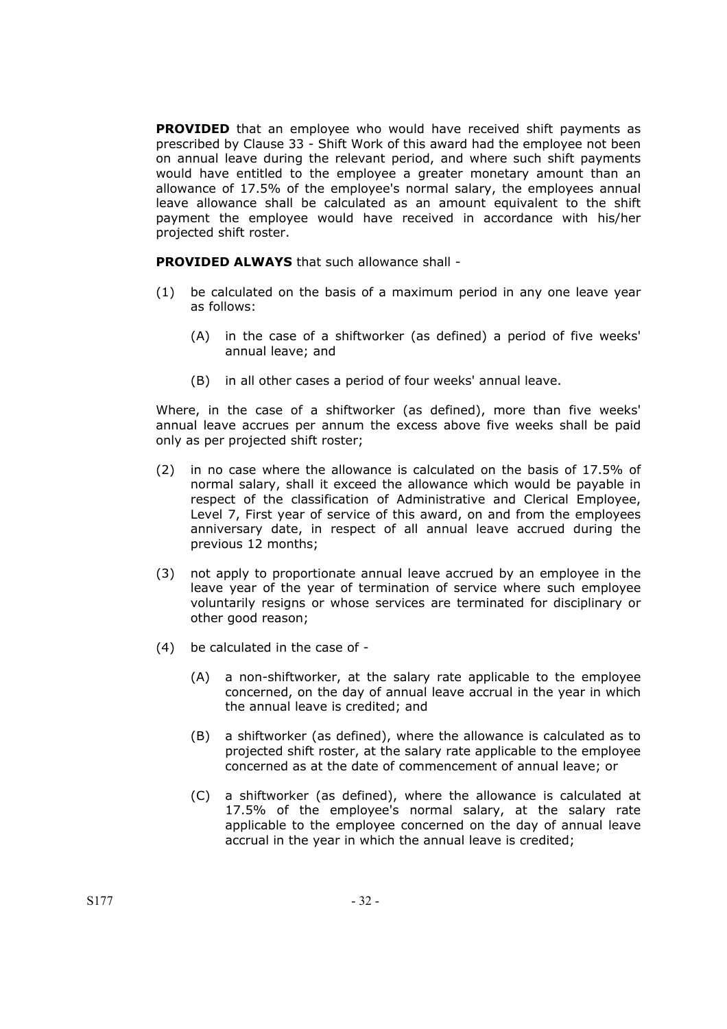**PROVIDED** that an employee who would have received shift payments as prescribed by Clause 33 - Shift Work of this award had the employee not been on annual leave during the relevant period, and where such shift payments would have entitled to the employee a greater monetary amount than an allowance of 17.5% of the employee's normal salary, the employees annual leave allowance shall be calculated as an amount equivalent to the shift payment the employee would have received in accordance with his/her projected shift roster.

**PROVIDED ALWAYS** that such allowance shall -

(1) be calculated on the basis of a maximum period in any one leave year as follows:

   (A) in the case of a shiftworker (as defined) a period of five weeks' annual leave; and

   (B) in all other cases a period of four weeks' annual leave.

Where, in the case of a shiftworker (as defined), more than five weeks' annual leave accrues per annum the excess above five weeks shall be paid only as per projected shift roster;

(2) in no case where the allowance is calculated on the basis of 17.5% of normal salary, shall it exceed the allowance which would be payable in respect of the classification of Administrative and Clerical Employee, Level 7, First year of service of this award, on and from the employees anniversary date, in respect of all annual leave accrued during the previous 12 months;

(3) not apply to proportionate annual leave accrued by an employee in the leave year of the year of termination of service where such employee voluntarily resigns or whose services are terminated for disciplinary or other good reason;

(4) be calculated in the case of -

   (A) a non-shiftworker, at the salary rate applicable to the employee concerned, on the day of annual leave accrual in the year in which the annual leave is credited; and

   (B) a shiftworker (as defined), where the allowance is calculated as to projected shift roster, at the salary rate applicable to the employee concerned as at the date of commencement of annual leave; or

   (C) a shiftworker (as defined), where the allowance is calculated at 17.5% of the employee's normal salary, at the salary rate applicable to the employee concerned on the day of annual leave accrual in the year in which the annual leave is credited;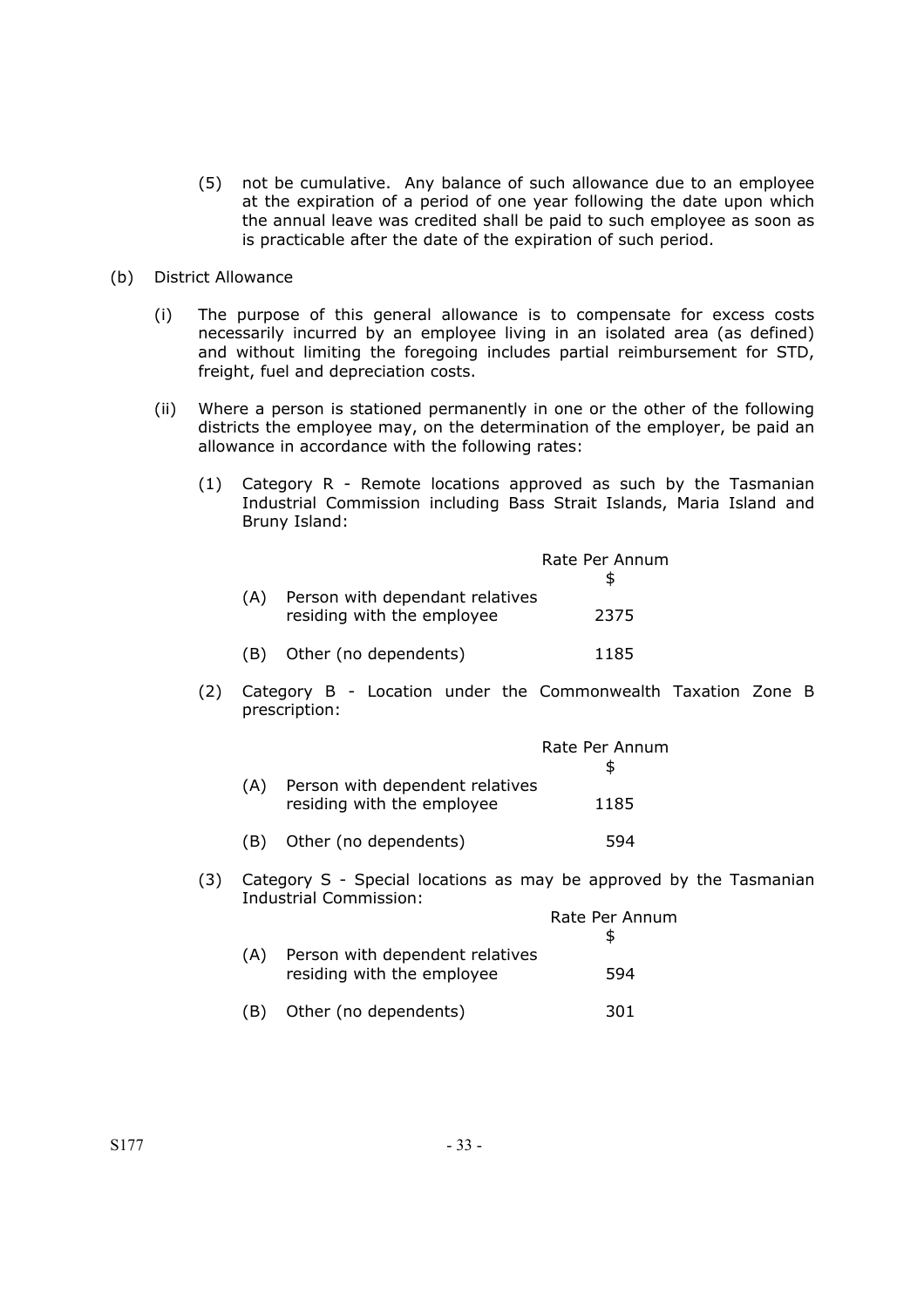(5) not be cumulative. Any balance of such allowance due to an employee at the expiration of a period of one year following the date upon which the annual leave was credited shall be paid to such employee as soon as is practicable after the date of the expiration of such period.

(b) District Allowance

(i) The purpose of this general allowance is to compensate for excess costs necessarily incurred by an employee living in an isolated area (as defined) and without limiting the foregoing includes partial reimbursement for STD, freight, fuel and depreciation costs.

(ii) Where a person is stationed permanently in one or the other of the following districts the employee may, on the determination of the employer, be paid an allowance in accordance with the following rates:

(1) Category R - Remote locations approved as such by the Tasmanian Industrial Commission including Bass Strait Islands, Maria Island and Bruny Island:

| | | Rate Per Annum $ |
|---|---|---|
| (A) | Person with dependant relatives residing with the employee | 2375 |
| (B) | Other (no dependents) | 1185 |

(2) Category B - Location under the Commonwealth Taxation Zone B prescription:

| | | Rate Per Annum $ |
|---|---|---|
| (A) | Person with dependent relatives residing with the employee | 1185 |
| (B) | Other (no dependents) | 594 |

(3) Category S - Special locations as may be approved by the Tasmanian Industrial Commission:

| | | Rate Per Annum $ |
|---|---|---|
| (A) | Person with dependent relatives residing with the employee | 594 |
| (B) | Other (no dependents) | 301 |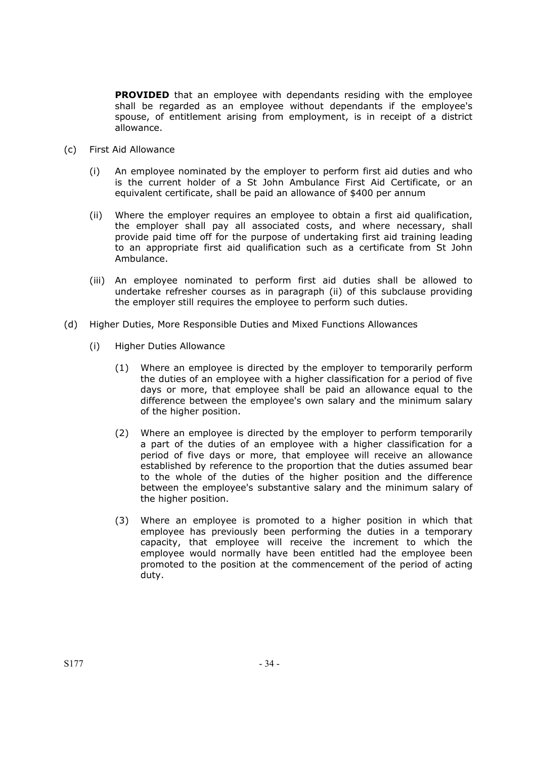**PROVIDED** that an employee with dependants residing with the employee shall be regarded as an employee without dependants if the employee's spouse, of entitlement arising from employment, is in receipt of a district allowance.

(c) First Aid Allowance

(i) An employee nominated by the employer to perform first aid duties and who is the current holder of a St John Ambulance First Aid Certificate, or an equivalent certificate, shall be paid an allowance of $400 per annum

(ii) Where the employer requires an employee to obtain a first aid qualification, the employer shall pay all associated costs, and where necessary, shall provide paid time off for the purpose of undertaking first aid training leading to an appropriate first aid qualification such as a certificate from St John Ambulance.

(iii) An employee nominated to perform first aid duties shall be allowed to undertake refresher courses as in paragraph (ii) of this subclause providing the employer still requires the employee to perform such duties.

(d) Higher Duties, More Responsible Duties and Mixed Functions Allowances

(i) Higher Duties Allowance

(1) Where an employee is directed by the employer to temporarily perform the duties of an employee with a higher classification for a period of five days or more, that employee shall be paid an allowance equal to the difference between the employee's own salary and the minimum salary of the higher position.

(2) Where an employee is directed by the employer to perform temporarily a part of the duties of an employee with a higher classification for a period of five days or more, that employee will receive an allowance established by reference to the proportion that the duties assumed bear to the whole of the duties of the higher position and the difference between the employee's substantive salary and the minimum salary of the higher position.

(3) Where an employee is promoted to a higher position in which that employee has previously been performing the duties in a temporary capacity, that employee will receive the increment to which the employee would normally have been entitled had the employee been promoted to the position at the commencement of the period of acting duty.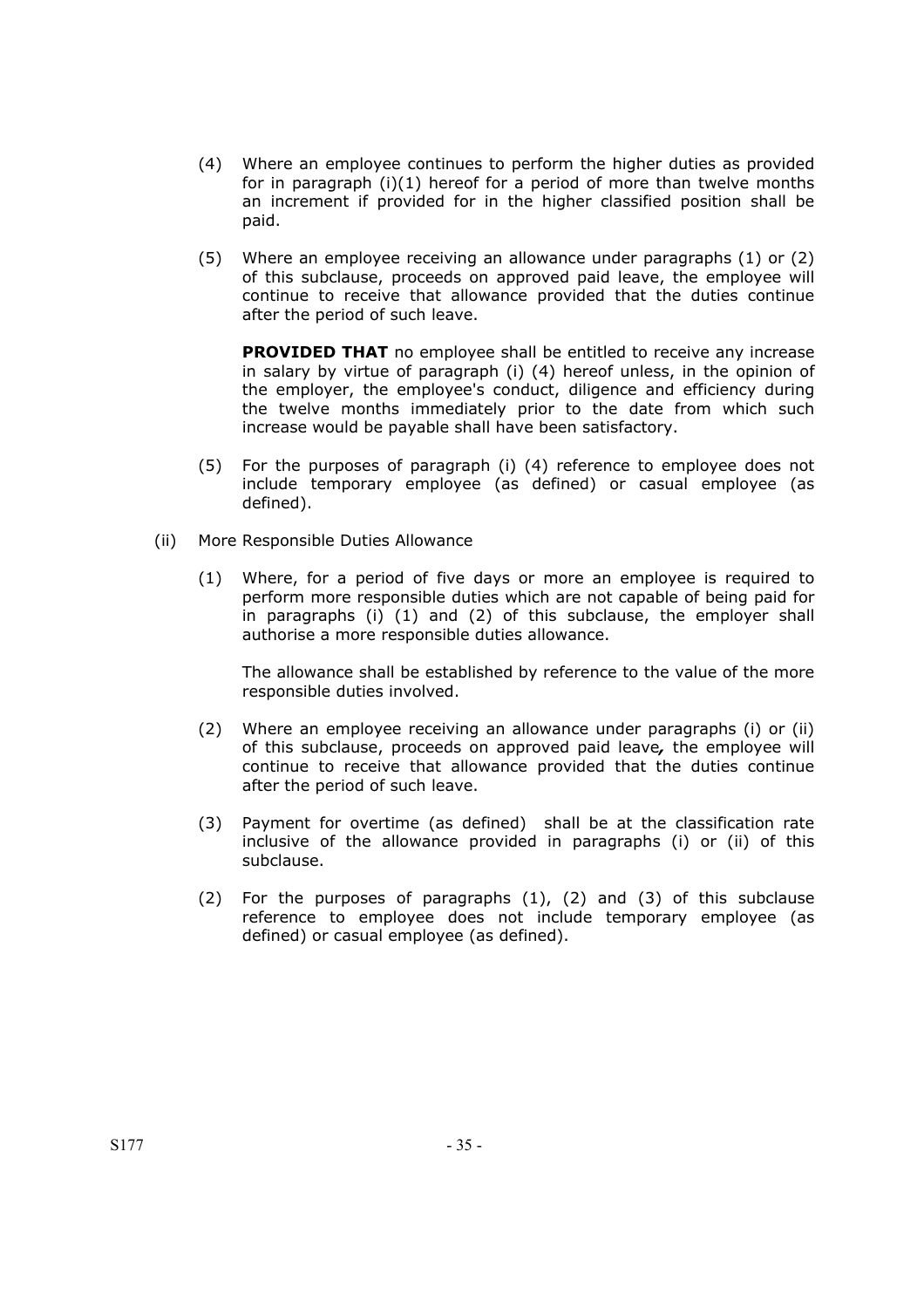(4) Where an employee continues to perform the higher duties as provided for in paragraph (i)(1) hereof for a period of more than twelve months an increment if provided for in the higher classified position shall be paid.

(5) Where an employee receiving an allowance under paragraphs (1) or (2) of this subclause, proceeds on approved paid leave, the employee will continue to receive that allowance provided that the duties continue after the period of such leave.

**PROVIDED THAT** no employee shall be entitled to receive any increase in salary by virtue of paragraph (i) (4) hereof unless, in the opinion of the employer, the employee's conduct, diligence and efficiency during the twelve months immediately prior to the date from which such increase would be payable shall have been satisfactory.

(5) For the purposes of paragraph (i) (4) reference to employee does not include temporary employee (as defined) or casual employee (as defined).

(ii) More Responsible Duties Allowance

(1) Where, for a period of five days or more an employee is required to perform more responsible duties which are not capable of being paid for in paragraphs (i) (1) and (2) of this subclause, the employer shall authorise a more responsible duties allowance.

The allowance shall be established by reference to the value of the more responsible duties involved.

(2) Where an employee receiving an allowance under paragraphs (i) or (ii) of this subclause, proceeds on approved paid leave*,* the employee will continue to receive that allowance provided that the duties continue after the period of such leave.

(3) Payment for overtime (as defined) shall be at the classification rate inclusive of the allowance provided in paragraphs (i) or (ii) of this subclause.

(2) For the purposes of paragraphs (1), (2) and (3) of this subclause reference to employee does not include temporary employee (as defined) or casual employee (as defined).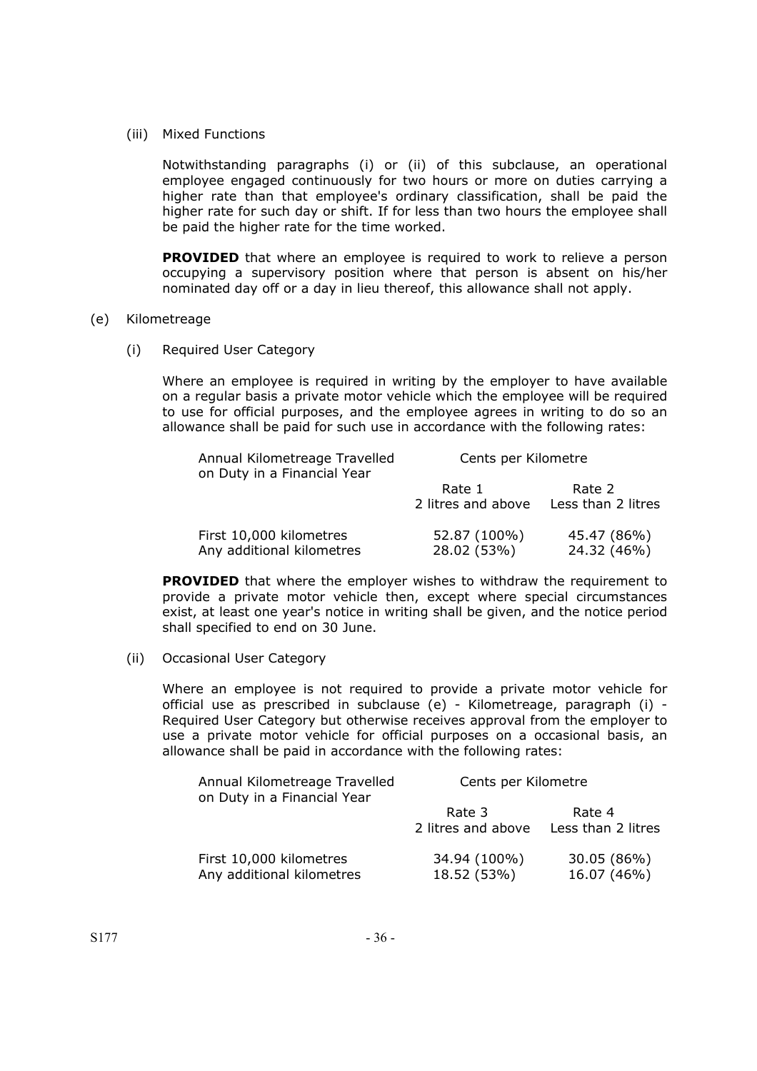(iii) Mixed Functions

Notwithstanding paragraphs (i) or (ii) of this subclause, an operational employee engaged continuously for two hours or more on duties carrying a higher rate than that employee's ordinary classification, shall be paid the higher rate for such day or shift. If for less than two hours the employee shall be paid the higher rate for the time worked.

**PROVIDED** that where an employee is required to work to relieve a person occupying a supervisory position where that person is absent on his/her nominated day off or a day in lieu thereof, this allowance shall not apply.

(e) Kilometreage

(i) Required User Category

Where an employee is required in writing by the employer to have available on a regular basis a private motor vehicle which the employee will be required to use for official purposes, and the employee agrees in writing to do so an allowance shall be paid for such use in accordance with the following rates:

| Annual Kilometreage Travelled on Duty in a Financial Year | Cents per Kilometre | |
|---|---|---|
| | Rate 1<br>2 litres and above | Rate 2<br>Less than 2 litres |
| First 10,000 kilometres | 52.87 (100%) | 45.47 (86%) |
| Any additional kilometres | 28.02 (53%) | 24.32 (46%) |

**PROVIDED** that where the employer wishes to withdraw the requirement to provide a private motor vehicle then, except where special circumstances exist, at least one year's notice in writing shall be given, and the notice period shall specified to end on 30 June.

(ii) Occasional User Category

Where an employee is not required to provide a private motor vehicle for official use as prescribed in subclause (e) - Kilometreage, paragraph (i) - Required User Category but otherwise receives approval from the employer to use a private motor vehicle for official purposes on a occasional basis, an allowance shall be paid in accordance with the following rates:

| Annual Kilometreage Travelled on Duty in a Financial Year | Cents per Kilometre | |
|---|---|---|
| | Rate 3<br>2 litres and above | Rate 4<br>Less than 2 litres |
| First 10,000 kilometres | 34.94 (100%) | 30.05 (86%) |
| Any additional kilometres | 18.52 (53%) | 16.07 (46%) |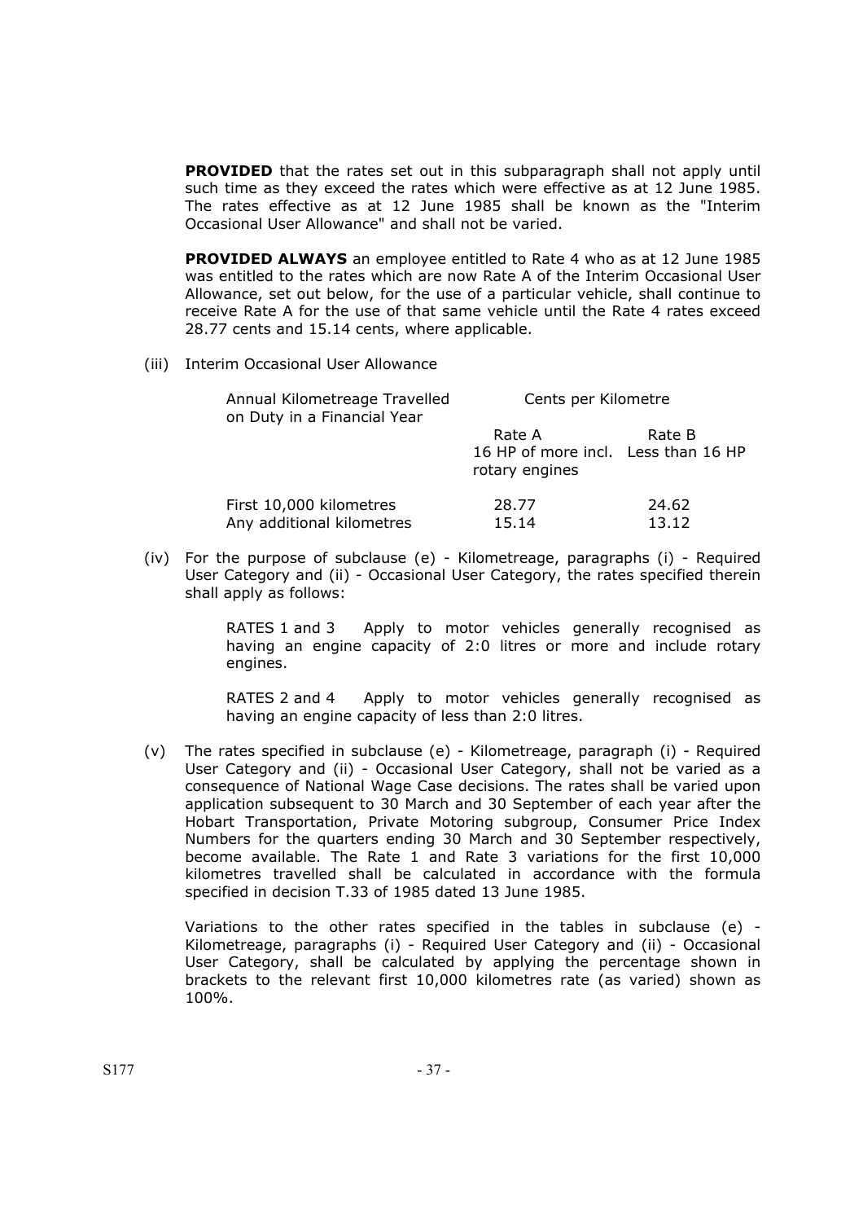**PROVIDED** that the rates set out in this subparagraph shall not apply until such time as they exceed the rates which were effective as at 12 June 1985. The rates effective as at 12 June 1985 shall be known as the "Interim Occasional User Allowance" and shall not be varied.

**PROVIDED ALWAYS** an employee entitled to Rate 4 who as at 12 June 1985 was entitled to the rates which are now Rate A of the Interim Occasional User Allowance, set out below, for the use of a particular vehicle, shall continue to receive Rate A for the use of that same vehicle until the Rate 4 rates exceed 28.77 cents and 15.14 cents, where applicable.

(iii) Interim Occasional User Allowance

| Annual Kilometreage Travelled on Duty in a Financial Year | Cents per Kilometre | |
|---|---|---|
| | Rate A<br>16 HP of more incl. rotary engines | Rate B<br>Less than 16 HP |
| First 10,000 kilometres | 28.77 | 24.62 |
| Any additional kilometres | 15.14 | 13.12 |

(iv) For the purpose of subclause (e) - Kilometreage, paragraphs (i) - Required User Category and (ii) - Occasional User Category, the rates specified therein shall apply as follows:

RATES 1 and 3 Apply to motor vehicles generally recognised as having an engine capacity of 2:0 litres or more and include rotary engines.

RATES 2 and 4 Apply to motor vehicles generally recognised as having an engine capacity of less than 2:0 litres.

(v) The rates specified in subclause (e) - Kilometreage, paragraph (i) - Required User Category and (ii) - Occasional User Category, shall not be varied as a consequence of National Wage Case decisions. The rates shall be varied upon application subsequent to 30 March and 30 September of each year after the Hobart Transportation, Private Motoring subgroup, Consumer Price Index Numbers for the quarters ending 30 March and 30 September respectively, become available. The Rate 1 and Rate 3 variations for the first 10,000 kilometres travelled shall be calculated in accordance with the formula specified in decision T.33 of 1985 dated 13 June 1985.

Variations to the other rates specified in the tables in subclause (e) - Kilometreage, paragraphs (i) - Required User Category and (ii) - Occasional User Category, shall be calculated by applying the percentage shown in brackets to the relevant first 10,000 kilometres rate (as varied) shown as 100%.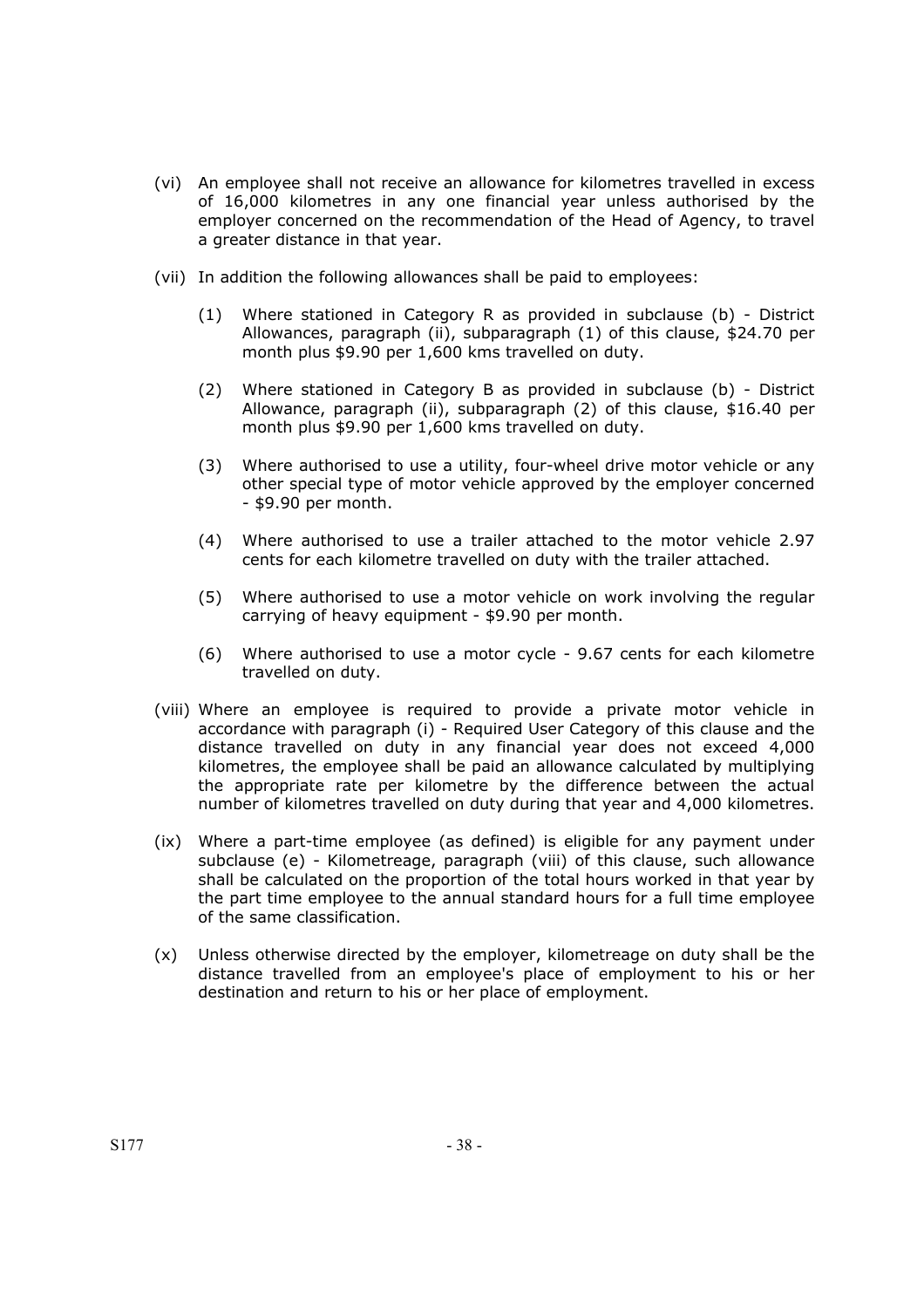(vi) An employee shall not receive an allowance for kilometres travelled in excess of 16,000 kilometres in any one financial year unless authorised by the employer concerned on the recommendation of the Head of Agency, to travel a greater distance in that year.

(vii) In addition the following allowances shall be paid to employees:

(1) Where stationed in Category R as provided in subclause (b) - District Allowances, paragraph (ii), subparagraph (1) of this clause, $24.70 per month plus $9.90 per 1,600 kms travelled on duty.

(2) Where stationed in Category B as provided in subclause (b) - District Allowance, paragraph (ii), subparagraph (2) of this clause, $16.40 per month plus $9.90 per 1,600 kms travelled on duty.

(3) Where authorised to use a utility, four-wheel drive motor vehicle or any other special type of motor vehicle approved by the employer concerned - $9.90 per month.

(4) Where authorised to use a trailer attached to the motor vehicle 2.97 cents for each kilometre travelled on duty with the trailer attached.

(5) Where authorised to use a motor vehicle on work involving the regular carrying of heavy equipment - $9.90 per month.

(6) Where authorised to use a motor cycle - 9.67 cents for each kilometre travelled on duty.

(viii) Where an employee is required to provide a private motor vehicle in accordance with paragraph (i) - Required User Category of this clause and the distance travelled on duty in any financial year does not exceed 4,000 kilometres, the employee shall be paid an allowance calculated by multiplying the appropriate rate per kilometre by the difference between the actual number of kilometres travelled on duty during that year and 4,000 kilometres.

(ix) Where a part-time employee (as defined) is eligible for any payment under subclause (e) - Kilometreage, paragraph (viii) of this clause, such allowance shall be calculated on the proportion of the total hours worked in that year by the part time employee to the annual standard hours for a full time employee of the same classification.

(x) Unless otherwise directed by the employer, kilometreage on duty shall be the distance travelled from an employee's place of employment to his or her destination and return to his or her place of employment.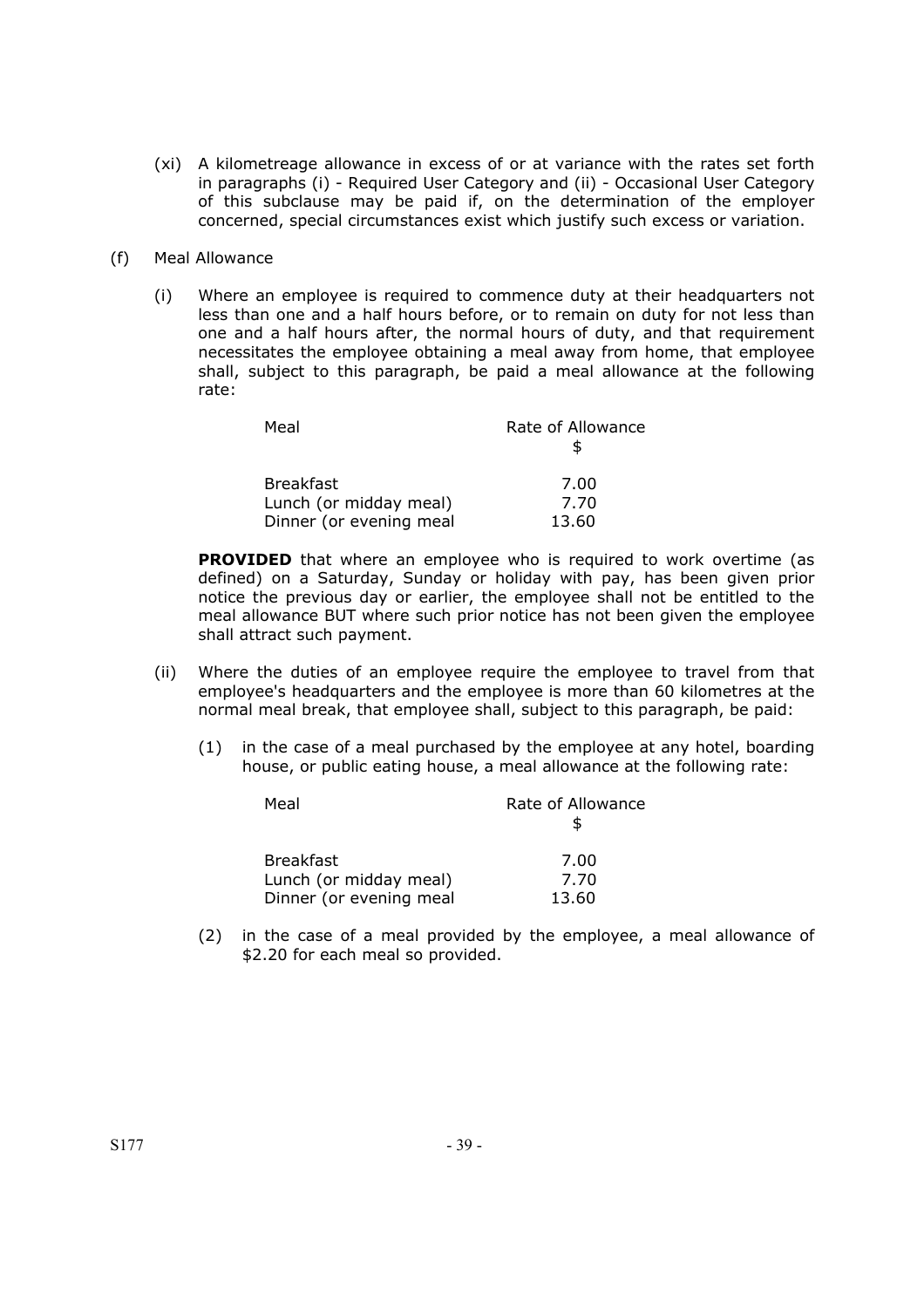(xi) A kilometreage allowance in excess of or at variance with the rates set forth in paragraphs (i) - Required User Category and (ii) - Occasional User Category of this subclause may be paid if, on the determination of the employer concerned, special circumstances exist which justify such excess or variation.

(f) Meal Allowance

(i) Where an employee is required to commence duty at their headquarters not less than one and a half hours before, or to remain on duty for not less than one and a half hours after, the normal hours of duty, and that requirement necessitates the employee obtaining a meal away from home, that employee shall, subject to this paragraph, be paid a meal allowance at the following rate:

| Meal | Rate of Allowance $ |
|---|---|
| Breakfast | 7.00 |
| Lunch (or midday meal) | 7.70 |
| Dinner (or evening meal | 13.60 |

**PROVIDED** that where an employee who is required to work overtime (as defined) on a Saturday, Sunday or holiday with pay, has been given prior notice the previous day or earlier, the employee shall not be entitled to the meal allowance BUT where such prior notice has not been given the employee shall attract such payment.

(ii) Where the duties of an employee require the employee to travel from that employee's headquarters and the employee is more than 60 kilometres at the normal meal break, that employee shall, subject to this paragraph, be paid:

(1) in the case of a meal purchased by the employee at any hotel, boarding house, or public eating house, a meal allowance at the following rate:

| Meal | Rate of Allowance $ |
|---|---|
| Breakfast | 7.00 |
| Lunch (or midday meal) | 7.70 |
| Dinner (or evening meal | 13.60 |

(2) in the case of a meal provided by the employee, a meal allowance of $2.20 for each meal so provided.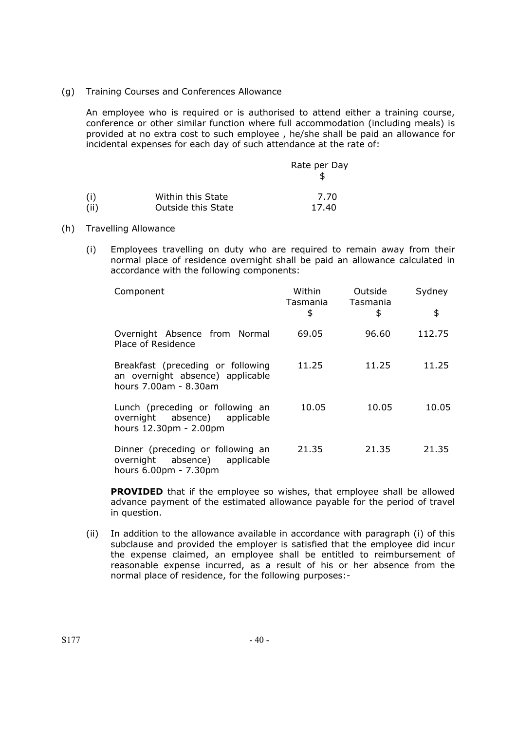(g) Training Courses and Conferences Allowance

An employee who is required or is authorised to attend either a training course, conference or other similar function where full accommodation (including meals) is provided at no extra cost to such employee , he/she shall be paid an allowance for incidental expenses for each day of such attendance at the rate of:

| | | Rate per Day $ |
|---|---|---|
| (i) | Within this State | 7.70 |
| (ii) | Outside this State | 17.40 |

(h) Travelling Allowance

(i) Employees travelling on duty who are required to remain away from their normal place of residence overnight shall be paid an allowance calculated in accordance with the following components:

| Component | Within Tasmania $ | Outside Tasmania $ | Sydney $ |
|---|---|---|---|
| Overnight Absence from Normal Place of Residence | 69.05 | 96.60 | 112.75 |
| Breakfast (preceding or following an overnight absence) applicable hours 7.00am - 8.30am | 11.25 | 11.25 | 11.25 |
| Lunch (preceding or following an overnight absence) applicable hours 12.30pm - 2.00pm | 10.05 | 10.05 | 10.05 |
| Dinner (preceding or following an overnight absence) applicable hours 6.00pm - 7.30pm | 21.35 | 21.35 | 21.35 |

**PROVIDED** that if the employee so wishes, that employee shall be allowed advance payment of the estimated allowance payable for the period of travel in question.

(ii) In addition to the allowance available in accordance with paragraph (i) of this subclause and provided the employer is satisfied that the employee did incur the expense claimed, an employee shall be entitled to reimbursement of reasonable expense incurred, as a result of his or her absence from the normal place of residence, for the following purposes:-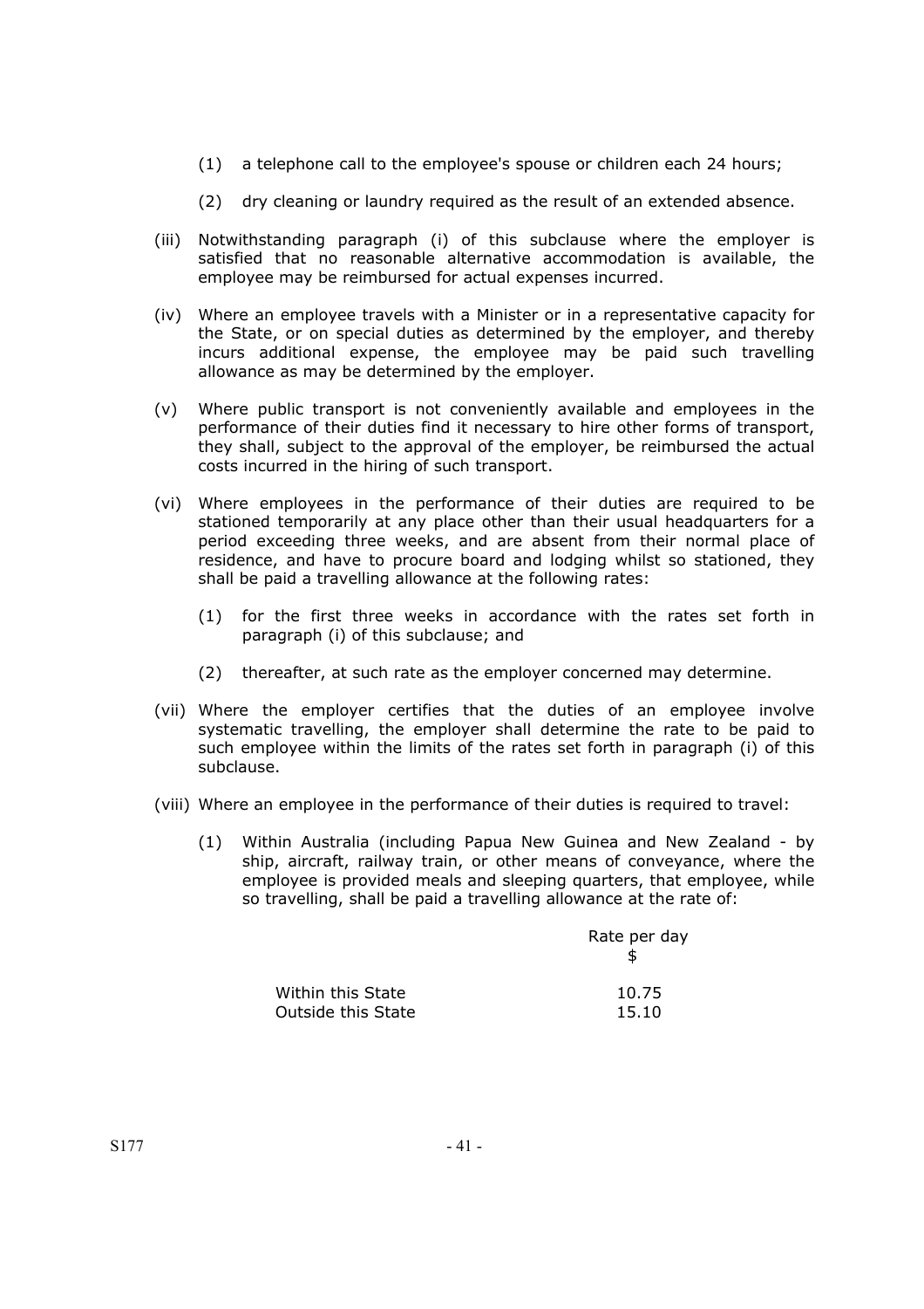(1) a telephone call to the employee's spouse or children each 24 hours;

(2) dry cleaning or laundry required as the result of an extended absence.

(iii) Notwithstanding paragraph (i) of this subclause where the employer is satisfied that no reasonable alternative accommodation is available, the employee may be reimbursed for actual expenses incurred.

(iv) Where an employee travels with a Minister or in a representative capacity for the State, or on special duties as determined by the employer, and thereby incurs additional expense, the employee may be paid such travelling allowance as may be determined by the employer.

(v) Where public transport is not conveniently available and employees in the performance of their duties find it necessary to hire other forms of transport, they shall, subject to the approval of the employer, be reimbursed the actual costs incurred in the hiring of such transport.

(vi) Where employees in the performance of their duties are required to be stationed temporarily at any place other than their usual headquarters for a period exceeding three weeks, and are absent from their normal place of residence, and have to procure board and lodging whilst so stationed, they shall be paid a travelling allowance at the following rates:

(1) for the first three weeks in accordance with the rates set forth in paragraph (i) of this subclause; and

(2) thereafter, at such rate as the employer concerned may determine.

(vii) Where the employer certifies that the duties of an employee involve systematic travelling, the employer shall determine the rate to be paid to such employee within the limits of the rates set forth in paragraph (i) of this subclause.

(viii) Where an employee in the performance of their duties is required to travel:

(1) Within Australia (including Papua New Guinea and New Zealand - by ship, aircraft, railway train, or other means of conveyance, where the employee is provided meals and sleeping quarters, that employee, while so travelling, shall be paid a travelling allowance at the rate of:

| | Rate per day<br>$ |
|---|---|
| Within this State | 10.75 |
| Outside this State | 15.10 |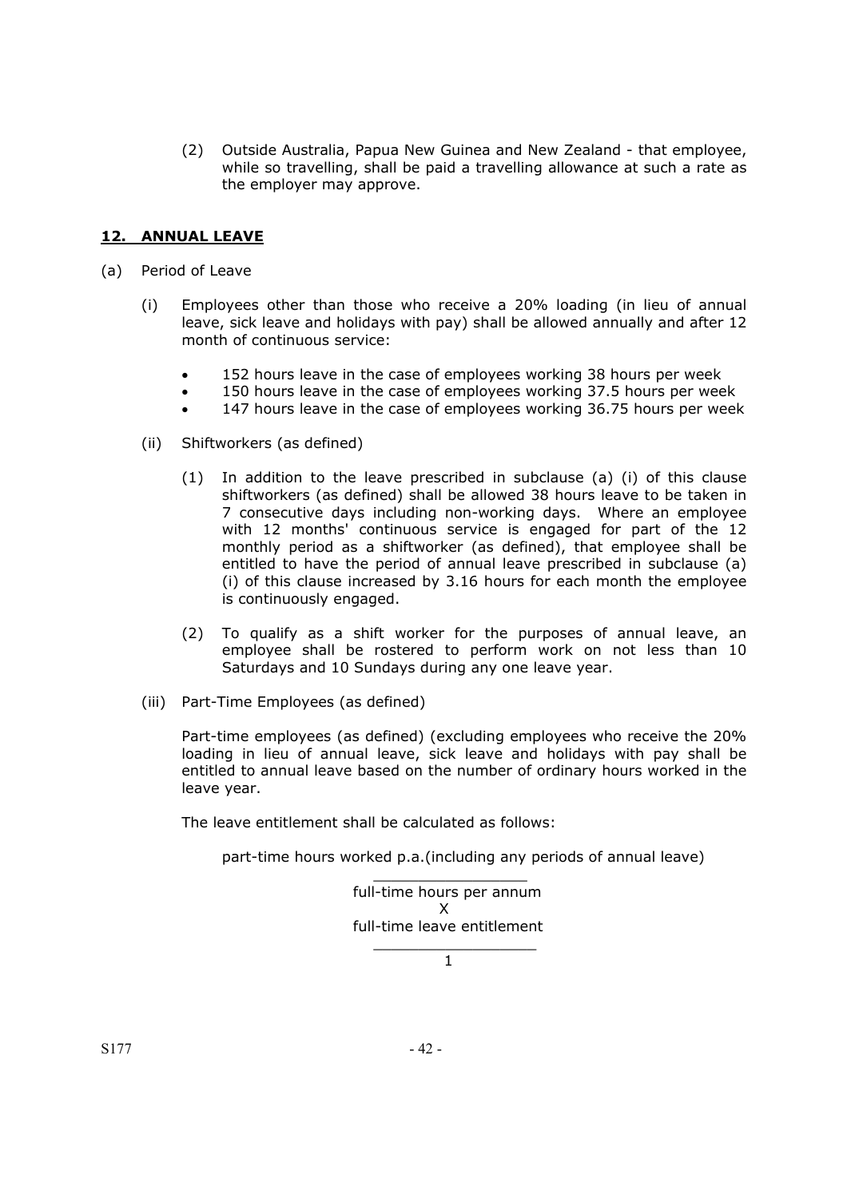(2) Outside Australia, Papua New Guinea and New Zealand - that employee, while so travelling, shall be paid a travelling allowance at such a rate as the employer may approve.

## 12. ANNUAL LEAVE

(a) Period of Leave

(i) Employees other than those who receive a 20% loading (in lieu of annual leave, sick leave and holidays with pay) shall be allowed annually and after 12 month of continuous service:

- 152 hours leave in the case of employees working 38 hours per week
- 150 hours leave in the case of employees working 37.5 hours per week
- 147 hours leave in the case of employees working 36.75 hours per week

(ii) Shiftworkers (as defined)

(1) In addition to the leave prescribed in subclause (a) (i) of this clause shiftworkers (as defined) shall be allowed 38 hours leave to be taken in 7 consecutive days including non-working days. Where an employee with 12 months' continuous service is engaged for part of the 12 monthly period as a shiftworker (as defined), that employee shall be entitled to have the period of annual leave prescribed in subclause (a) (i) of this clause increased by 3.16 hours for each month the employee is continuously engaged.

(2) To qualify as a shift worker for the purposes of annual leave, an employee shall be rostered to perform work on not less than 10 Saturdays and 10 Sundays during any one leave year.

(iii) Part-Time Employees (as defined)

Part-time employees (as defined) (excluding employees who receive the 20% loading in lieu of annual leave, sick leave and holidays with pay shall be entitled to annual leave based on the number of ordinary hours worked in the leave year.

The leave entitlement shall be calculated as follows:

$$\frac{\text{part-time hours worked p.a. (including any periods of annual leave)}}{\text{full-time hours per annum}} \times \frac{\text{full-time leave entitlement}}{1}$$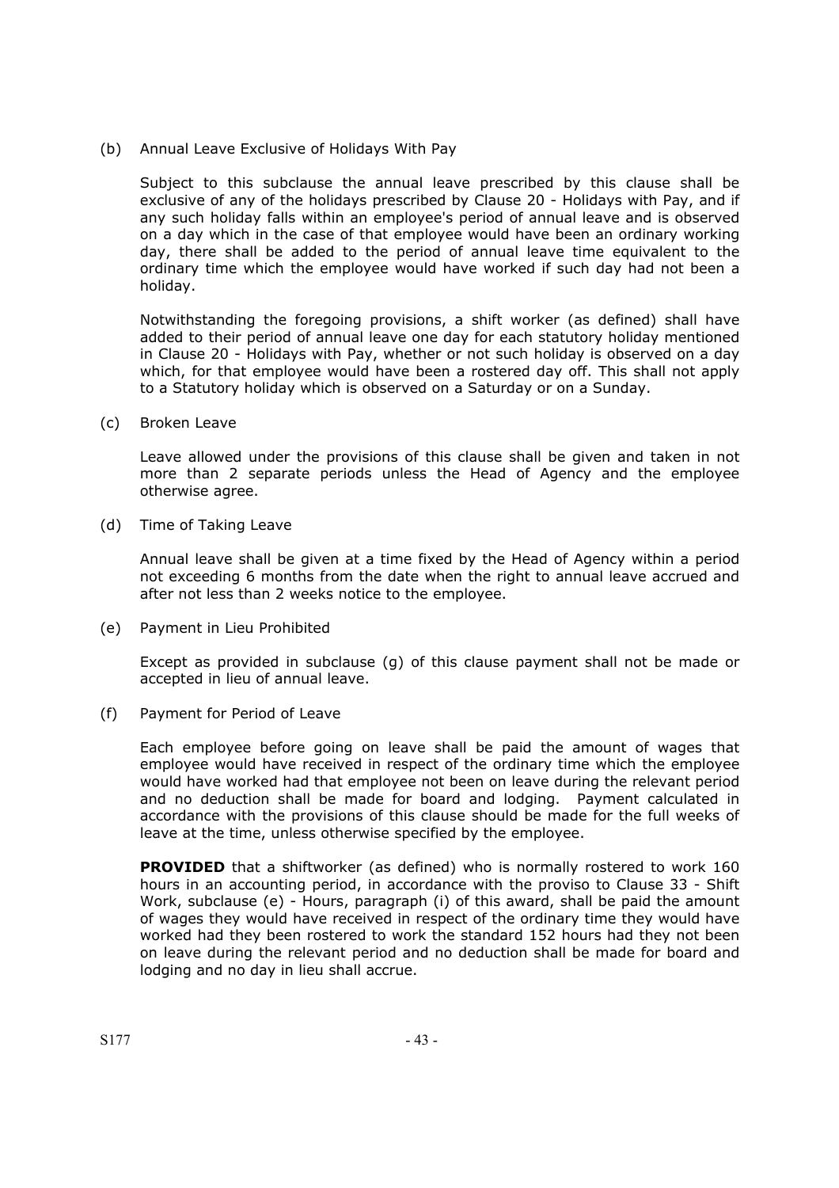(b) Annual Leave Exclusive of Holidays With Pay

Subject to this subclause the annual leave prescribed by this clause shall be exclusive of any of the holidays prescribed by Clause 20 - Holidays with Pay, and if any such holiday falls within an employee's period of annual leave and is observed on a day which in the case of that employee would have been an ordinary working day, there shall be added to the period of annual leave time equivalent to the ordinary time which the employee would have worked if such day had not been a holiday.

Notwithstanding the foregoing provisions, a shift worker (as defined) shall have added to their period of annual leave one day for each statutory holiday mentioned in Clause 20 - Holidays with Pay, whether or not such holiday is observed on a day which, for that employee would have been a rostered day off. This shall not apply to a Statutory holiday which is observed on a Saturday or on a Sunday.

(c) Broken Leave

Leave allowed under the provisions of this clause shall be given and taken in not more than 2 separate periods unless the Head of Agency and the employee otherwise agree.

(d) Time of Taking Leave

Annual leave shall be given at a time fixed by the Head of Agency within a period not exceeding 6 months from the date when the right to annual leave accrued and after not less than 2 weeks notice to the employee.

(e) Payment in Lieu Prohibited

Except as provided in subclause (g) of this clause payment shall not be made or accepted in lieu of annual leave.

(f) Payment for Period of Leave

Each employee before going on leave shall be paid the amount of wages that employee would have received in respect of the ordinary time which the employee would have worked had that employee not been on leave during the relevant period and no deduction shall be made for board and lodging. Payment calculated in accordance with the provisions of this clause should be made for the full weeks of leave at the time, unless otherwise specified by the employee.

**PROVIDED** that a shiftworker (as defined) who is normally rostered to work 160 hours in an accounting period, in accordance with the proviso to Clause 33 - Shift Work, subclause (e) - Hours, paragraph (i) of this award, shall be paid the amount of wages they would have received in respect of the ordinary time they would have worked had they been rostered to work the standard 152 hours had they not been on leave during the relevant period and no deduction shall be made for board and lodging and no day in lieu shall accrue.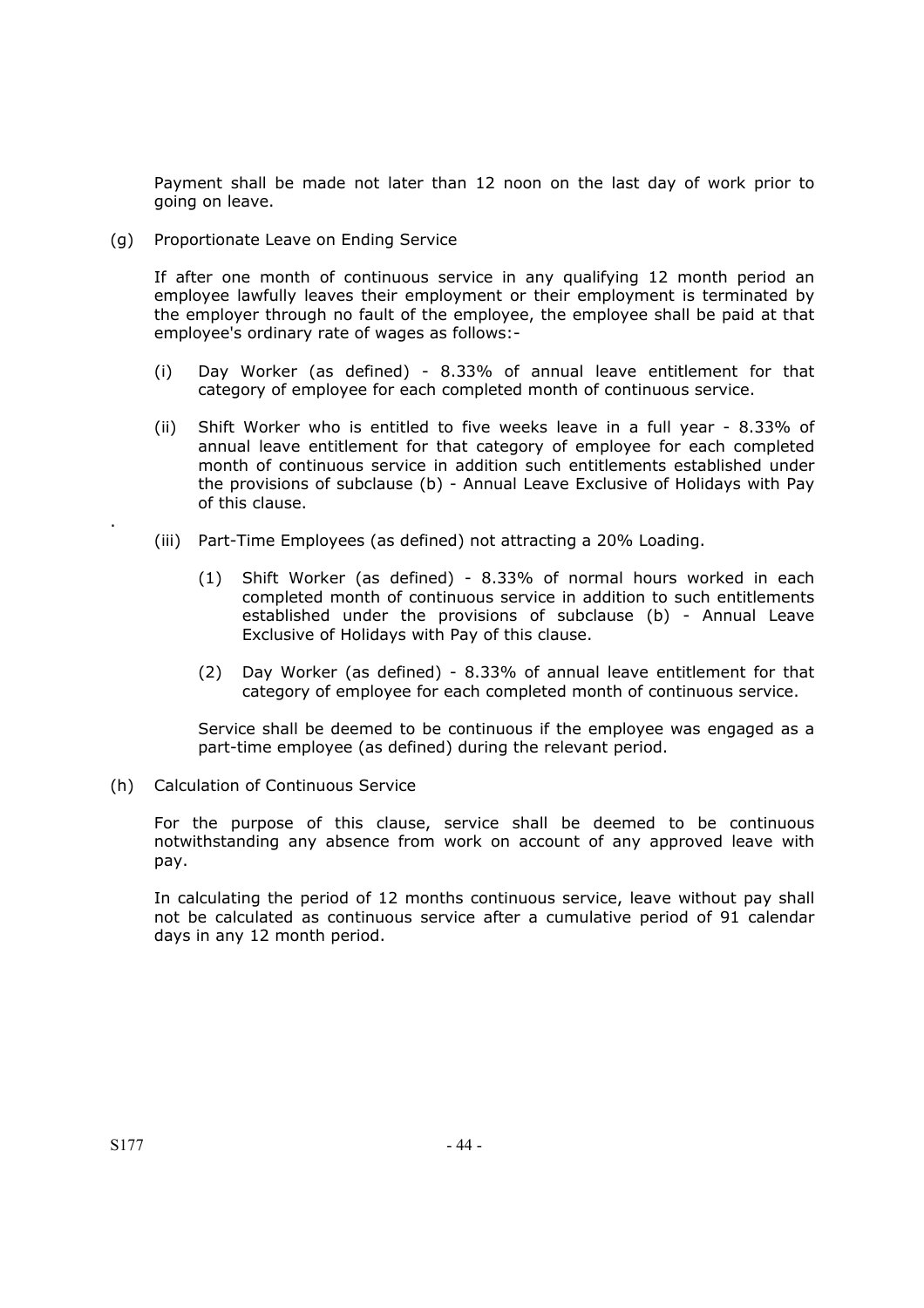Payment shall be made not later than 12 noon on the last day of work prior to going on leave.

(g) Proportionate Leave on Ending Service

If after one month of continuous service in any qualifying 12 month period an employee lawfully leaves their employment or their employment is terminated by the employer through no fault of the employee, the employee shall be paid at that employee's ordinary rate of wages as follows:-

(i) Day Worker (as defined) - 8.33% of annual leave entitlement for that category of employee for each completed month of continuous service.

(ii) Shift Worker who is entitled to five weeks leave in a full year - 8.33% of annual leave entitlement for that category of employee for each completed month of continuous service in addition such entitlements established under the provisions of subclause (b) - Annual Leave Exclusive of Holidays with Pay of this clause.

.

(iii) Part-Time Employees (as defined) not attracting a 20% Loading.

(1) Shift Worker (as defined) - 8.33% of normal hours worked in each completed month of continuous service in addition to such entitlements established under the provisions of subclause (b) - Annual Leave Exclusive of Holidays with Pay of this clause.

(2) Day Worker (as defined) - 8.33% of annual leave entitlement for that category of employee for each completed month of continuous service.

Service shall be deemed to be continuous if the employee was engaged as a part-time employee (as defined) during the relevant period.

(h) Calculation of Continuous Service

For the purpose of this clause, service shall be deemed to be continuous notwithstanding any absence from work on account of any approved leave with pay.

In calculating the period of 12 months continuous service, leave without pay shall not be calculated as continuous service after a cumulative period of 91 calendar days in any 12 month period.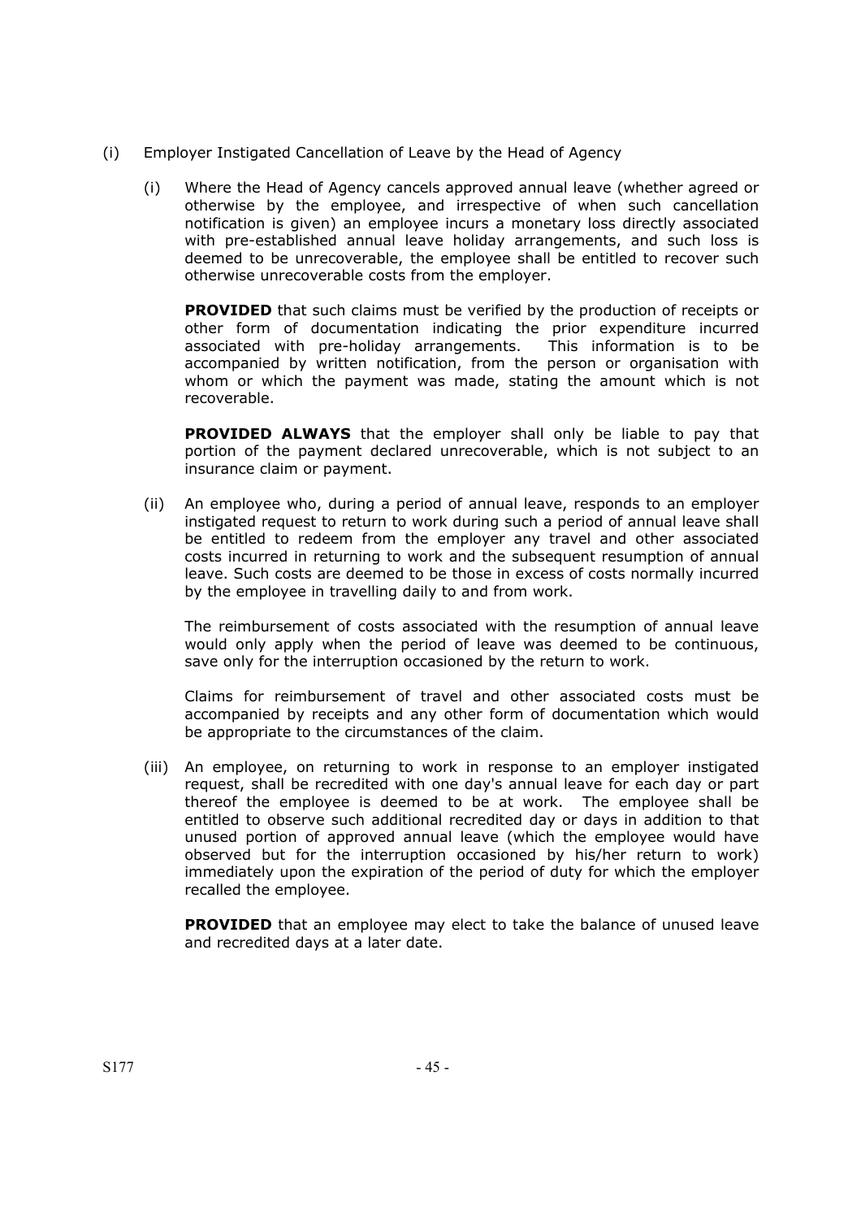(i) Employer Instigated Cancellation of Leave by the Head of Agency

(i) Where the Head of Agency cancels approved annual leave (whether agreed or otherwise by the employee, and irrespective of when such cancellation notification is given) an employee incurs a monetary loss directly associated with pre-established annual leave holiday arrangements, and such loss is deemed to be unrecoverable, the employee shall be entitled to recover such otherwise unrecoverable costs from the employer.

**PROVIDED** that such claims must be verified by the production of receipts or other form of documentation indicating the prior expenditure incurred associated with pre-holiday arrangements. This information is to be accompanied by written notification, from the person or organisation with whom or which the payment was made, stating the amount which is not recoverable.

**PROVIDED ALWAYS** that the employer shall only be liable to pay that portion of the payment declared unrecoverable, which is not subject to an insurance claim or payment.

(ii) An employee who, during a period of annual leave, responds to an employer instigated request to return to work during such a period of annual leave shall be entitled to redeem from the employer any travel and other associated costs incurred in returning to work and the subsequent resumption of annual leave. Such costs are deemed to be those in excess of costs normally incurred by the employee in travelling daily to and from work.

The reimbursement of costs associated with the resumption of annual leave would only apply when the period of leave was deemed to be continuous, save only for the interruption occasioned by the return to work.

Claims for reimbursement of travel and other associated costs must be accompanied by receipts and any other form of documentation which would be appropriate to the circumstances of the claim.

(iii) An employee, on returning to work in response to an employer instigated request, shall be recredited with one day's annual leave for each day or part thereof the employee is deemed to be at work. The employee shall be entitled to observe such additional recredited day or days in addition to that unused portion of approved annual leave (which the employee would have observed but for the interruption occasioned by his/her return to work) immediately upon the expiration of the period of duty for which the employer recalled the employee.

**PROVIDED** that an employee may elect to take the balance of unused leave and recredited days at a later date.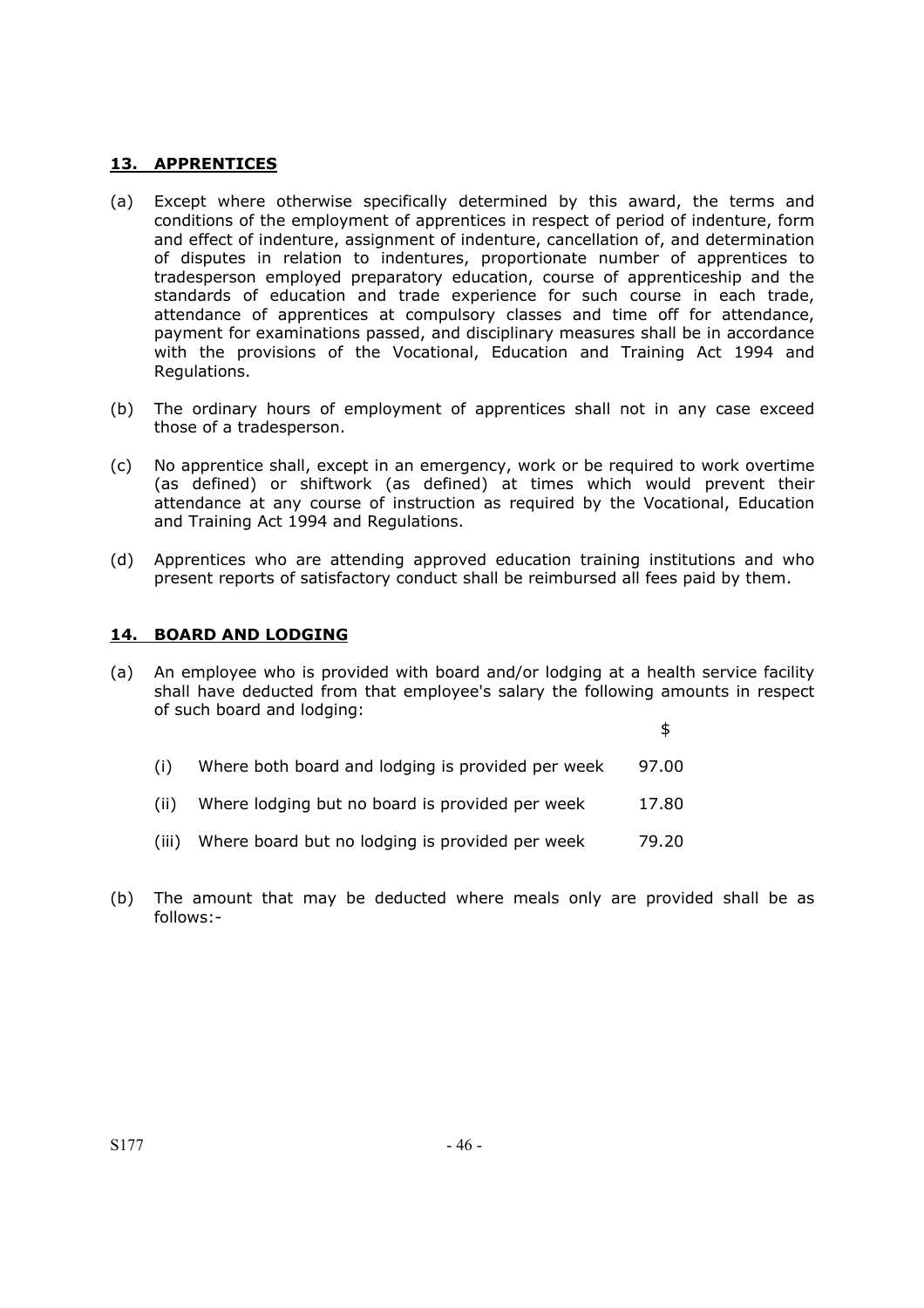## 13. APPRENTICES

(a) Except where otherwise specifically determined by this award, the terms and conditions of the employment of apprentices in respect of period of indenture, form and effect of indenture, assignment of indenture, cancellation of, and determination of disputes in relation to indentures, proportionate number of apprentices to tradesperson employed preparatory education, course of apprenticeship and the standards of education and trade experience for such course in each trade, attendance of apprentices at compulsory classes and time off for attendance, payment for examinations passed, and disciplinary measures shall be in accordance with the provisions of the Vocational, Education and Training Act 1994 and Regulations.

(b) The ordinary hours of employment of apprentices shall not in any case exceed those of a tradesperson.

(c) No apprentice shall, except in an emergency, work or be required to work overtime (as defined) or shiftwork (as defined) at times which would prevent their attendance at any course of instruction as required by the Vocational, Education and Training Act 1994 and Regulations.

(d) Apprentices who are attending approved education training institutions and who present reports of satisfactory conduct shall be reimbursed all fees paid by them.

## 14. BOARD AND LODGING

(a) An employee who is provided with board and/or lodging at a health service facility shall have deducted from that employee's salary the following amounts in respect of such board and lodging:

| | | $ |
|---|---|---|
| (i) | Where both board and lodging is provided per week | 97.00 |
| (ii) | Where lodging but no board is provided per week | 17.80 |
| (iii) | Where board but no lodging is provided per week | 79.20 |

(b) The amount that may be deducted where meals only are provided shall be as follows:-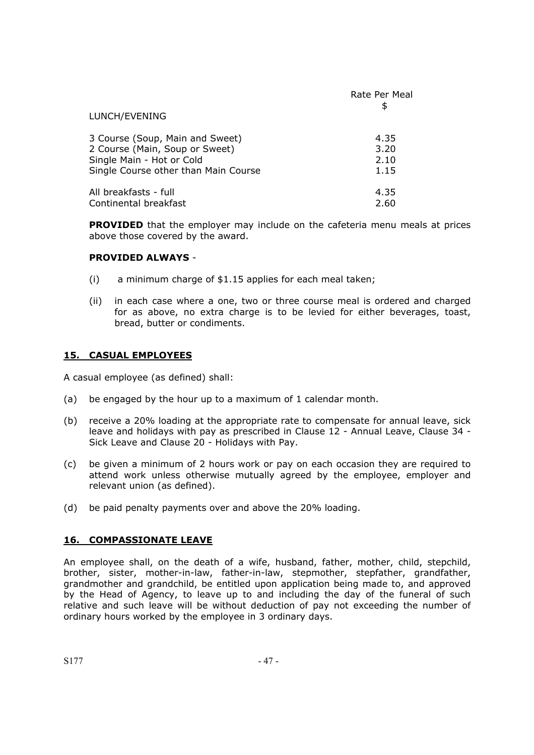| | Rate Per Meal $ |
|---|---|
| LUNCH/EVENING | |
| 3 Course (Soup, Main and Sweet) | 4.35 |
| 2 Course (Main, Soup or Sweet) | 3.20 |
| Single Main - Hot or Cold | 2.10 |
| Single Course other than Main Course | 1.15 |
| All breakfasts - full | 4.35 |
| Continental breakfast | 2.60 |

**PROVIDED** that the employer may include on the cafeteria menu meals at prices above those covered by the award.

**PROVIDED ALWAYS** -

(i) a minimum charge of $1.15 applies for each meal taken;

(ii) in each case where a one, two or three course meal is ordered and charged for as above, no extra charge is to be levied for either beverages, toast, bread, butter or condiments.

## 15. CASUAL EMPLOYEES

A casual employee (as defined) shall:

(a) be engaged by the hour up to a maximum of 1 calendar month.

(b) receive a 20% loading at the appropriate rate to compensate for annual leave, sick leave and holidays with pay as prescribed in Clause 12 - Annual Leave, Clause 34 - Sick Leave and Clause 20 - Holidays with Pay.

(c) be given a minimum of 2 hours work or pay on each occasion they are required to attend work unless otherwise mutually agreed by the employee, employer and relevant union (as defined).

(d) be paid penalty payments over and above the 20% loading.

## 16. COMPASSIONATE LEAVE

An employee shall, on the death of a wife, husband, father, mother, child, stepchild, brother, sister, mother-in-law, father-in-law, stepmother, stepfather, grandfather, grandmother and grandchild, be entitled upon application being made to, and approved by the Head of Agency, to leave up to and including the day of the funeral of such relative and such leave will be without deduction of pay not exceeding the number of ordinary hours worked by the employee in 3 ordinary days.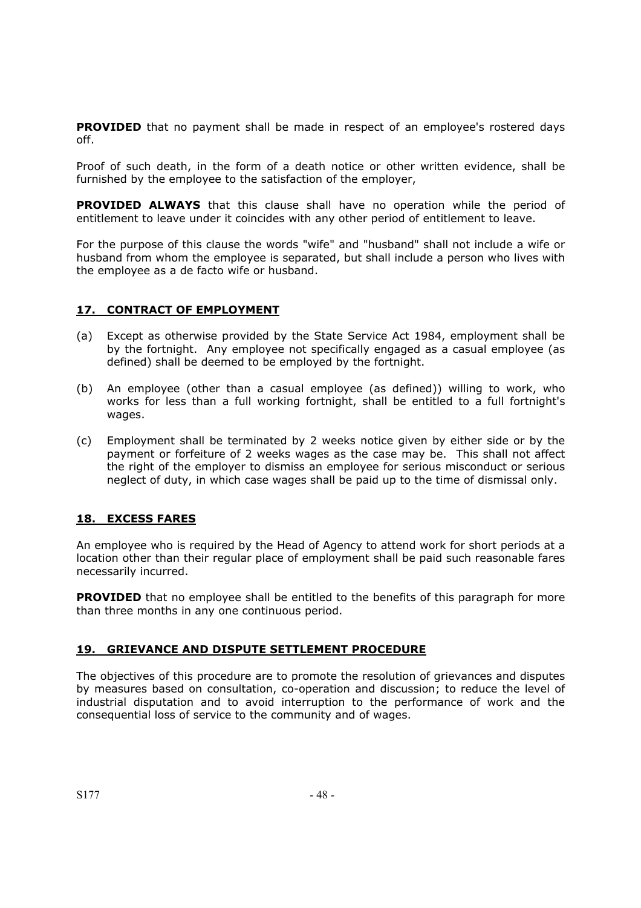**PROVIDED** that no payment shall be made in respect of an employee's rostered days off.

Proof of such death, in the form of a death notice or other written evidence, shall be furnished by the employee to the satisfaction of the employer,

**PROVIDED ALWAYS** that this clause shall have no operation while the period of entitlement to leave under it coincides with any other period of entitlement to leave.

For the purpose of this clause the words "wife" and "husband" shall not include a wife or husband from whom the employee is separated, but shall include a person who lives with the employee as a de facto wife or husband.

## 17. CONTRACT OF EMPLOYMENT

(a) Except as otherwise provided by the State Service Act 1984, employment shall be by the fortnight. Any employee not specifically engaged as a casual employee (as defined) shall be deemed to be employed by the fortnight.

(b) An employee (other than a casual employee (as defined)) willing to work, who works for less than a full working fortnight, shall be entitled to a full fortnight's wages.

(c) Employment shall be terminated by 2 weeks notice given by either side or by the payment or forfeiture of 2 weeks wages as the case may be. This shall not affect the right of the employer to dismiss an employee for serious misconduct or serious neglect of duty, in which case wages shall be paid up to the time of dismissal only.

## 18. EXCESS FARES

An employee who is required by the Head of Agency to attend work for short periods at a location other than their regular place of employment shall be paid such reasonable fares necessarily incurred.

**PROVIDED** that no employee shall be entitled to the benefits of this paragraph for more than three months in any one continuous period.

## 19. GRIEVANCE AND DISPUTE SETTLEMENT PROCEDURE

The objectives of this procedure are to promote the resolution of grievances and disputes by measures based on consultation, co-operation and discussion; to reduce the level of industrial disputation and to avoid interruption to the performance of work and the consequential loss of service to the community and of wages.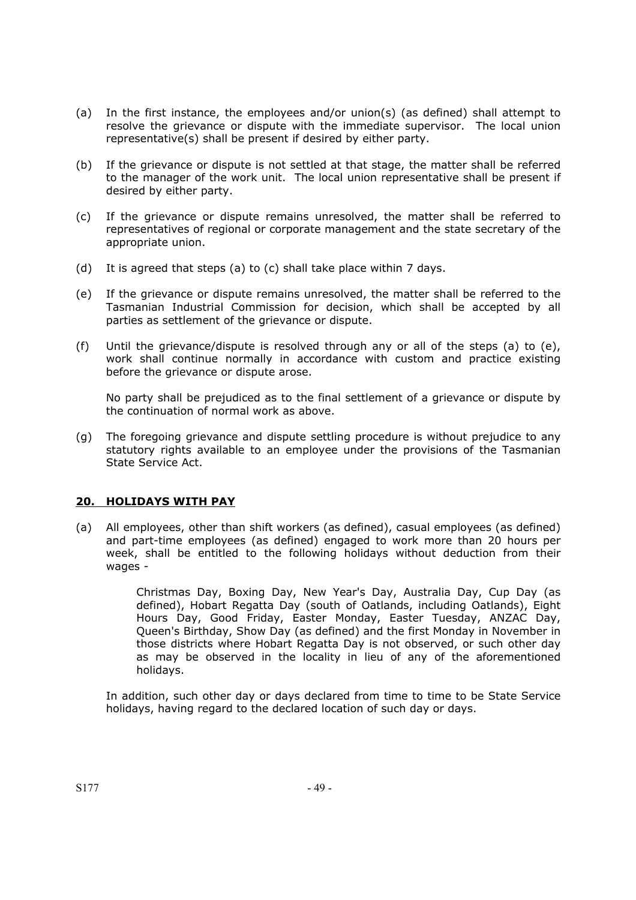(a) In the first instance, the employees and/or union(s) (as defined) shall attempt to resolve the grievance or dispute with the immediate supervisor. The local union representative(s) shall be present if desired by either party.

(b) If the grievance or dispute is not settled at that stage, the matter shall be referred to the manager of the work unit. The local union representative shall be present if desired by either party.

(c) If the grievance or dispute remains unresolved, the matter shall be referred to representatives of regional or corporate management and the state secretary of the appropriate union.

(d) It is agreed that steps (a) to (c) shall take place within 7 days.

(e) If the grievance or dispute remains unresolved, the matter shall be referred to the Tasmanian Industrial Commission for decision, which shall be accepted by all parties as settlement of the grievance or dispute.

(f) Until the grievance/dispute is resolved through any or all of the steps (a) to (e), work shall continue normally in accordance with custom and practice existing before the grievance or dispute arose.

No party shall be prejudiced as to the final settlement of a grievance or dispute by the continuation of normal work as above.

(g) The foregoing grievance and dispute settling procedure is without prejudice to any statutory rights available to an employee under the provisions of the Tasmanian State Service Act.

## 20. HOLIDAYS WITH PAY

(a) All employees, other than shift workers (as defined), casual employees (as defined) and part-time employees (as defined) engaged to work more than 20 hours per week, shall be entitled to the following holidays without deduction from their wages -

> Christmas Day, Boxing Day, New Year's Day, Australia Day, Cup Day (as defined), Hobart Regatta Day (south of Oatlands, including Oatlands), Eight Hours Day, Good Friday, Easter Monday, Easter Tuesday, ANZAC Day, Queen's Birthday, Show Day (as defined) and the first Monday in November in those districts where Hobart Regatta Day is not observed, or such other day as may be observed in the locality in lieu of any of the aforementioned holidays.

In addition, such other day or days declared from time to time to be State Service holidays, having regard to the declared location of such day or days.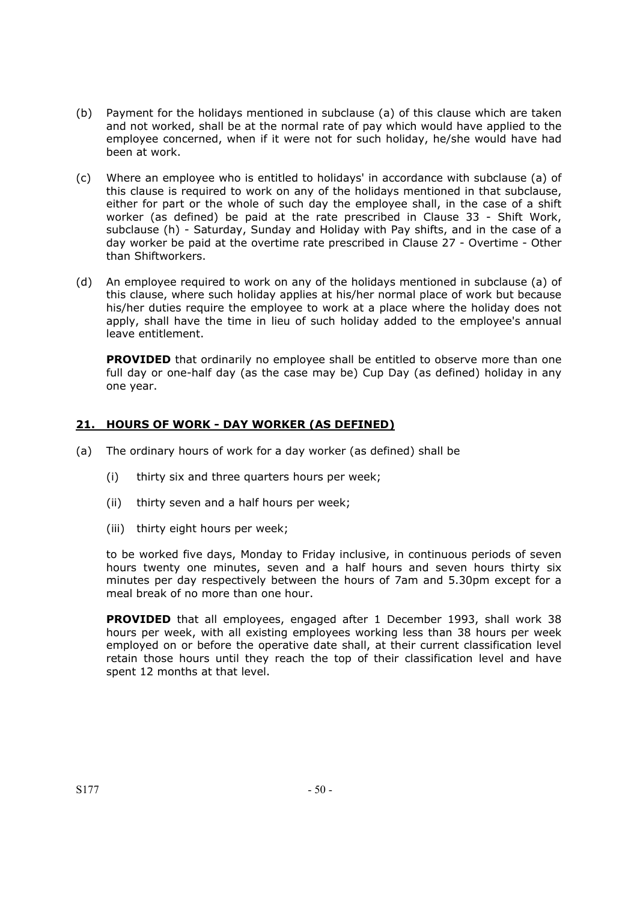(b) Payment for the holidays mentioned in subclause (a) of this clause which are taken and not worked, shall be at the normal rate of pay which would have applied to the employee concerned, when if it were not for such holiday, he/she would have had been at work.

(c) Where an employee who is entitled to holidays' in accordance with subclause (a) of this clause is required to work on any of the holidays mentioned in that subclause, either for part or the whole of such day the employee shall, in the case of a shift worker (as defined) be paid at the rate prescribed in Clause 33 - Shift Work, subclause (h) - Saturday, Sunday and Holiday with Pay shifts, and in the case of a day worker be paid at the overtime rate prescribed in Clause 27 - Overtime - Other than Shiftworkers.

(d) An employee required to work on any of the holidays mentioned in subclause (a) of this clause, where such holiday applies at his/her normal place of work but because his/her duties require the employee to work at a place where the holiday does not apply, shall have the time in lieu of such holiday added to the employee's annual leave entitlement.

**PROVIDED** that ordinarily no employee shall be entitled to observe more than one full day or one-half day (as the case may be) Cup Day (as defined) holiday in any one year.

## 21. HOURS OF WORK - DAY WORKER (AS DEFINED)

(a) The ordinary hours of work for a day worker (as defined) shall be

(i) thirty six and three quarters hours per week;

(ii) thirty seven and a half hours per week;

(iii) thirty eight hours per week;

to be worked five days, Monday to Friday inclusive, in continuous periods of seven hours twenty one minutes, seven and a half hours and seven hours thirty six minutes per day respectively between the hours of 7am and 5.30pm except for a meal break of no more than one hour.

**PROVIDED** that all employees, engaged after 1 December 1993, shall work 38 hours per week, with all existing employees working less than 38 hours per week employed on or before the operative date shall, at their current classification level retain those hours until they reach the top of their classification level and have spent 12 months at that level.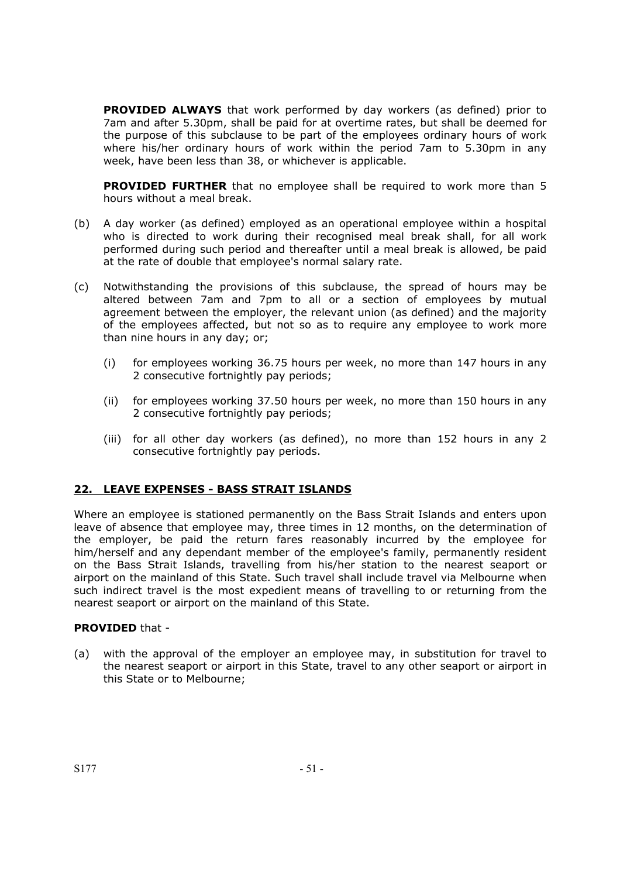**PROVIDED ALWAYS** that work performed by day workers (as defined) prior to 7am and after 5.30pm, shall be paid for at overtime rates, but shall be deemed for the purpose of this subclause to be part of the employees ordinary hours of work where his/her ordinary hours of work within the period 7am to 5.30pm in any week, have been less than 38, or whichever is applicable.

**PROVIDED FURTHER** that no employee shall be required to work more than 5 hours without a meal break.

(b) A day worker (as defined) employed as an operational employee within a hospital who is directed to work during their recognised meal break shall, for all work performed during such period and thereafter until a meal break is allowed, be paid at the rate of double that employee's normal salary rate.

(c) Notwithstanding the provisions of this subclause, the spread of hours may be altered between 7am and 7pm to all or a section of employees by mutual agreement between the employer, the relevant union (as defined) and the majority of the employees affected, but not so as to require any employee to work more than nine hours in any day; or;

  (i) for employees working 36.75 hours per week, no more than 147 hours in any 2 consecutive fortnightly pay periods;

  (ii) for employees working 37.50 hours per week, no more than 150 hours in any 2 consecutive fortnightly pay periods;

  (iii) for all other day workers (as defined), no more than 152 hours in any 2 consecutive fortnightly pay periods.

## 22. LEAVE EXPENSES - BASS STRAIT ISLANDS

Where an employee is stationed permanently on the Bass Strait Islands and enters upon leave of absence that employee may, three times in 12 months, on the determination of the employer, be paid the return fares reasonably incurred by the employee for him/herself and any dependant member of the employee's family, permanently resident on the Bass Strait Islands, travelling from his/her station to the nearest seaport or airport on the mainland of this State. Such travel shall include travel via Melbourne when such indirect travel is the most expedient means of travelling to or returning from the nearest seaport or airport on the mainland of this State.

**PROVIDED** that -

(a) with the approval of the employer an employee may, in substitution for travel to the nearest seaport or airport in this State, travel to any other seaport or airport in this State or to Melbourne;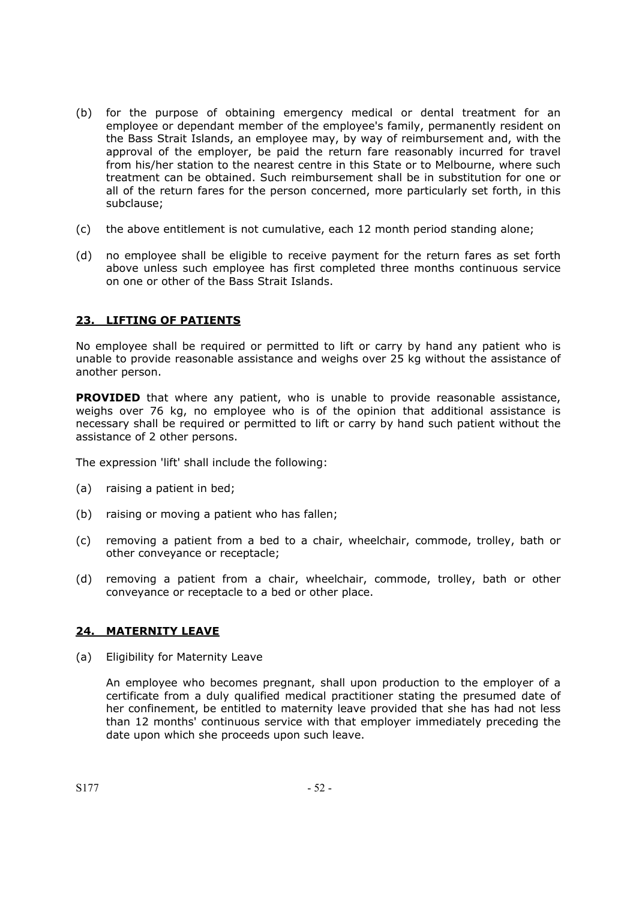(b) for the purpose of obtaining emergency medical or dental treatment for an employee or dependant member of the employee's family, permanently resident on the Bass Strait Islands, an employee may, by way of reimbursement and, with the approval of the employer, be paid the return fare reasonably incurred for travel from his/her station to the nearest centre in this State or to Melbourne, where such treatment can be obtained. Such reimbursement shall be in substitution for one or all of the return fares for the person concerned, more particularly set forth, in this subclause;

(c) the above entitlement is not cumulative, each 12 month period standing alone;

(d) no employee shall be eligible to receive payment for the return fares as set forth above unless such employee has first completed three months continuous service on one or other of the Bass Strait Islands.

## 23. LIFTING OF PATIENTS

No employee shall be required or permitted to lift or carry by hand any patient who is unable to provide reasonable assistance and weighs over 25 kg without the assistance of another person.

**PROVIDED** that where any patient, who is unable to provide reasonable assistance, weighs over 76 kg, no employee who is of the opinion that additional assistance is necessary shall be required or permitted to lift or carry by hand such patient without the assistance of 2 other persons.

The expression 'lift' shall include the following:

(a) raising a patient in bed;

(b) raising or moving a patient who has fallen;

(c) removing a patient from a bed to a chair, wheelchair, commode, trolley, bath or other conveyance or receptacle;

(d) removing a patient from a chair, wheelchair, commode, trolley, bath or other conveyance or receptacle to a bed or other place.

## 24. MATERNITY LEAVE

(a) Eligibility for Maternity Leave

An employee who becomes pregnant, shall upon production to the employer of a certificate from a duly qualified medical practitioner stating the presumed date of her confinement, be entitled to maternity leave provided that she has had not less than 12 months' continuous service with that employer immediately preceding the date upon which she proceeds upon such leave.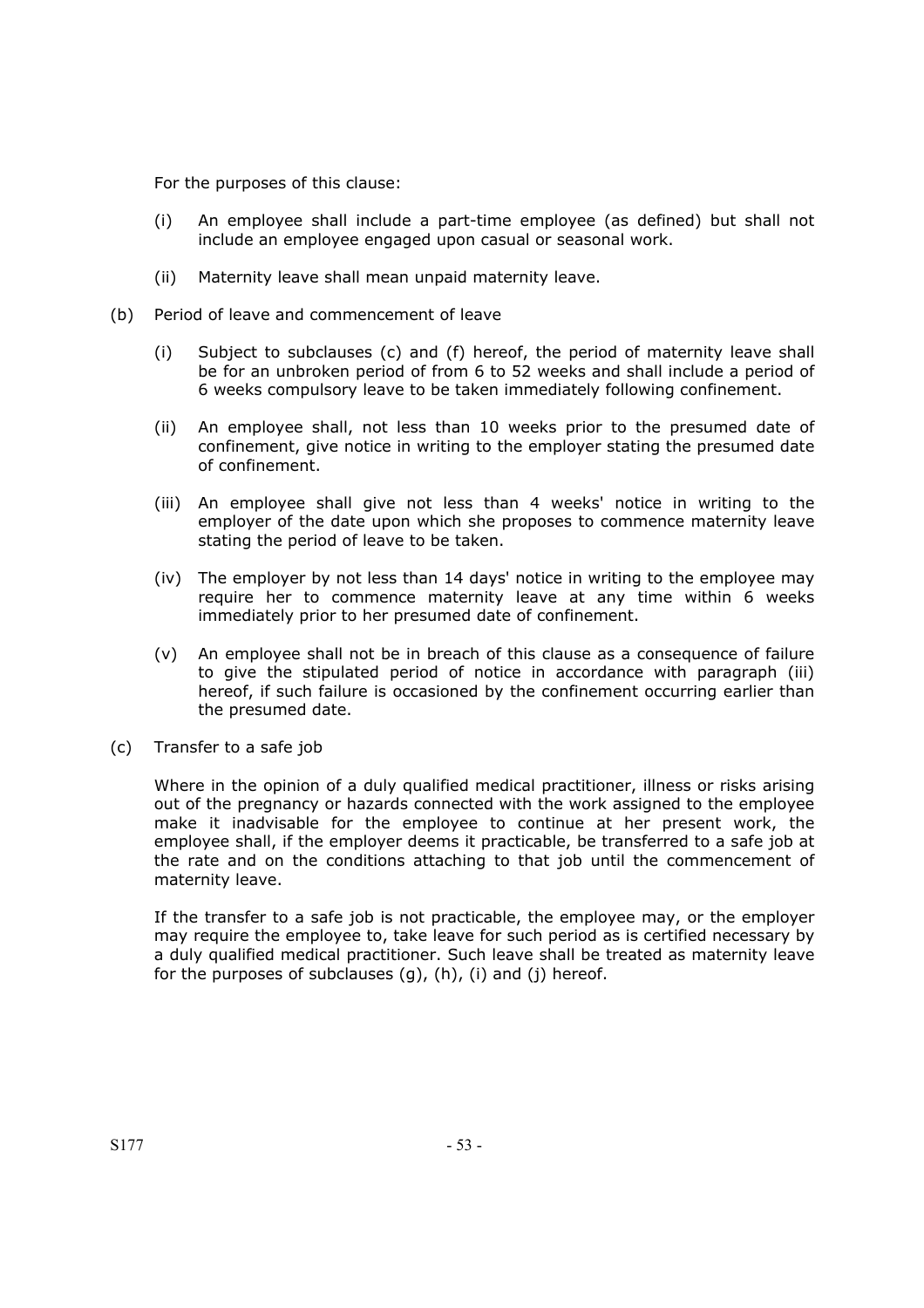For the purposes of this clause:

(i) An employee shall include a part-time employee (as defined) but shall not include an employee engaged upon casual or seasonal work.

(ii) Maternity leave shall mean unpaid maternity leave.

(b) Period of leave and commencement of leave

(i) Subject to subclauses (c) and (f) hereof, the period of maternity leave shall be for an unbroken period of from 6 to 52 weeks and shall include a period of 6 weeks compulsory leave to be taken immediately following confinement.

(ii) An employee shall, not less than 10 weeks prior to the presumed date of confinement, give notice in writing to the employer stating the presumed date of confinement.

(iii) An employee shall give not less than 4 weeks' notice in writing to the employer of the date upon which she proposes to commence maternity leave stating the period of leave to be taken.

(iv) The employer by not less than 14 days' notice in writing to the employee may require her to commence maternity leave at any time within 6 weeks immediately prior to her presumed date of confinement.

(v) An employee shall not be in breach of this clause as a consequence of failure to give the stipulated period of notice in accordance with paragraph (iii) hereof, if such failure is occasioned by the confinement occurring earlier than the presumed date.

(c) Transfer to a safe job

Where in the opinion of a duly qualified medical practitioner, illness or risks arising out of the pregnancy or hazards connected with the work assigned to the employee make it inadvisable for the employee to continue at her present work, the employee shall, if the employer deems it practicable, be transferred to a safe job at the rate and on the conditions attaching to that job until the commencement of maternity leave.

If the transfer to a safe job is not practicable, the employee may, or the employer may require the employee to, take leave for such period as is certified necessary by a duly qualified medical practitioner. Such leave shall be treated as maternity leave for the purposes of subclauses (g), (h), (i) and (j) hereof.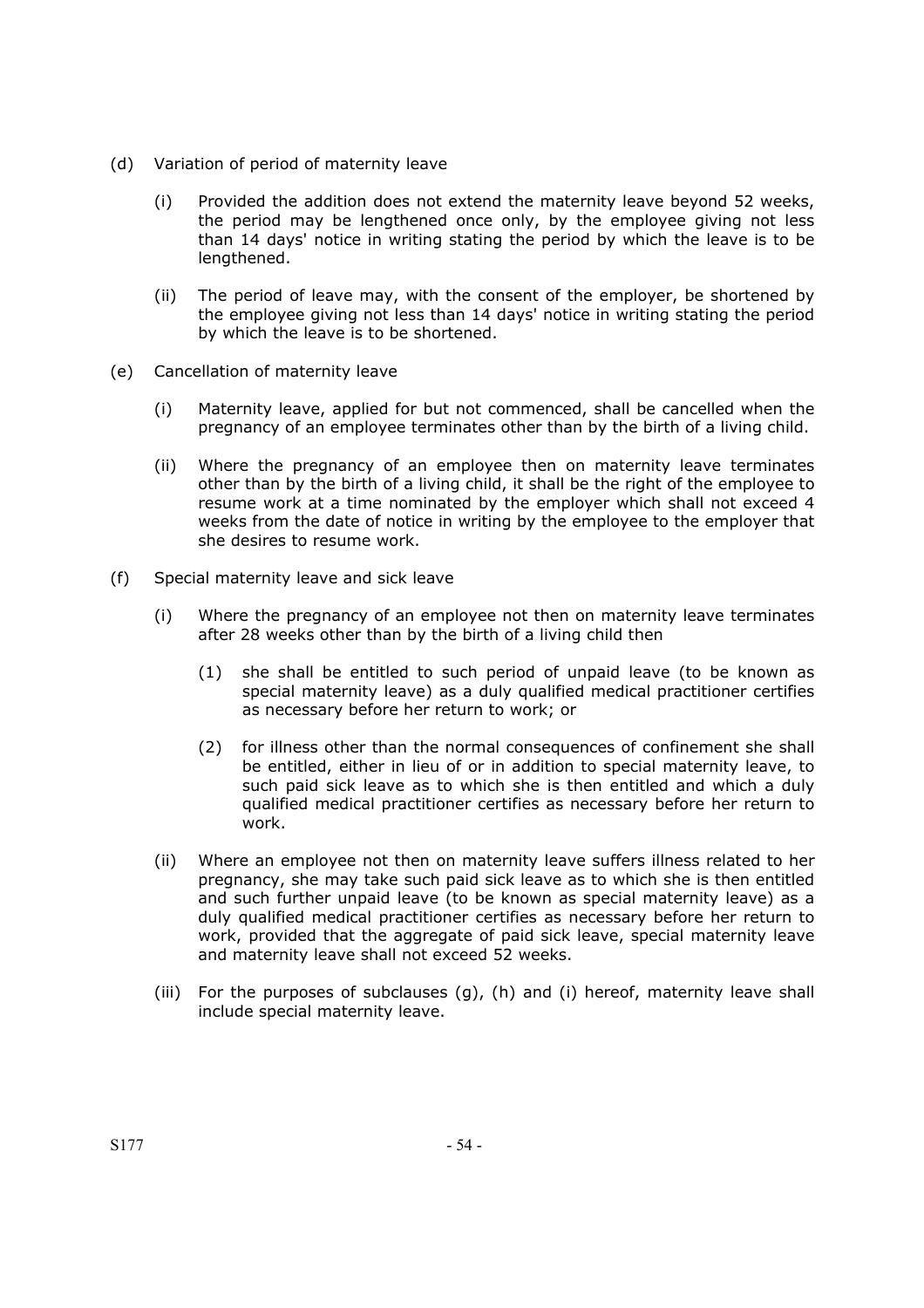(d) Variation of period of maternity leave

(i) Provided the addition does not extend the maternity leave beyond 52 weeks, the period may be lengthened once only, by the employee giving not less than 14 days' notice in writing stating the period by which the leave is to be lengthened.

(ii) The period of leave may, with the consent of the employer, be shortened by the employee giving not less than 14 days' notice in writing stating the period by which the leave is to be shortened.

(e) Cancellation of maternity leave

(i) Maternity leave, applied for but not commenced, shall be cancelled when the pregnancy of an employee terminates other than by the birth of a living child.

(ii) Where the pregnancy of an employee then on maternity leave terminates other than by the birth of a living child, it shall be the right of the employee to resume work at a time nominated by the employer which shall not exceed 4 weeks from the date of notice in writing by the employee to the employer that she desires to resume work.

(f) Special maternity leave and sick leave

(i) Where the pregnancy of an employee not then on maternity leave terminates after 28 weeks other than by the birth of a living child then

(1) she shall be entitled to such period of unpaid leave (to be known as special maternity leave) as a duly qualified medical practitioner certifies as necessary before her return to work; or

(2) for illness other than the normal consequences of confinement she shall be entitled, either in lieu of or in addition to special maternity leave, to such paid sick leave as to which she is then entitled and which a duly qualified medical practitioner certifies as necessary before her return to work.

(ii) Where an employee not then on maternity leave suffers illness related to her pregnancy, she may take such paid sick leave as to which she is then entitled and such further unpaid leave (to be known as special maternity leave) as a duly qualified medical practitioner certifies as necessary before her return to work, provided that the aggregate of paid sick leave, special maternity leave and maternity leave shall not exceed 52 weeks.

(iii) For the purposes of subclauses (g), (h) and (i) hereof, maternity leave shall include special maternity leave.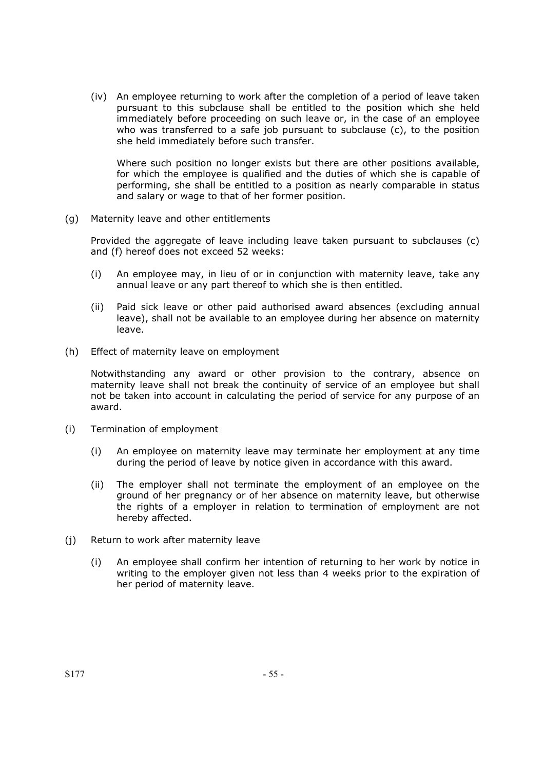(iv) An employee returning to work after the completion of a period of leave taken pursuant to this subclause shall be entitled to the position which she held immediately before proceeding on such leave or, in the case of an employee who was transferred to a safe job pursuant to subclause (c), to the position she held immediately before such transfer.

Where such position no longer exists but there are other positions available, for which the employee is qualified and the duties of which she is capable of performing, she shall be entitled to a position as nearly comparable in status and salary or wage to that of her former position.

(g) Maternity leave and other entitlements

Provided the aggregate of leave including leave taken pursuant to subclauses (c) and (f) hereof does not exceed 52 weeks:

(i) An employee may, in lieu of or in conjunction with maternity leave, take any annual leave or any part thereof to which she is then entitled.

(ii) Paid sick leave or other paid authorised award absences (excluding annual leave), shall not be available to an employee during her absence on maternity leave.

(h) Effect of maternity leave on employment

Notwithstanding any award or other provision to the contrary, absence on maternity leave shall not break the continuity of service of an employee but shall not be taken into account in calculating the period of service for any purpose of an award.

(i) Termination of employment

(i) An employee on maternity leave may terminate her employment at any time during the period of leave by notice given in accordance with this award.

(ii) The employer shall not terminate the employment of an employee on the ground of her pregnancy or of her absence on maternity leave, but otherwise the rights of a employer in relation to termination of employment are not hereby affected.

(j) Return to work after maternity leave

(i) An employee shall confirm her intention of returning to her work by notice in writing to the employer given not less than 4 weeks prior to the expiration of her period of maternity leave.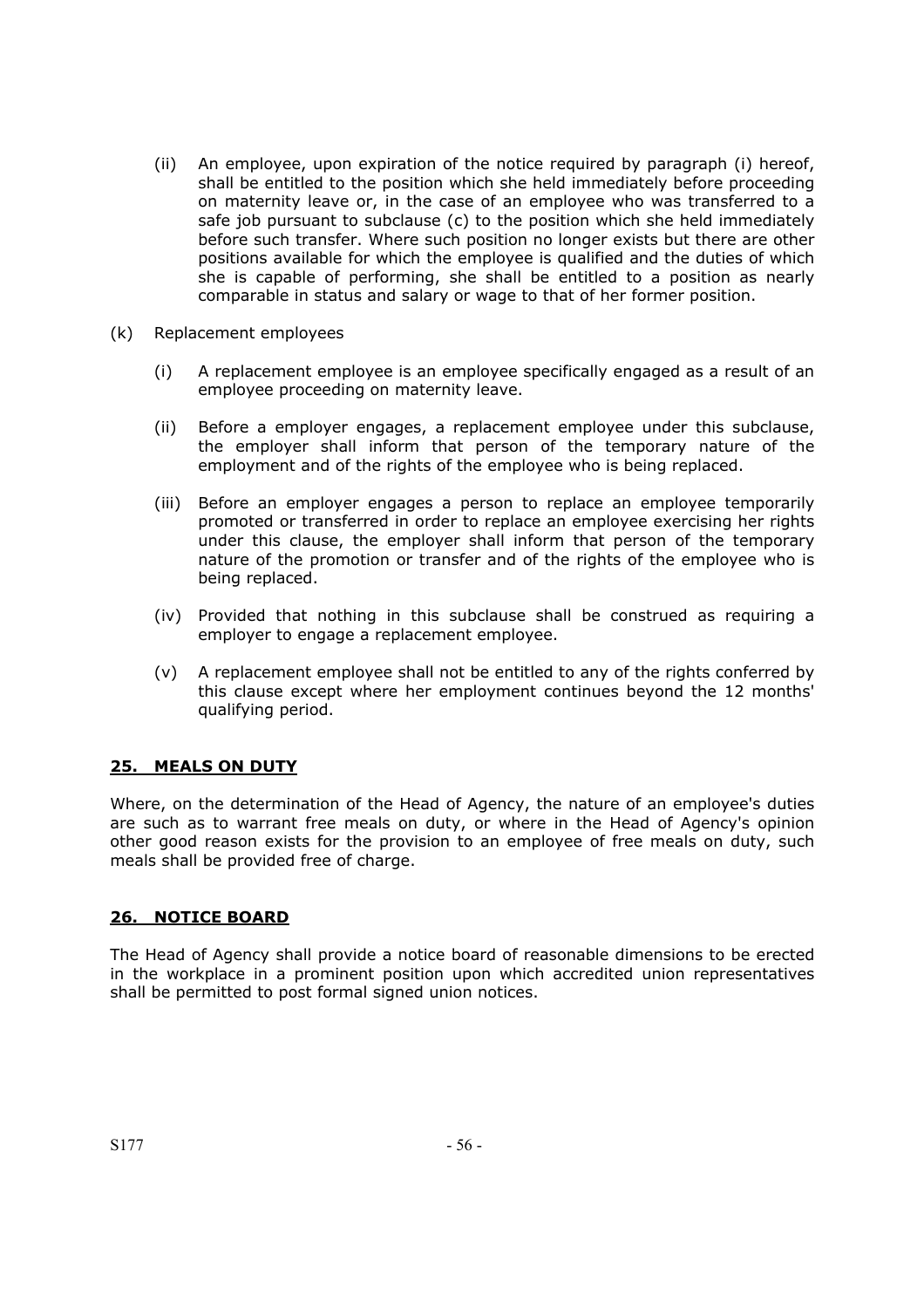(ii) An employee, upon expiration of the notice required by paragraph (i) hereof, shall be entitled to the position which she held immediately before proceeding on maternity leave or, in the case of an employee who was transferred to a safe job pursuant to subclause (c) to the position which she held immediately before such transfer. Where such position no longer exists but there are other positions available for which the employee is qualified and the duties of which she is capable of performing, she shall be entitled to a position as nearly comparable in status and salary or wage to that of her former position.

(k) Replacement employees

(i) A replacement employee is an employee specifically engaged as a result of an employee proceeding on maternity leave.

(ii) Before a employer engages, a replacement employee under this subclause, the employer shall inform that person of the temporary nature of the employment and of the rights of the employee who is being replaced.

(iii) Before an employer engages a person to replace an employee temporarily promoted or transferred in order to replace an employee exercising her rights under this clause, the employer shall inform that person of the temporary nature of the promotion or transfer and of the rights of the employee who is being replaced.

(iv) Provided that nothing in this subclause shall be construed as requiring a employer to engage a replacement employee.

(v) A replacement employee shall not be entitled to any of the rights conferred by this clause except where her employment continues beyond the 12 months' qualifying period.

## 25. MEALS ON DUTY

Where, on the determination of the Head of Agency, the nature of an employee's duties are such as to warrant free meals on duty, or where in the Head of Agency's opinion other good reason exists for the provision to an employee of free meals on duty, such meals shall be provided free of charge.

## 26. NOTICE BOARD

The Head of Agency shall provide a notice board of reasonable dimensions to be erected in the workplace in a prominent position upon which accredited union representatives shall be permitted to post formal signed union notices.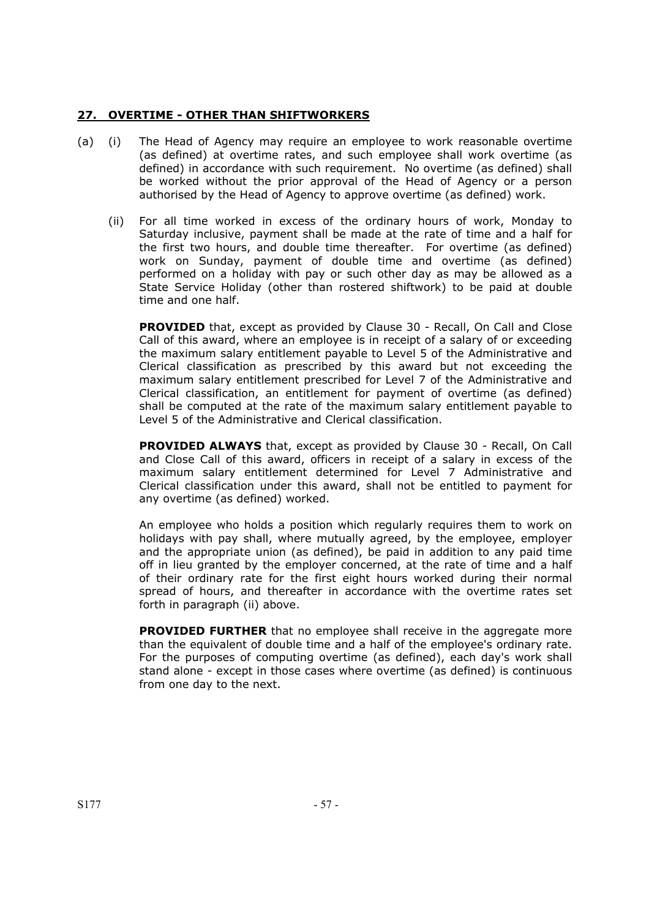## 27. OVERTIME - OTHER THAN SHIFTWORKERS

(a) (i) The Head of Agency may require an employee to work reasonable overtime (as defined) at overtime rates, and such employee shall work overtime (as defined) in accordance with such requirement. No overtime (as defined) shall be worked without the prior approval of the Head of Agency or a person authorised by the Head of Agency to approve overtime (as defined) work.

(ii) For all time worked in excess of the ordinary hours of work, Monday to Saturday inclusive, payment shall be made at the rate of time and a half for the first two hours, and double time thereafter. For overtime (as defined) work on Sunday, payment of double time and overtime (as defined) performed on a holiday with pay or such other day as may be allowed as a State Service Holiday (other than rostered shiftwork) to be paid at double time and one half.

**PROVIDED** that, except as provided by Clause 30 - Recall, On Call and Close Call of this award, where an employee is in receipt of a salary of or exceeding the maximum salary entitlement payable to Level 5 of the Administrative and Clerical classification as prescribed by this award but not exceeding the maximum salary entitlement prescribed for Level 7 of the Administrative and Clerical classification, an entitlement for payment of overtime (as defined) shall be computed at the rate of the maximum salary entitlement payable to Level 5 of the Administrative and Clerical classification.

**PROVIDED ALWAYS** that, except as provided by Clause 30 - Recall, On Call and Close Call of this award, officers in receipt of a salary in excess of the maximum salary entitlement determined for Level 7 Administrative and Clerical classification under this award, shall not be entitled to payment for any overtime (as defined) worked.

An employee who holds a position which regularly requires them to work on holidays with pay shall, where mutually agreed, by the employee, employer and the appropriate union (as defined), be paid in addition to any paid time off in lieu granted by the employer concerned, at the rate of time and a half of their ordinary rate for the first eight hours worked during their normal spread of hours, and thereafter in accordance with the overtime rates set forth in paragraph (ii) above.

**PROVIDED FURTHER** that no employee shall receive in the aggregate more than the equivalent of double time and a half of the employee's ordinary rate. For the purposes of computing overtime (as defined), each day's work shall stand alone - except in those cases where overtime (as defined) is continuous from one day to the next.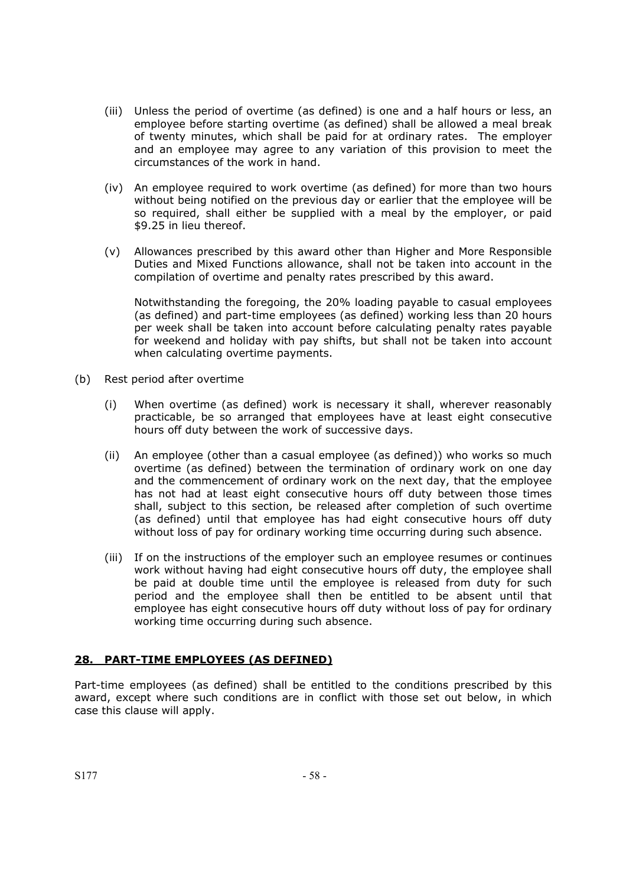(iii) Unless the period of overtime (as defined) is one and a half hours or less, an employee before starting overtime (as defined) shall be allowed a meal break of twenty minutes, which shall be paid for at ordinary rates. The employer and an employee may agree to any variation of this provision to meet the circumstances of the work in hand.

(iv) An employee required to work overtime (as defined) for more than two hours without being notified on the previous day or earlier that the employee will be so required, shall either be supplied with a meal by the employer, or paid $9.25 in lieu thereof.

(v) Allowances prescribed by this award other than Higher and More Responsible Duties and Mixed Functions allowance, shall not be taken into account in the compilation of overtime and penalty rates prescribed by this award.

Notwithstanding the foregoing, the 20% loading payable to casual employees (as defined) and part-time employees (as defined) working less than 20 hours per week shall be taken into account before calculating penalty rates payable for weekend and holiday with pay shifts, but shall not be taken into account when calculating overtime payments.

(b) Rest period after overtime

(i) When overtime (as defined) work is necessary it shall, wherever reasonably practicable, be so arranged that employees have at least eight consecutive hours off duty between the work of successive days.

(ii) An employee (other than a casual employee (as defined)) who works so much overtime (as defined) between the termination of ordinary work on one day and the commencement of ordinary work on the next day, that the employee has not had at least eight consecutive hours off duty between those times shall, subject to this section, be released after completion of such overtime (as defined) until that employee has had eight consecutive hours off duty without loss of pay for ordinary working time occurring during such absence.

(iii) If on the instructions of the employer such an employee resumes or continues work without having had eight consecutive hours off duty, the employee shall be paid at double time until the employee is released from duty for such period and the employee shall then be entitled to be absent until that employee has eight consecutive hours off duty without loss of pay for ordinary working time occurring during such absence.

## 28. PART-TIME EMPLOYEES (AS DEFINED)

Part-time employees (as defined) shall be entitled to the conditions prescribed by this award, except where such conditions are in conflict with those set out below, in which case this clause will apply.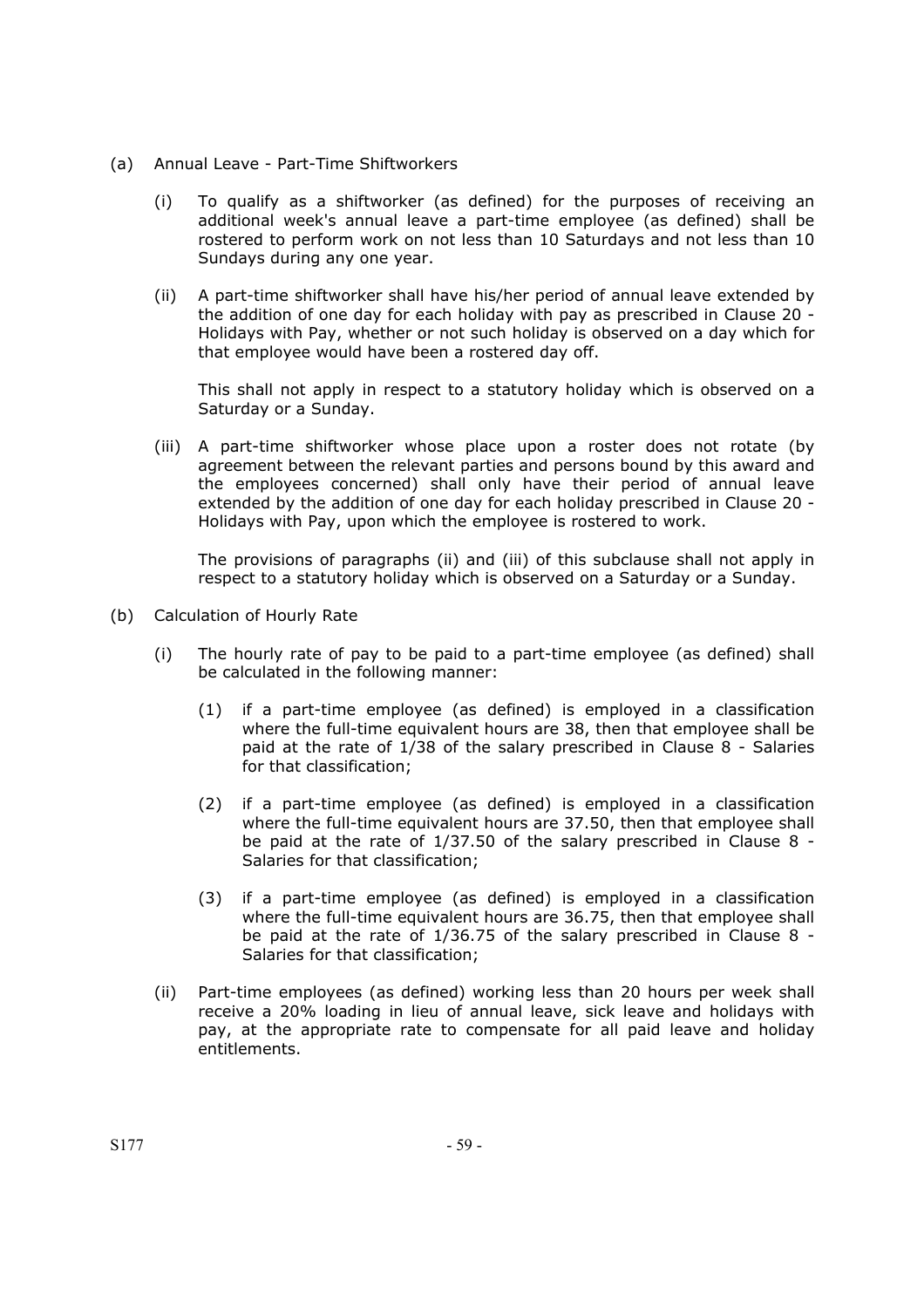(a) Annual Leave - Part-Time Shiftworkers

(i) To qualify as a shiftworker (as defined) for the purposes of receiving an additional week's annual leave a part-time employee (as defined) shall be rostered to perform work on not less than 10 Saturdays and not less than 10 Sundays during any one year.

(ii) A part-time shiftworker shall have his/her period of annual leave extended by the addition of one day for each holiday with pay as prescribed in Clause 20 - Holidays with Pay, whether or not such holiday is observed on a day which for that employee would have been a rostered day off.

This shall not apply in respect to a statutory holiday which is observed on a Saturday or a Sunday.

(iii) A part-time shiftworker whose place upon a roster does not rotate (by agreement between the relevant parties and persons bound by this award and the employees concerned) shall only have their period of annual leave extended by the addition of one day for each holiday prescribed in Clause 20 - Holidays with Pay, upon which the employee is rostered to work.

The provisions of paragraphs (ii) and (iii) of this subclause shall not apply in respect to a statutory holiday which is observed on a Saturday or a Sunday.

(b) Calculation of Hourly Rate

(i) The hourly rate of pay to be paid to a part-time employee (as defined) shall be calculated in the following manner:

(1) if a part-time employee (as defined) is employed in a classification where the full-time equivalent hours are 38, then that employee shall be paid at the rate of 1/38 of the salary prescribed in Clause 8 - Salaries for that classification;

(2) if a part-time employee (as defined) is employed in a classification where the full-time equivalent hours are 37.50, then that employee shall be paid at the rate of 1/37.50 of the salary prescribed in Clause 8 - Salaries for that classification;

(3) if a part-time employee (as defined) is employed in a classification where the full-time equivalent hours are 36.75, then that employee shall be paid at the rate of 1/36.75 of the salary prescribed in Clause 8 - Salaries for that classification;

(ii) Part-time employees (as defined) working less than 20 hours per week shall receive a 20% loading in lieu of annual leave, sick leave and holidays with pay, at the appropriate rate to compensate for all paid leave and holiday entitlements.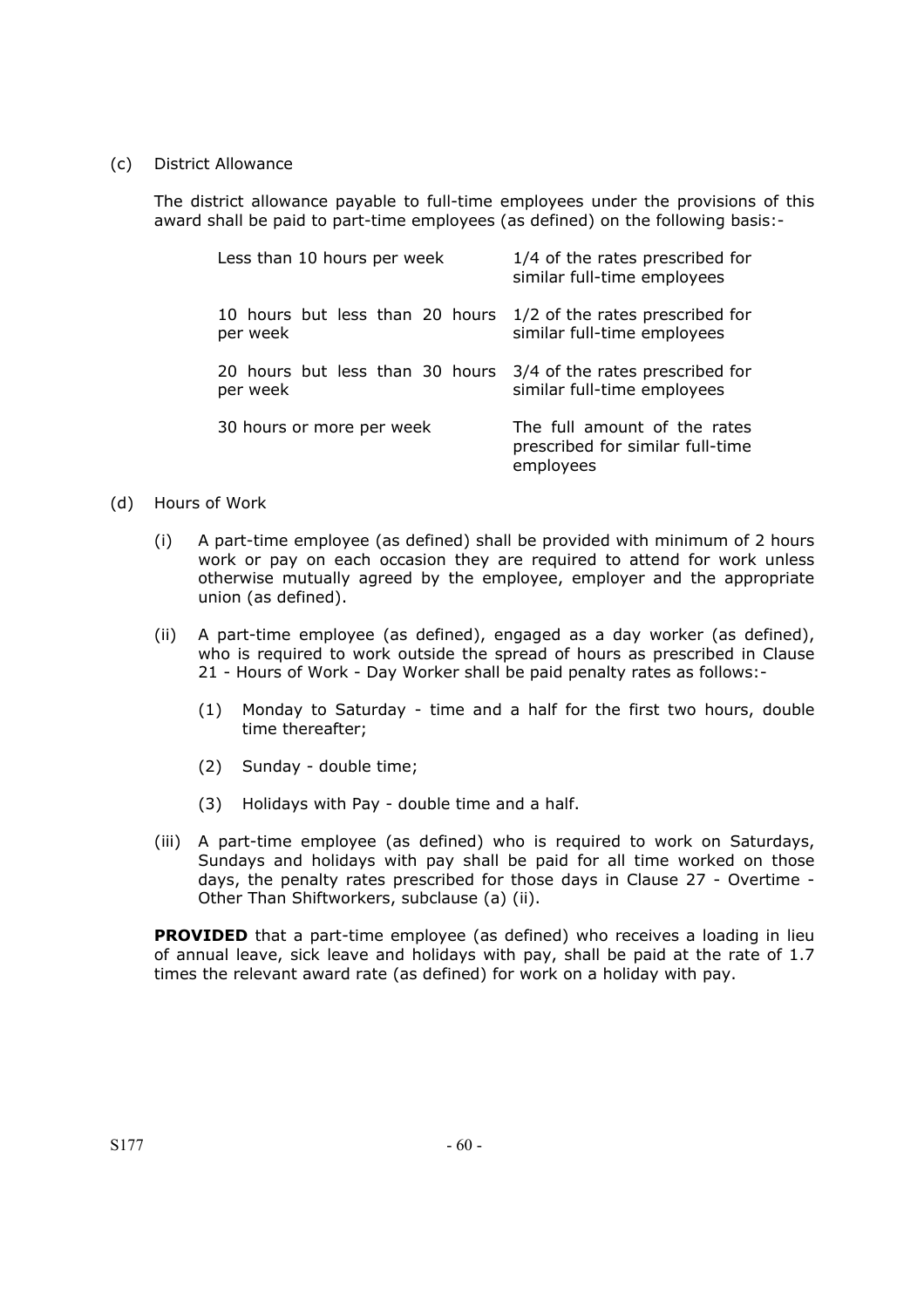(c) District Allowance

The district allowance payable to full-time employees under the provisions of this award shall be paid to part-time employees (as defined) on the following basis:-

| | |
|---|---|
| Less than 10 hours per week | 1/4 of the rates prescribed for similar full-time employees |
| 10 hours but less than 20 hours per week | 1/2 of the rates prescribed for similar full-time employees |
| 20 hours but less than 30 hours per week | 3/4 of the rates prescribed for similar full-time employees |
| 30 hours or more per week | The full amount of the rates prescribed for similar full-time employees |

(d) Hours of Work

(i) A part-time employee (as defined) shall be provided with minimum of 2 hours work or pay on each occasion they are required to attend for work unless otherwise mutually agreed by the employee, employer and the appropriate union (as defined).

(ii) A part-time employee (as defined), engaged as a day worker (as defined), who is required to work outside the spread of hours as prescribed in Clause 21 - Hours of Work - Day Worker shall be paid penalty rates as follows:-

(1) Monday to Saturday - time and a half for the first two hours, double time thereafter;

(2) Sunday - double time;

(3) Holidays with Pay - double time and a half.

(iii) A part-time employee (as defined) who is required to work on Saturdays, Sundays and holidays with pay shall be paid for all time worked on those days, the penalty rates prescribed for those days in Clause 27 - Overtime - Other Than Shiftworkers, subclause (a) (ii).

**PROVIDED** that a part-time employee (as defined) who receives a loading in lieu of annual leave, sick leave and holidays with pay, shall be paid at the rate of 1.7 times the relevant award rate (as defined) for work on a holiday with pay.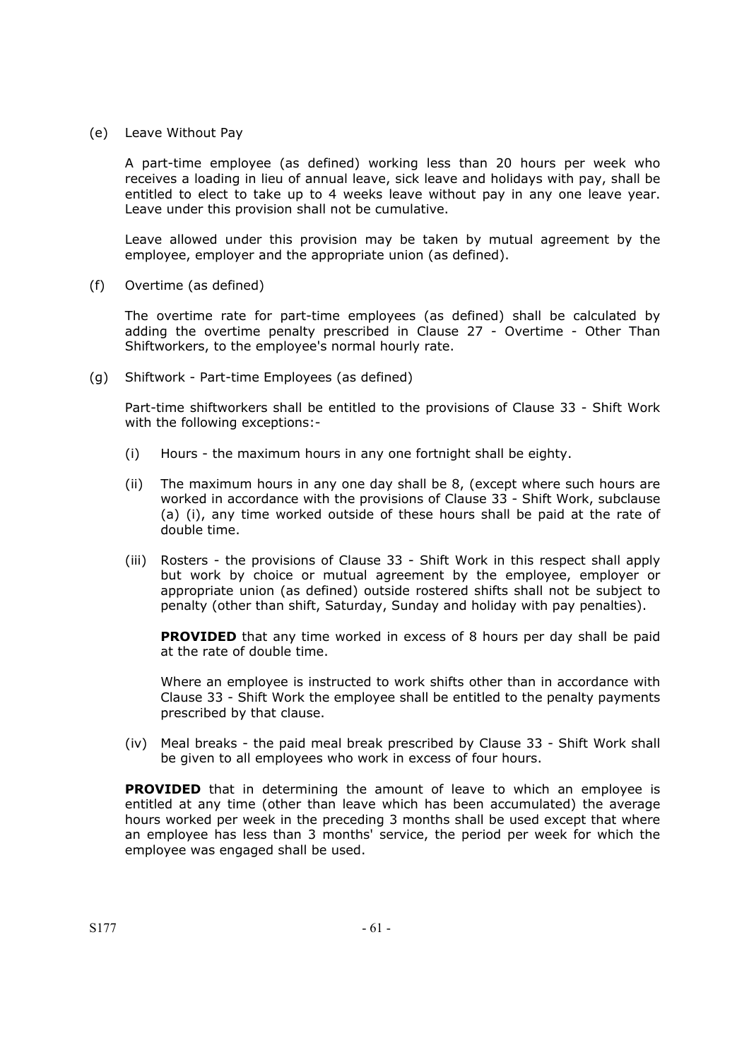(e) Leave Without Pay

A part-time employee (as defined) working less than 20 hours per week who receives a loading in lieu of annual leave, sick leave and holidays with pay, shall be entitled to elect to take up to 4 weeks leave without pay in any one leave year. Leave under this provision shall not be cumulative.

Leave allowed under this provision may be taken by mutual agreement by the employee, employer and the appropriate union (as defined).

(f) Overtime (as defined)

The overtime rate for part-time employees (as defined) shall be calculated by adding the overtime penalty prescribed in Clause 27 - Overtime - Other Than Shiftworkers, to the employee's normal hourly rate.

(g) Shiftwork - Part-time Employees (as defined)

Part-time shiftworkers shall be entitled to the provisions of Clause 33 - Shift Work with the following exceptions:-

(i) Hours - the maximum hours in any one fortnight shall be eighty.

(ii) The maximum hours in any one day shall be 8, (except where such hours are worked in accordance with the provisions of Clause 33 - Shift Work, subclause (a) (i), any time worked outside of these hours shall be paid at the rate of double time.

(iii) Rosters - the provisions of Clause 33 - Shift Work in this respect shall apply but work by choice or mutual agreement by the employee, employer or appropriate union (as defined) outside rostered shifts shall not be subject to penalty (other than shift, Saturday, Sunday and holiday with pay penalties).

**PROVIDED** that any time worked in excess of 8 hours per day shall be paid at the rate of double time.

Where an employee is instructed to work shifts other than in accordance with Clause 33 - Shift Work the employee shall be entitled to the penalty payments prescribed by that clause.

(iv) Meal breaks - the paid meal break prescribed by Clause 33 - Shift Work shall be given to all employees who work in excess of four hours.

**PROVIDED** that in determining the amount of leave to which an employee is entitled at any time (other than leave which has been accumulated) the average hours worked per week in the preceding 3 months shall be used except that where an employee has less than 3 months' service, the period per week for which the employee was engaged shall be used.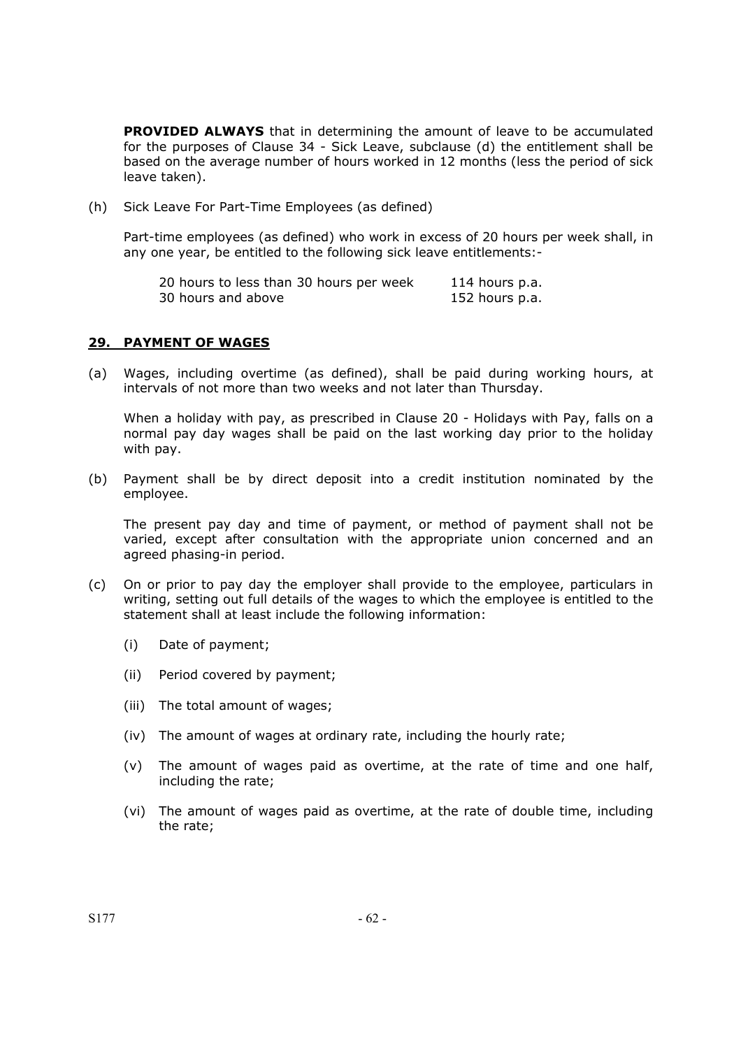**PROVIDED ALWAYS** that in determining the amount of leave to be accumulated for the purposes of Clause 34 - Sick Leave, subclause (d) the entitlement shall be based on the average number of hours worked in 12 months (less the period of sick leave taken).

(h) Sick Leave For Part-Time Employees (as defined)

Part-time employees (as defined) who work in excess of 20 hours per week shall, in any one year, be entitled to the following sick leave entitlements:-

| | |
|---|---|
| 20 hours to less than 30 hours per week | 114 hours p.a. |
| 30 hours and above | 152 hours p.a. |

## 29. PAYMENT OF WAGES

(a) Wages, including overtime (as defined), shall be paid during working hours, at intervals of not more than two weeks and not later than Thursday.

When a holiday with pay, as prescribed in Clause 20 - Holidays with Pay, falls on a normal pay day wages shall be paid on the last working day prior to the holiday with pay.

(b) Payment shall be by direct deposit into a credit institution nominated by the employee.

The present pay day and time of payment, or method of payment shall not be varied, except after consultation with the appropriate union concerned and an agreed phasing-in period.

(c) On or prior to pay day the employer shall provide to the employee, particulars in writing, setting out full details of the wages to which the employee is entitled to the statement shall at least include the following information:

- (i) Date of payment;
- (ii) Period covered by payment;
- (iii) The total amount of wages;
- (iv) The amount of wages at ordinary rate, including the hourly rate;
- (v) The amount of wages paid as overtime, at the rate of time and one half, including the rate;
- (vi) The amount of wages paid as overtime, at the rate of double time, including the rate;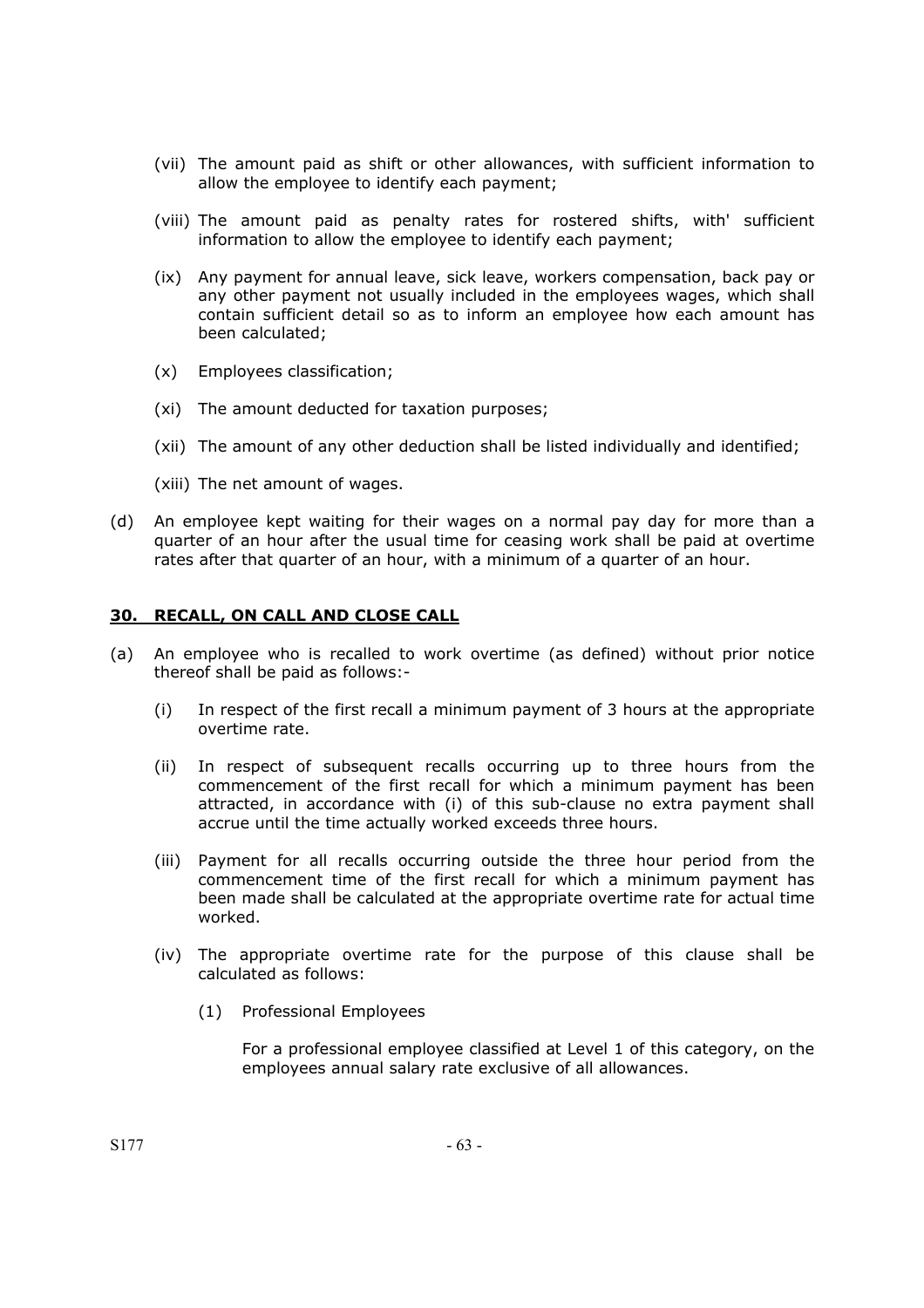(vii) The amount paid as shift or other allowances, with sufficient information to allow the employee to identify each payment;

(viii) The amount paid as penalty rates for rostered shifts, with' sufficient information to allow the employee to identify each payment;

(ix) Any payment for annual leave, sick leave, workers compensation, back pay or any other payment not usually included in the employees wages, which shall contain sufficient detail so as to inform an employee how each amount has been calculated;

(x) Employees classification;

(xi) The amount deducted for taxation purposes;

(xii) The amount of any other deduction shall be listed individually and identified;

(xiii) The net amount of wages.

(d) An employee kept waiting for their wages on a normal pay day for more than a quarter of an hour after the usual time for ceasing work shall be paid at overtime rates after that quarter of an hour, with a minimum of a quarter of an hour.

## **30. RECALL, ON CALL AND CLOSE CALL**

(a) An employee who is recalled to work overtime (as defined) without prior notice thereof shall be paid as follows:-

(i) In respect of the first recall a minimum payment of 3 hours at the appropriate overtime rate.

(ii) In respect of subsequent recalls occurring up to three hours from the commencement of the first recall for which a minimum payment has been attracted, in accordance with (i) of this sub-clause no extra payment shall accrue until the time actually worked exceeds three hours.

(iii) Payment for all recalls occurring outside the three hour period from the commencement time of the first recall for which a minimum payment has been made shall be calculated at the appropriate overtime rate for actual time worked.

(iv) The appropriate overtime rate for the purpose of this clause shall be calculated as follows:

(1) Professional Employees

For a professional employee classified at Level 1 of this category, on the employees annual salary rate exclusive of all allowances.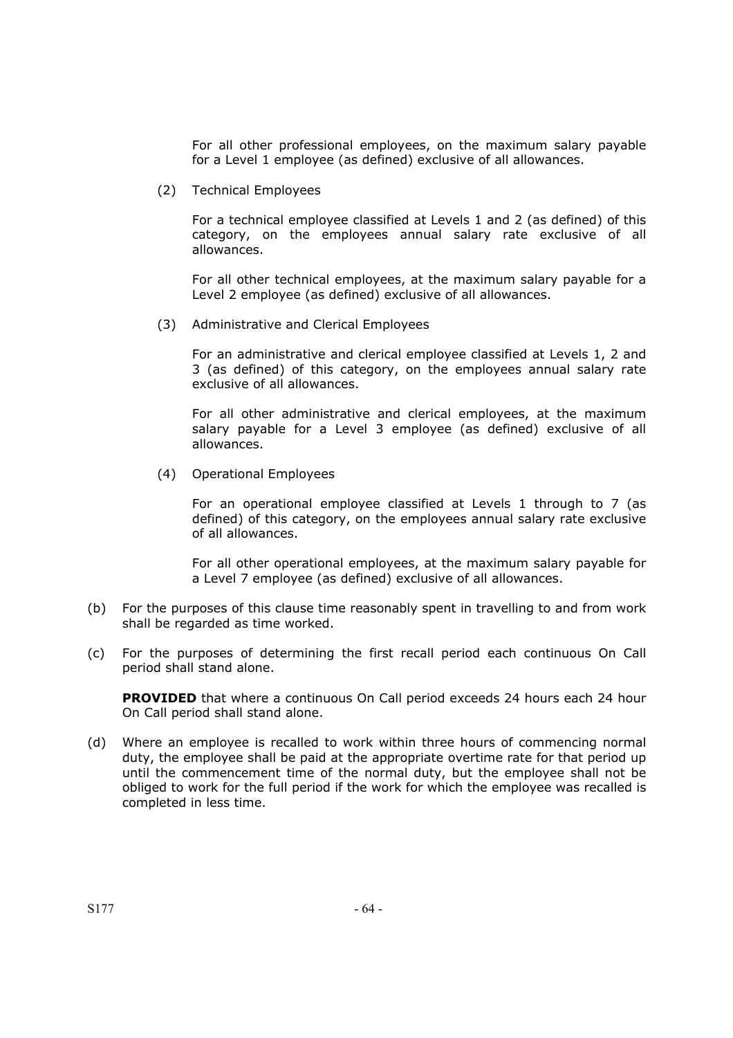For all other professional employees, on the maximum salary payable for a Level 1 employee (as defined) exclusive of all allowances.

(2) Technical Employees

For a technical employee classified at Levels 1 and 2 (as defined) of this category, on the employees annual salary rate exclusive of all allowances.

For all other technical employees, at the maximum salary payable for a Level 2 employee (as defined) exclusive of all allowances.

(3) Administrative and Clerical Employees

For an administrative and clerical employee classified at Levels 1, 2 and 3 (as defined) of this category, on the employees annual salary rate exclusive of all allowances.

For all other administrative and clerical employees, at the maximum salary payable for a Level 3 employee (as defined) exclusive of all allowances.

(4) Operational Employees

For an operational employee classified at Levels 1 through to 7 (as defined) of this category, on the employees annual salary rate exclusive of all allowances.

For all other operational employees, at the maximum salary payable for a Level 7 employee (as defined) exclusive of all allowances.

(b) For the purposes of this clause time reasonably spent in travelling to and from work shall be regarded as time worked.

(c) For the purposes of determining the first recall period each continuous On Call period shall stand alone.

**PROVIDED** that where a continuous On Call period exceeds 24 hours each 24 hour On Call period shall stand alone.

(d) Where an employee is recalled to work within three hours of commencing normal duty, the employee shall be paid at the appropriate overtime rate for that period up until the commencement time of the normal duty, but the employee shall not be obliged to work for the full period if the work for which the employee was recalled is completed in less time.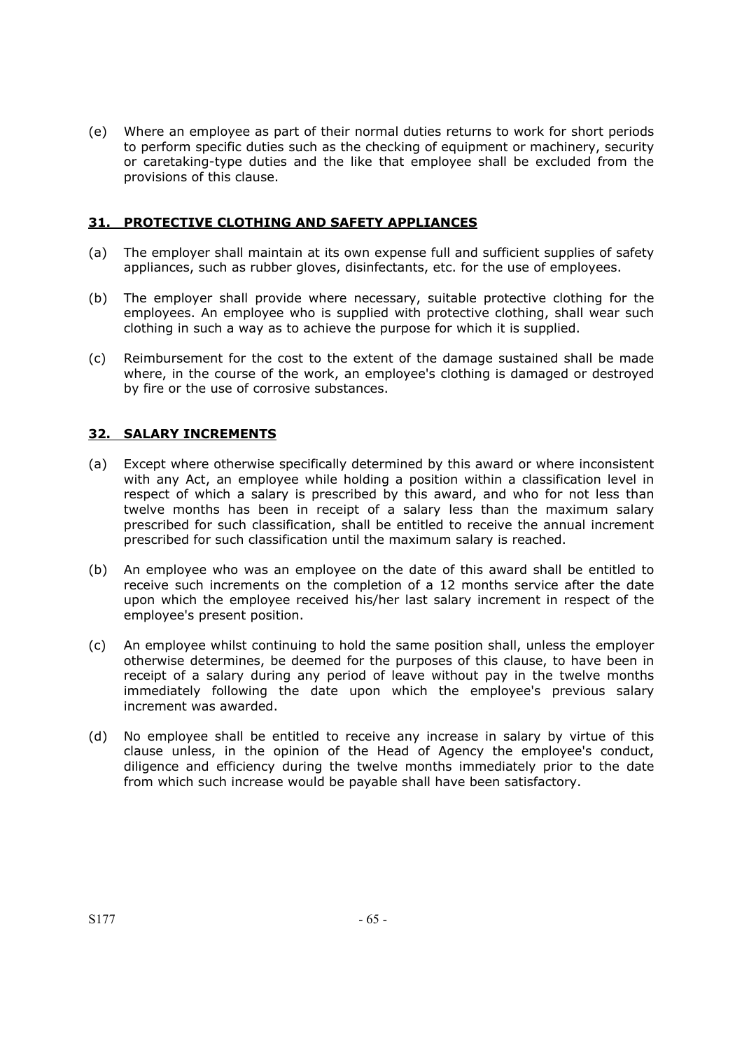(e) Where an employee as part of their normal duties returns to work for short periods to perform specific duties such as the checking of equipment or machinery, security or caretaking-type duties and the like that employee shall be excluded from the provisions of this clause.

## 31. PROTECTIVE CLOTHING AND SAFETY APPLIANCES

(a) The employer shall maintain at its own expense full and sufficient supplies of safety appliances, such as rubber gloves, disinfectants, etc. for the use of employees.

(b) The employer shall provide where necessary, suitable protective clothing for the employees. An employee who is supplied with protective clothing, shall wear such clothing in such a way as to achieve the purpose for which it is supplied.

(c) Reimbursement for the cost to the extent of the damage sustained shall be made where, in the course of the work, an employee's clothing is damaged or destroyed by fire or the use of corrosive substances.

## 32. SALARY INCREMENTS

(a) Except where otherwise specifically determined by this award or where inconsistent with any Act, an employee while holding a position within a classification level in respect of which a salary is prescribed by this award, and who for not less than twelve months has been in receipt of a salary less than the maximum salary prescribed for such classification, shall be entitled to receive the annual increment prescribed for such classification until the maximum salary is reached.

(b) An employee who was an employee on the date of this award shall be entitled to receive such increments on the completion of a 12 months service after the date upon which the employee received his/her last salary increment in respect of the employee's present position.

(c) An employee whilst continuing to hold the same position shall, unless the employer otherwise determines, be deemed for the purposes of this clause, to have been in receipt of a salary during any period of leave without pay in the twelve months immediately following the date upon which the employee's previous salary increment was awarded.

(d) No employee shall be entitled to receive any increase in salary by virtue of this clause unless, in the opinion of the Head of Agency the employee's conduct, diligence and efficiency during the twelve months immediately prior to the date from which such increase would be payable shall have been satisfactory.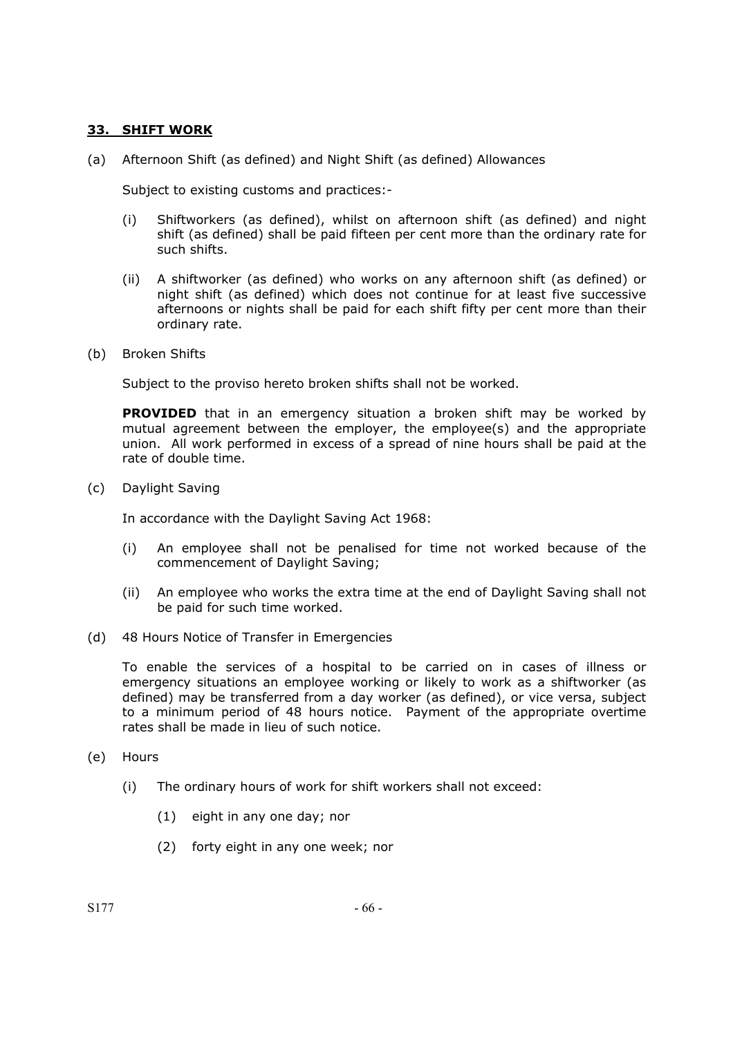## **33. SHIFT WORK**

(a) Afternoon Shift (as defined) and Night Shift (as defined) Allowances

Subject to existing customs and practices:-

(i) Shiftworkers (as defined), whilst on afternoon shift (as defined) and night shift (as defined) shall be paid fifteen per cent more than the ordinary rate for such shifts.

(ii) A shiftworker (as defined) who works on any afternoon shift (as defined) or night shift (as defined) which does not continue for at least five successive afternoons or nights shall be paid for each shift fifty per cent more than their ordinary rate.

(b) Broken Shifts

Subject to the proviso hereto broken shifts shall not be worked.

**PROVIDED** that in an emergency situation a broken shift may be worked by mutual agreement between the employer, the employee(s) and the appropriate union. All work performed in excess of a spread of nine hours shall be paid at the rate of double time.

(c) Daylight Saving

In accordance with the Daylight Saving Act 1968:

(i) An employee shall not be penalised for time not worked because of the commencement of Daylight Saving;

(ii) An employee who works the extra time at the end of Daylight Saving shall not be paid for such time worked.

(d) 48 Hours Notice of Transfer in Emergencies

To enable the services of a hospital to be carried on in cases of illness or emergency situations an employee working or likely to work as a shiftworker (as defined) may be transferred from a day worker (as defined), or vice versa, subject to a minimum period of 48 hours notice. Payment of the appropriate overtime rates shall be made in lieu of such notice.

(e) Hours

(i) The ordinary hours of work for shift workers shall not exceed:

(1) eight in any one day; nor

(2) forty eight in any one week; nor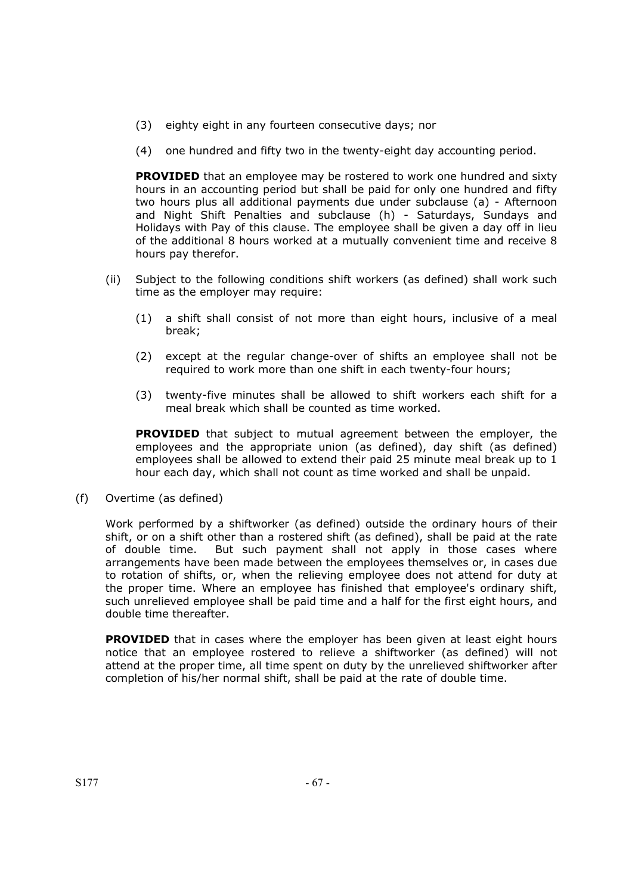(3) eighty eight in any fourteen consecutive days; nor

(4) one hundred and fifty two in the twenty-eight day accounting period.

**PROVIDED** that an employee may be rostered to work one hundred and sixty hours in an accounting period but shall be paid for only one hundred and fifty two hours plus all additional payments due under subclause (a) - Afternoon and Night Shift Penalties and subclause (h) - Saturdays, Sundays and Holidays with Pay of this clause. The employee shall be given a day off in lieu of the additional 8 hours worked at a mutually convenient time and receive 8 hours pay therefor.

(ii) Subject to the following conditions shift workers (as defined) shall work such time as the employer may require:

(1) a shift shall consist of not more than eight hours, inclusive of a meal break;

(2) except at the regular change-over of shifts an employee shall not be required to work more than one shift in each twenty-four hours;

(3) twenty-five minutes shall be allowed to shift workers each shift for a meal break which shall be counted as time worked.

**PROVIDED** that subject to mutual agreement between the employer, the employees and the appropriate union (as defined), day shift (as defined) employees shall be allowed to extend their paid 25 minute meal break up to 1 hour each day, which shall not count as time worked and shall be unpaid.

(f) Overtime (as defined)

Work performed by a shiftworker (as defined) outside the ordinary hours of their shift, or on a shift other than a rostered shift (as defined), shall be paid at the rate of double time. But such payment shall not apply in those cases where arrangements have been made between the employees themselves or, in cases due to rotation of shifts, or, when the relieving employee does not attend for duty at the proper time. Where an employee has finished that employee's ordinary shift, such unrelieved employee shall be paid time and a half for the first eight hours, and double time thereafter.

**PROVIDED** that in cases where the employer has been given at least eight hours notice that an employee rostered to relieve a shiftworker (as defined) will not attend at the proper time, all time spent on duty by the unrelieved shiftworker after completion of his/her normal shift, shall be paid at the rate of double time.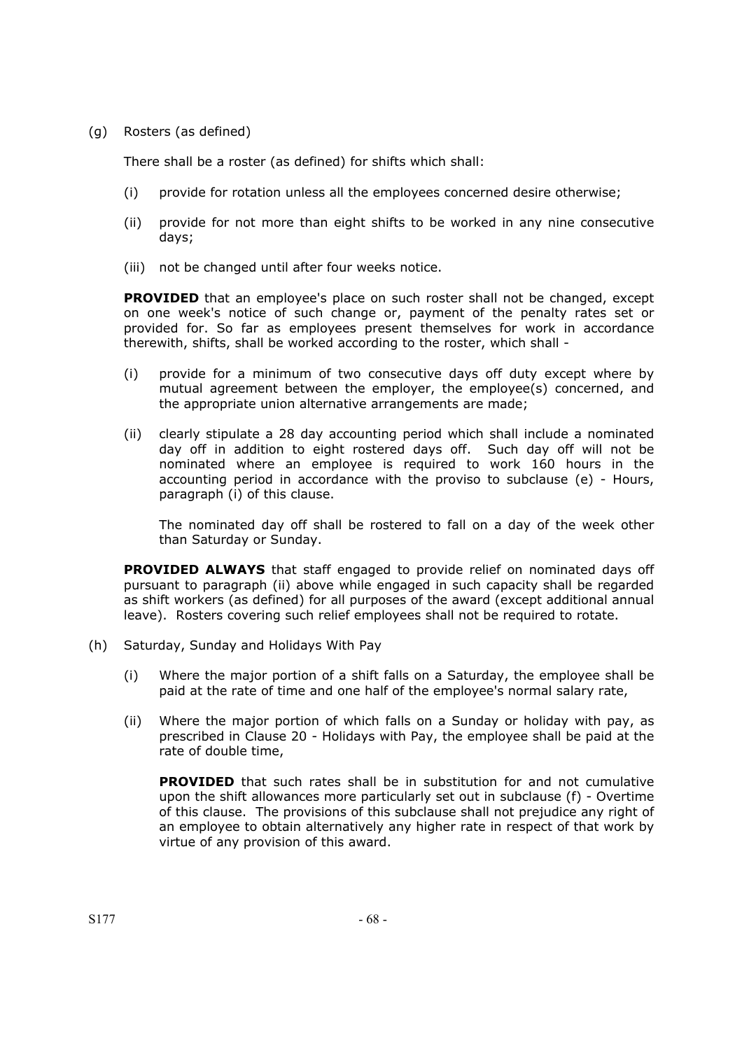(g) Rosters (as defined)

There shall be a roster (as defined) for shifts which shall:

(i) provide for rotation unless all the employees concerned desire otherwise;

(ii) provide for not more than eight shifts to be worked in any nine consecutive days;

(iii) not be changed until after four weeks notice.

**PROVIDED** that an employee's place on such roster shall not be changed, except on one week's notice of such change or, payment of the penalty rates set or provided for. So far as employees present themselves for work in accordance therewith, shifts, shall be worked according to the roster, which shall -

(i) provide for a minimum of two consecutive days off duty except where by mutual agreement between the employer, the employee(s) concerned, and the appropriate union alternative arrangements are made;

(ii) clearly stipulate a 28 day accounting period which shall include a nominated day off in addition to eight rostered days off. Such day off will not be nominated where an employee is required to work 160 hours in the accounting period in accordance with the proviso to subclause (e) - Hours, paragraph (i) of this clause.

The nominated day off shall be rostered to fall on a day of the week other than Saturday or Sunday.

**PROVIDED ALWAYS** that staff engaged to provide relief on nominated days off pursuant to paragraph (ii) above while engaged in such capacity shall be regarded as shift workers (as defined) for all purposes of the award (except additional annual leave). Rosters covering such relief employees shall not be required to rotate.

(h) Saturday, Sunday and Holidays With Pay

(i) Where the major portion of a shift falls on a Saturday, the employee shall be paid at the rate of time and one half of the employee's normal salary rate,

(ii) Where the major portion of which falls on a Sunday or holiday with pay, as prescribed in Clause 20 - Holidays with Pay, the employee shall be paid at the rate of double time,

**PROVIDED** that such rates shall be in substitution for and not cumulative upon the shift allowances more particularly set out in subclause (f) - Overtime of this clause. The provisions of this subclause shall not prejudice any right of an employee to obtain alternatively any higher rate in respect of that work by virtue of any provision of this award.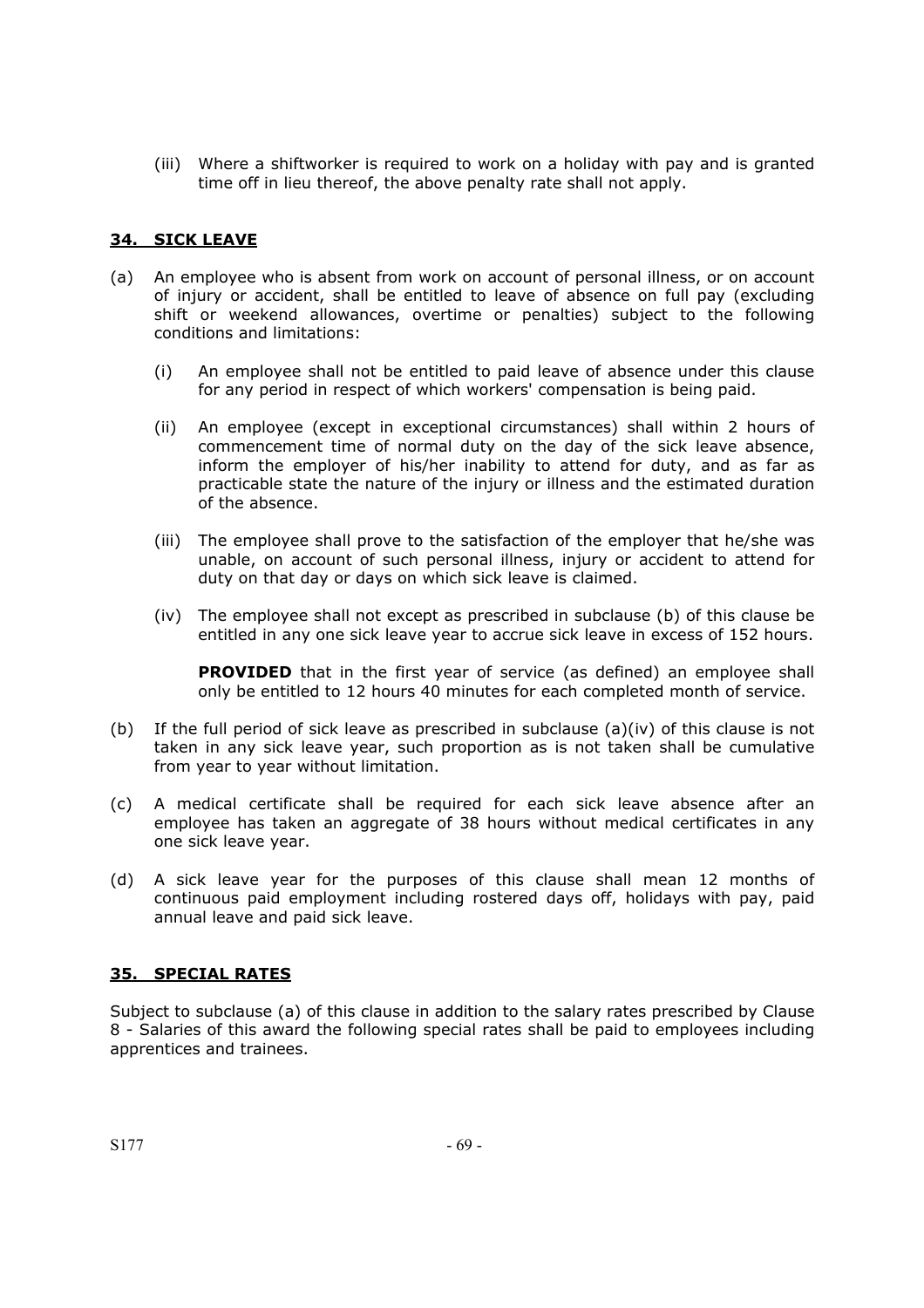(iii) Where a shiftworker is required to work on a holiday with pay and is granted time off in lieu thereof, the above penalty rate shall not apply.

## 34. SICK LEAVE

(a) An employee who is absent from work on account of personal illness, or on account of injury or accident, shall be entitled to leave of absence on full pay (excluding shift or weekend allowances, overtime or penalties) subject to the following conditions and limitations:

(i) An employee shall not be entitled to paid leave of absence under this clause for any period in respect of which workers' compensation is being paid.

(ii) An employee (except in exceptional circumstances) shall within 2 hours of commencement time of normal duty on the day of the sick leave absence, inform the employer of his/her inability to attend for duty, and as far as practicable state the nature of the injury or illness and the estimated duration of the absence.

(iii) The employee shall prove to the satisfaction of the employer that he/she was unable, on account of such personal illness, injury or accident to attend for duty on that day or days on which sick leave is claimed.

(iv) The employee shall not except as prescribed in subclause (b) of this clause be entitled in any one sick leave year to accrue sick leave in excess of 152 hours.

**PROVIDED** that in the first year of service (as defined) an employee shall only be entitled to 12 hours 40 minutes for each completed month of service.

(b) If the full period of sick leave as prescribed in subclause (a)(iv) of this clause is not taken in any sick leave year, such proportion as is not taken shall be cumulative from year to year without limitation.

(c) A medical certificate shall be required for each sick leave absence after an employee has taken an aggregate of 38 hours without medical certificates in any one sick leave year.

(d) A sick leave year for the purposes of this clause shall mean 12 months of continuous paid employment including rostered days off, holidays with pay, paid annual leave and paid sick leave.

## 35. SPECIAL RATES

Subject to subclause (a) of this clause in addition to the salary rates prescribed by Clause 8 - Salaries of this award the following special rates shall be paid to employees including apprentices and trainees.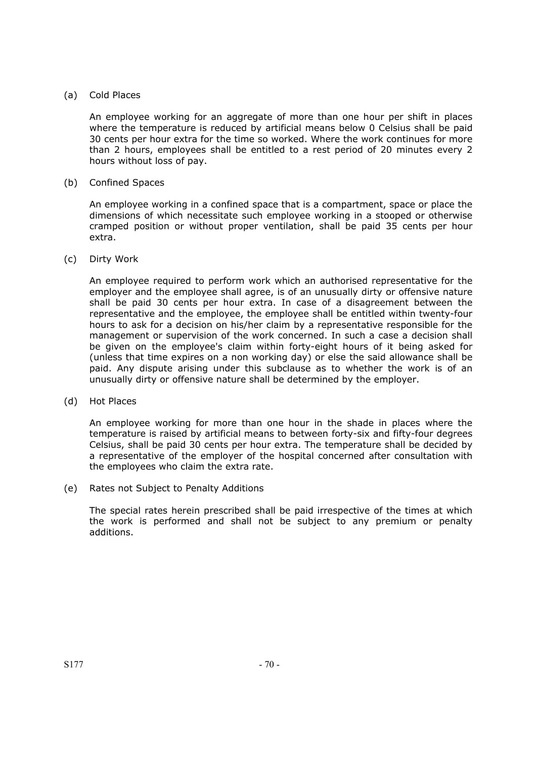(a) Cold Places

An employee working for an aggregate of more than one hour per shift in places where the temperature is reduced by artificial means below 0 Celsius shall be paid 30 cents per hour extra for the time so worked. Where the work continues for more than 2 hours, employees shall be entitled to a rest period of 20 minutes every 2 hours without loss of pay.

(b) Confined Spaces

An employee working in a confined space that is a compartment, space or place the dimensions of which necessitate such employee working in a stooped or otherwise cramped position or without proper ventilation, shall be paid 35 cents per hour extra.

(c) Dirty Work

An employee required to perform work which an authorised representative for the employer and the employee shall agree, is of an unusually dirty or offensive nature shall be paid 30 cents per hour extra. In case of a disagreement between the representative and the employee, the employee shall be entitled within twenty-four hours to ask for a decision on his/her claim by a representative responsible for the management or supervision of the work concerned. In such a case a decision shall be given on the employee's claim within forty-eight hours of it being asked for (unless that time expires on a non working day) or else the said allowance shall be paid. Any dispute arising under this subclause as to whether the work is of an unusually dirty or offensive nature shall be determined by the employer.

(d) Hot Places

An employee working for more than one hour in the shade in places where the temperature is raised by artificial means to between forty-six and fifty-four degrees Celsius, shall be paid 30 cents per hour extra. The temperature shall be decided by a representative of the employer of the hospital concerned after consultation with the employees who claim the extra rate.

(e) Rates not Subject to Penalty Additions

The special rates herein prescribed shall be paid irrespective of the times at which the work is performed and shall not be subject to any premium or penalty additions.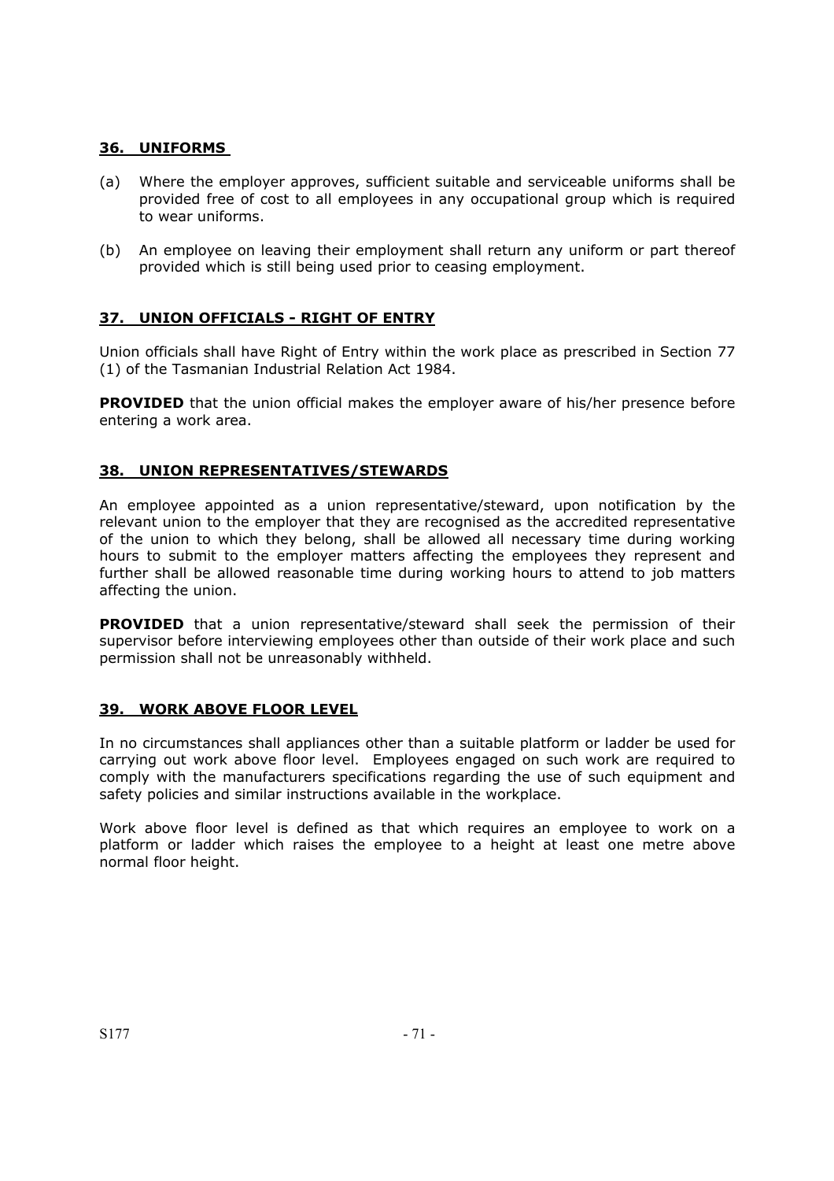## 36. UNIFORMS

(a) Where the employer approves, sufficient suitable and serviceable uniforms shall be provided free of cost to all employees in any occupational group which is required to wear uniforms.

(b) An employee on leaving their employment shall return any uniform or part thereof provided which is still being used prior to ceasing employment.

## 37. UNION OFFICIALS - RIGHT OF ENTRY

Union officials shall have Right of Entry within the work place as prescribed in Section 77 (1) of the Tasmanian Industrial Relation Act 1984.

**PROVIDED** that the union official makes the employer aware of his/her presence before entering a work area.

## 38. UNION REPRESENTATIVES/STEWARDS

An employee appointed as a union representative/steward, upon notification by the relevant union to the employer that they are recognised as the accredited representative of the union to which they belong, shall be allowed all necessary time during working hours to submit to the employer matters affecting the employees they represent and further shall be allowed reasonable time during working hours to attend to job matters affecting the union.

**PROVIDED** that a union representative/steward shall seek the permission of their supervisor before interviewing employees other than outside of their work place and such permission shall not be unreasonably withheld.

## 39. WORK ABOVE FLOOR LEVEL

In no circumstances shall appliances other than a suitable platform or ladder be used for carrying out work above floor level. Employees engaged on such work are required to comply with the manufacturers specifications regarding the use of such equipment and safety policies and similar instructions available in the workplace.

Work above floor level is defined as that which requires an employee to work on a platform or ladder which raises the employee to a height at least one metre above normal floor height.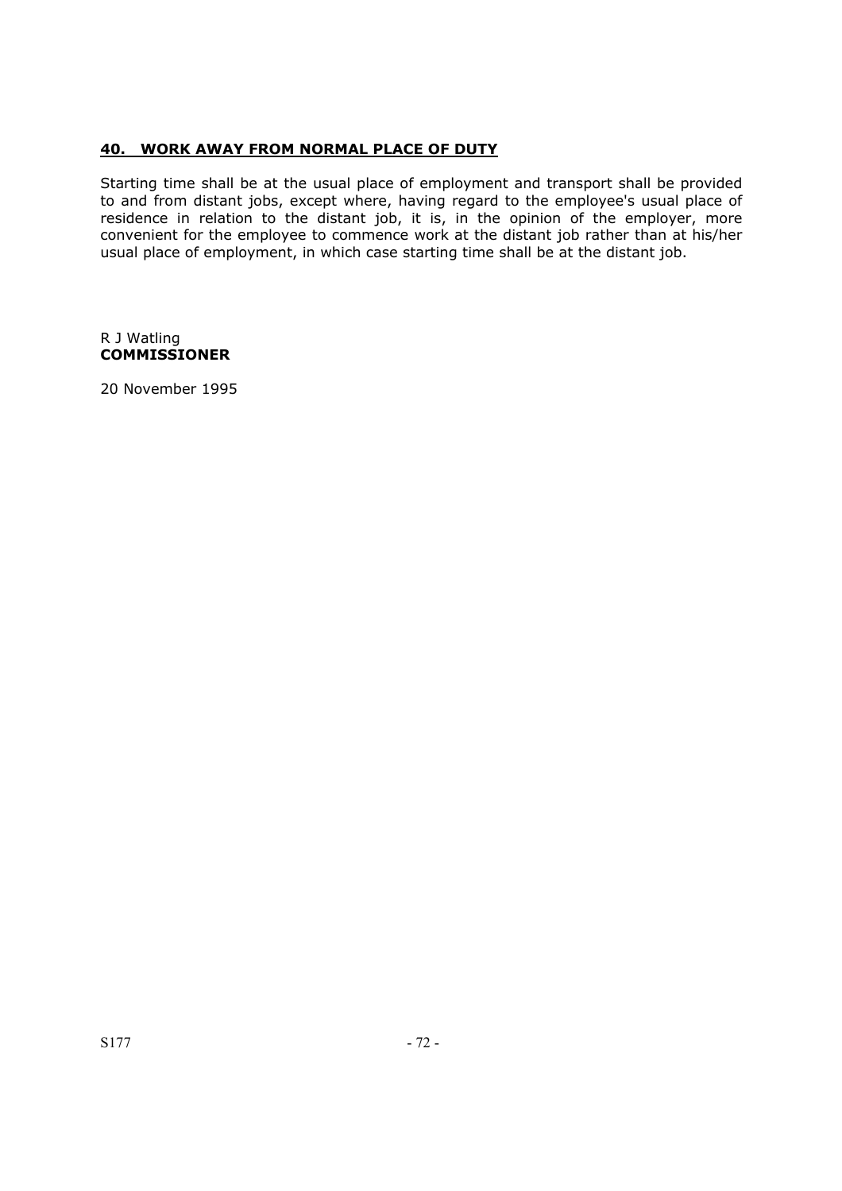## **40. WORK AWAY FROM NORMAL PLACE OF DUTY**

Starting time shall be at the usual place of employment and transport shall be provided to and from distant jobs, except where, having regard to the employee's usual place of residence in relation to the distant job, it is, in the opinion of the employer, more convenient for the employee to commence work at the distant job rather than at his/her usual place of employment, in which case starting time shall be at the distant job.

R J Watling
**COMMISSIONER**

20 November 1995

S177